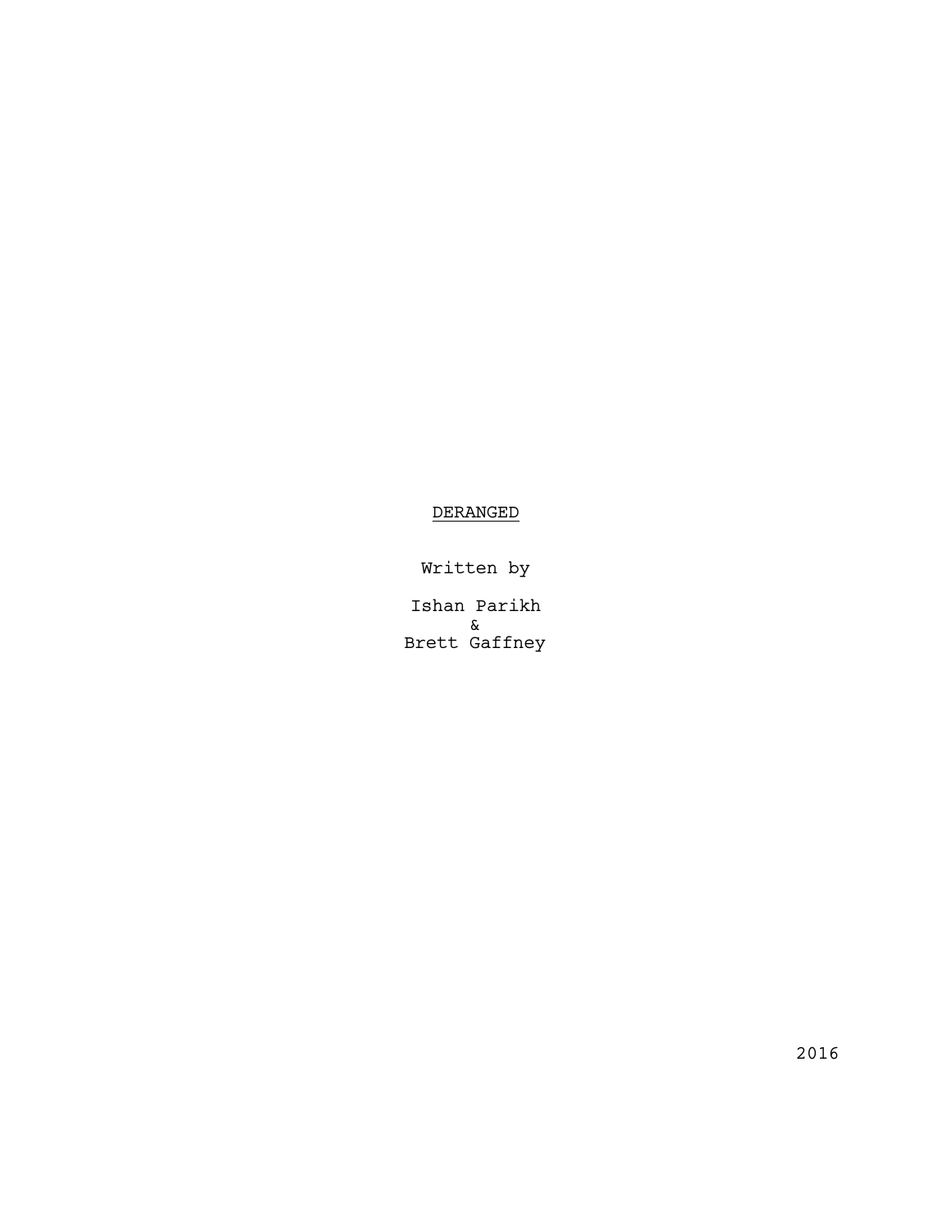# DERANGED

Written by

Ishan Parikh
&
Brett Gaffney

2016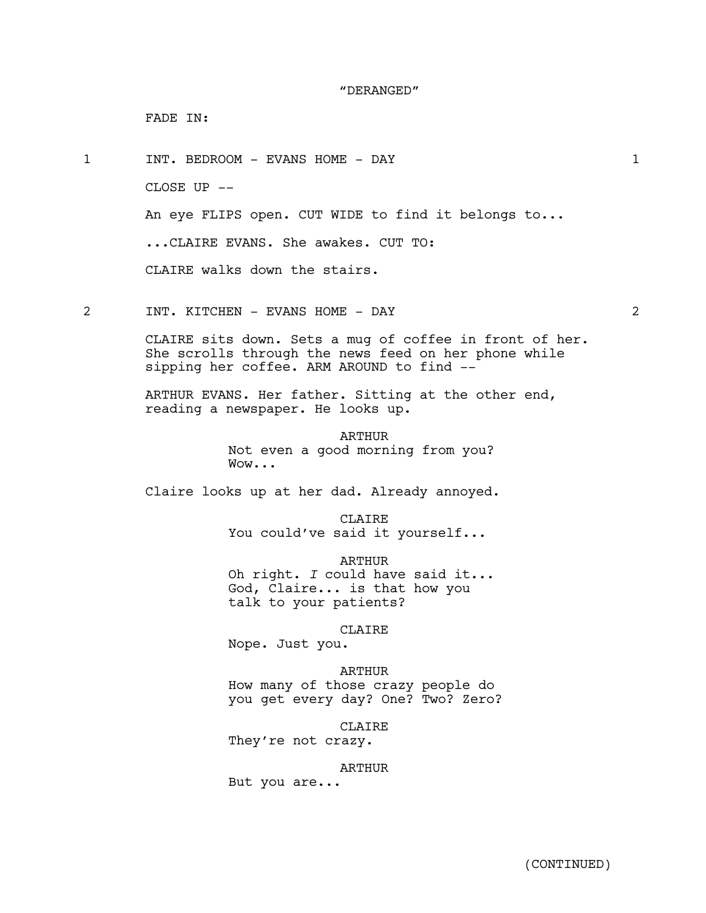"DERANGED"

FADE IN:

1 INT. BEDROOM - EVANS HOME - DAY 1

CLOSE UP --

An eye FLIPS open. CUT WIDE to find it belongs to...

...CLAIRE EVANS. She awakes. CUT TO:

CLAIRE walks down the stairs.

2 INT. KITCHEN - EVANS HOME - DAY 2

CLAIRE sits down. Sets a mug of coffee in front of her. She scrolls through the news feed on her phone while sipping her coffee. ARM AROUND to find --

ARTHUR EVANS. Her father. Sitting at the other end, reading a newspaper. He looks up.

ARTHUR
Not even a good morning from you? Wow...

Claire looks up at her dad. Already annoyed.

CLAIRE
You could've said it yourself...

ARTHUR
Oh right. *I* could have said it... God, Claire... is that how you talk to your patients?

CLAIRE
Nope. Just you.

ARTHUR
How many of those crazy people do you get every day? One? Two? Zero?

CLAIRE
They're not crazy.

ARTHUR
But you are...

(CONTINUED)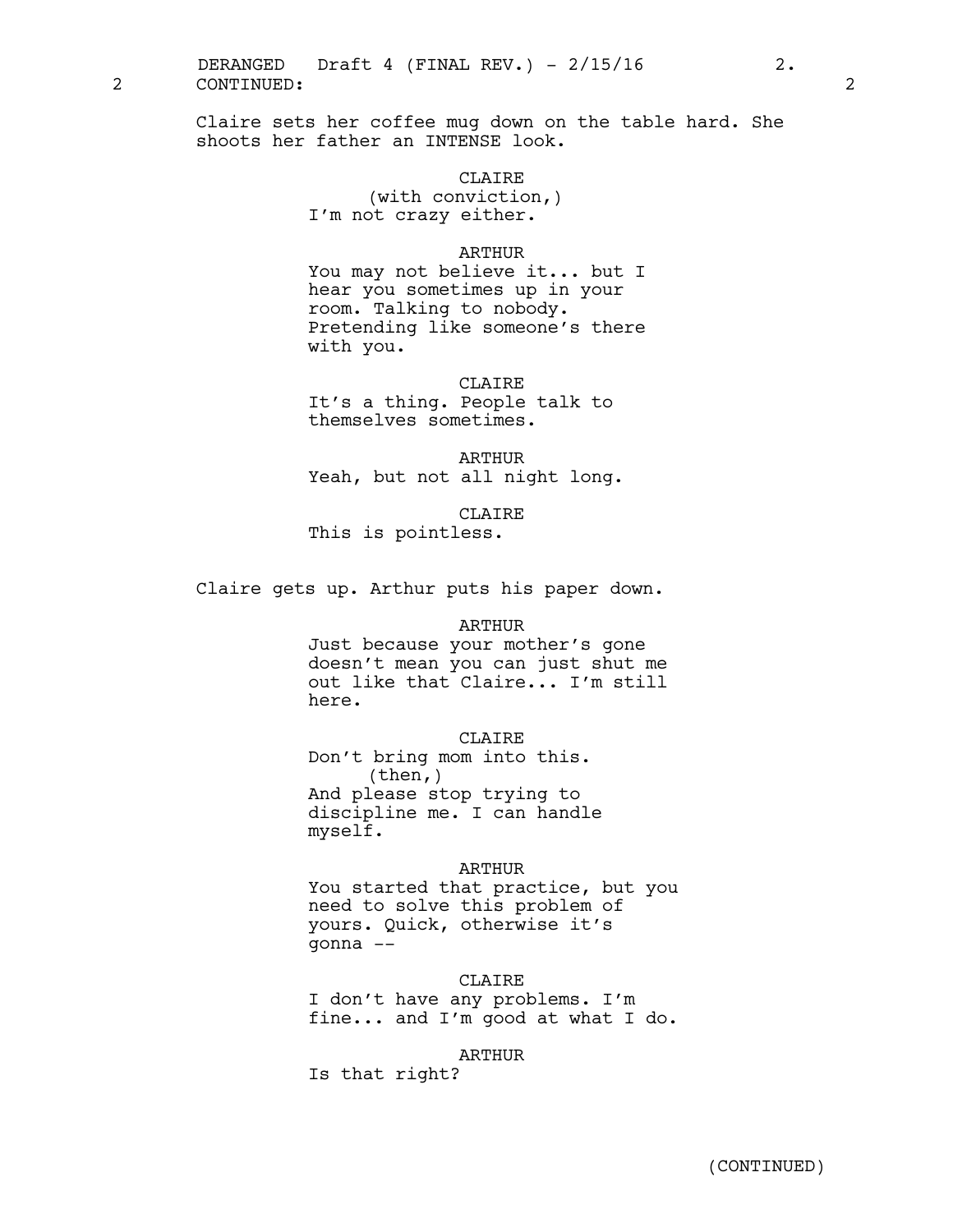2 CONTINUED: 2

Claire sets her coffee mug down on the table hard. She shoots her father an INTENSE look.

CLAIRE
(with conviction,)
I'm not crazy either.

ARTHUR
You may not believe it... but I hear you sometimes up in your room. Talking to nobody. Pretending like someone's there with you.

CLAIRE
It's a thing. People talk to themselves sometimes.

ARTHUR
Yeah, but not all night long.

CLAIRE
This is pointless.

Claire gets up. Arthur puts his paper down.

ARTHUR
Just because your mother's gone doesn't mean you can just shut me out like that Claire... I'm still here.

CLAIRE
Don't bring mom into this.
(then,)
And please stop trying to discipline me. I can handle myself.

ARTHUR
You started that practice, but you need to solve this problem of yours. Quick, otherwise it's gonna --

CLAIRE
I don't have any problems. I'm fine... and I'm good at what I do.

ARTHUR
Is that right?

(CONTINUED)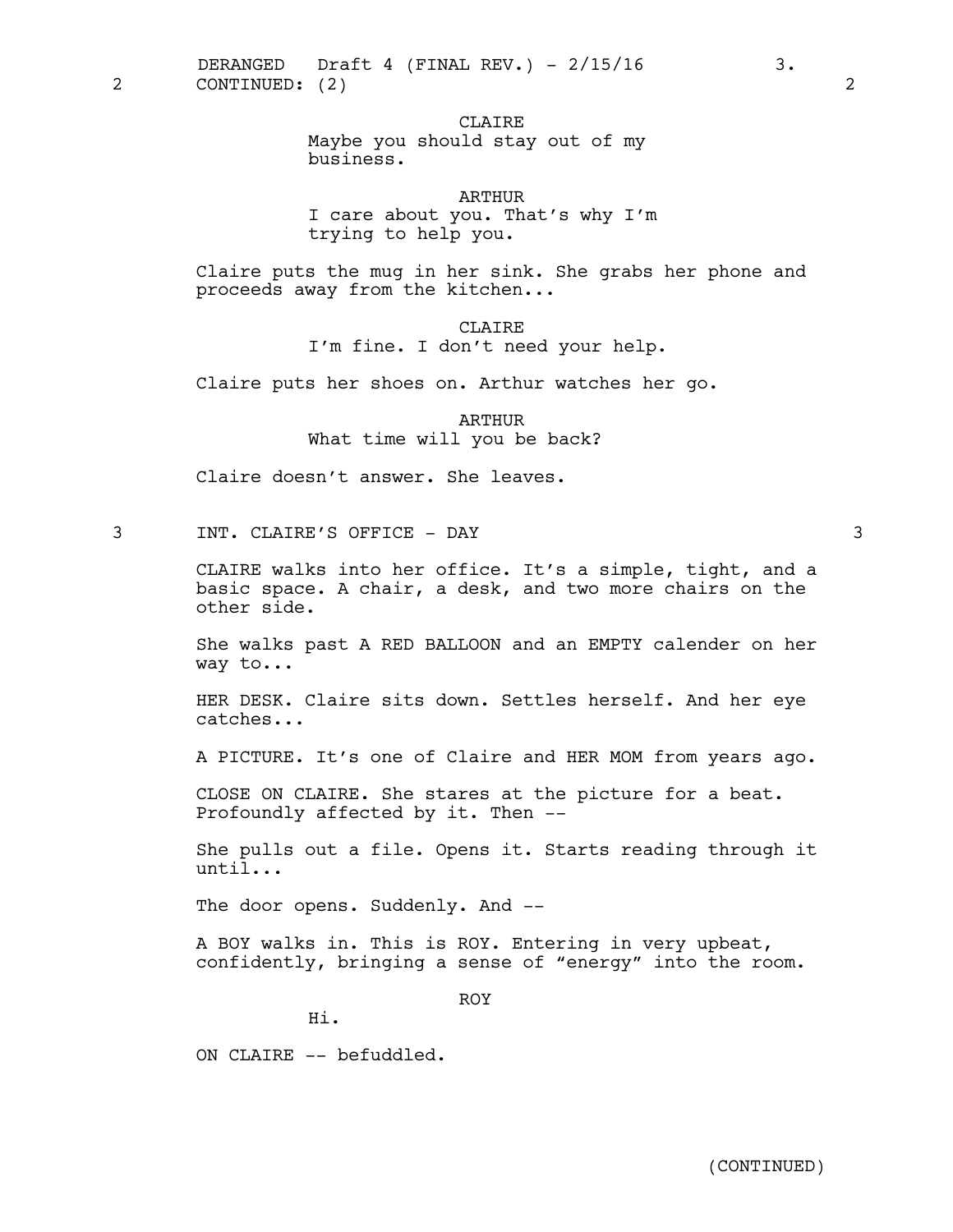2 CONTINUED: (2) 2

CLAIRE
Maybe you should stay out of my business.

ARTHUR
I care about you. That's why I'm trying to help you.

Claire puts the mug in her sink. She grabs her phone and proceeds away from the kitchen...

CLAIRE
I'm fine. I don't need your help.

Claire puts her shoes on. Arthur watches her go.

ARTHUR
What time will you be back?

Claire doesn't answer. She leaves.

3 INT. CLAIRE'S OFFICE - DAY 3

CLAIRE walks into her office. It's a simple, tight, and a basic space. A chair, a desk, and two more chairs on the other side.

She walks past A RED BALLOON and an EMPTY calender on her way to...

HER DESK. Claire sits down. Settles herself. And her eye catches...

A PICTURE. It's one of Claire and HER MOM from years ago.

CLOSE ON CLAIRE. She stares at the picture for a beat. Profoundly affected by it. Then --

She pulls out a file. Opens it. Starts reading through it until...

The door opens. Suddenly. And --

A BOY walks in. This is ROY. Entering in very upbeat, confidently, bringing a sense of "energy" into the room.

ROY
Hi.

ON CLAIRE -- befuddled.

(CONTINUED)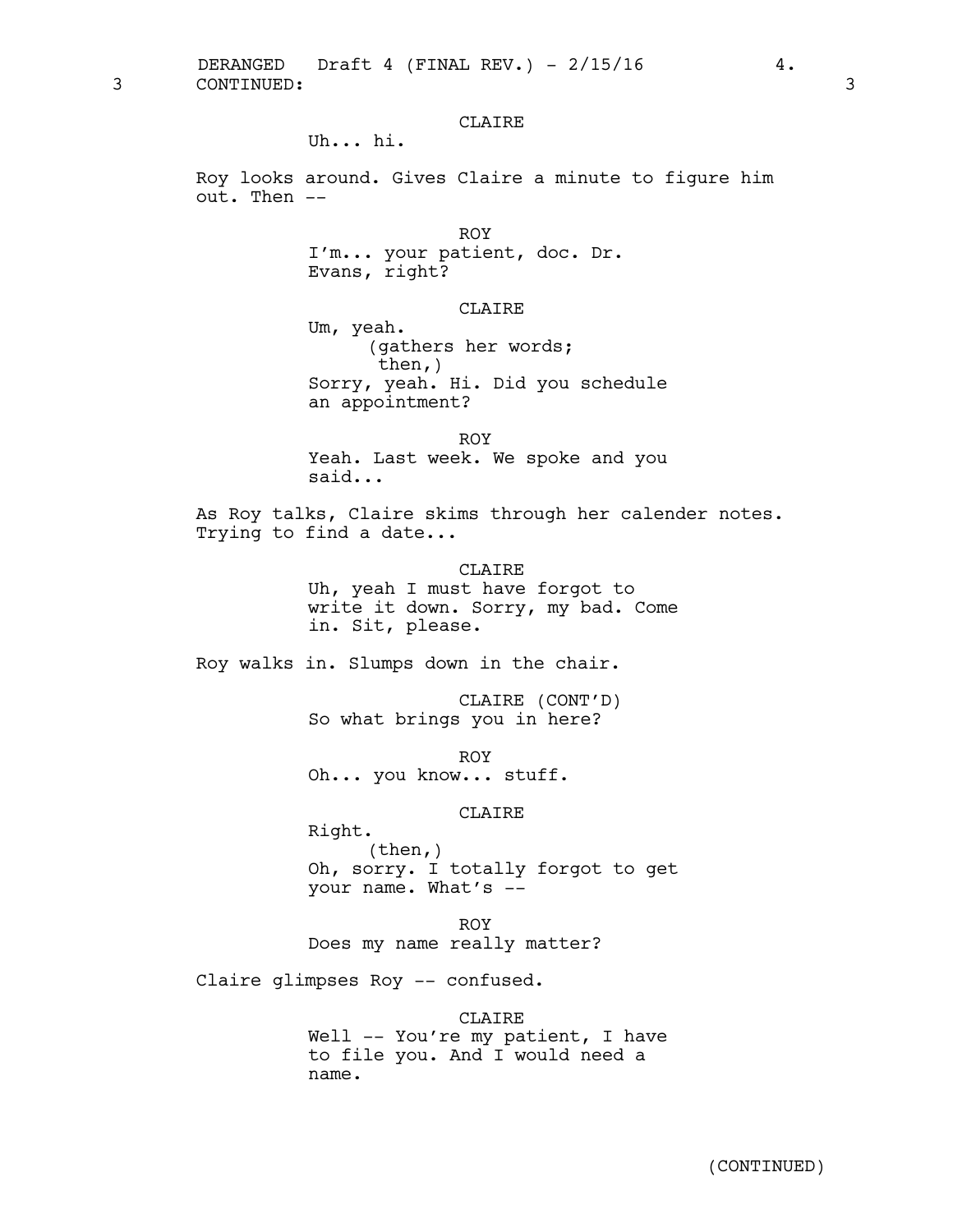3 CONTINUED: 3

CLAIRE

Uh... hi.

Roy looks around. Gives Claire a minute to figure him out. Then --

ROY

I'm... your patient, doc. Dr. Evans, right?

CLAIRE

Um, yeah.

(gathers her words; then,)

Sorry, yeah. Hi. Did you schedule an appointment?

ROY

Yeah. Last week. We spoke and you said...

As Roy talks, Claire skims through her calender notes. Trying to find a date...

CLAIRE

Uh, yeah I must have forgot to write it down. Sorry, my bad. Come in. Sit, please.

Roy walks in. Slumps down in the chair.

CLAIRE (CONT'D)

So what brings you in here?

ROY

Oh... you know... stuff.

CLAIRE

Right.

(then,)

Oh, sorry. I totally forgot to get your name. What's --

ROY

Does my name really matter?

Claire glimpses Roy -- confused.

CLAIRE

Well -- You're my patient, I have to file you. And I would need a name.

(CONTINUED)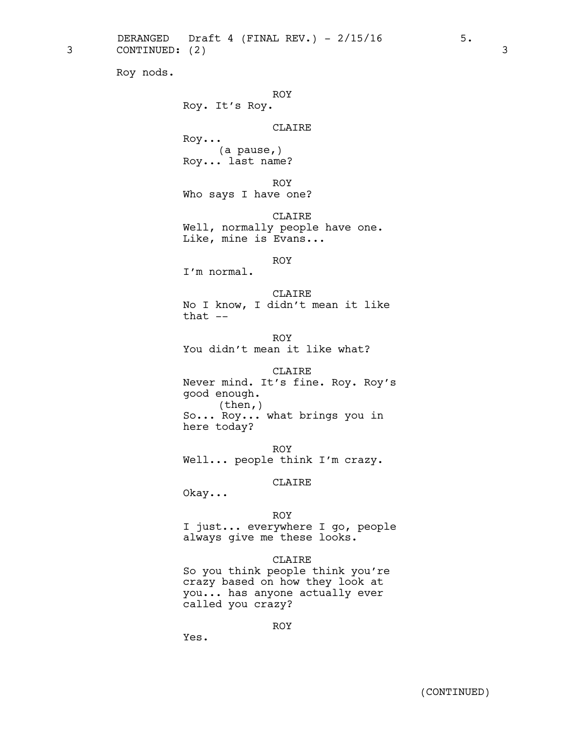3 CONTINUED: (2) 3

Roy nods.

ROY
Roy. It's Roy.

CLAIRE
Roy...
(a pause,)
Roy... last name?

ROY
Who says I have one?

CLAIRE
Well, normally people have one.
Like, mine is Evans...

ROY
I'm normal.

CLAIRE
No I know, I didn't mean it like
that --

ROY
You didn't mean it like what?

CLAIRE
Never mind. It's fine. Roy. Roy's
good enough.
(then,)
So... Roy... what brings you in
here today?

ROY
Well... people think I'm crazy.

CLAIRE
Okay...

ROY
I just... everywhere I go, people
always give me these looks.

CLAIRE
So you think people think you're
crazy based on how they look at
you... has anyone actually ever
called you crazy?

ROY
Yes.

(CONTINUED)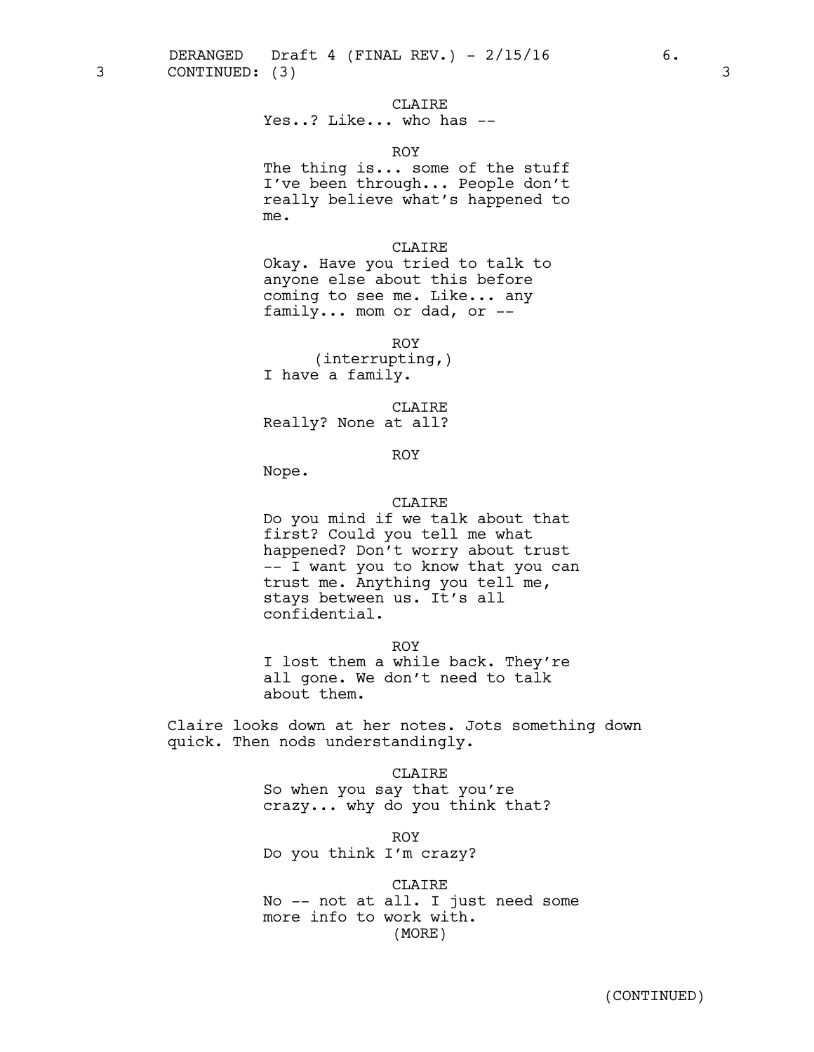3 CONTINUED: (3) 3

CLAIRE
Yes..? Like... who has --

ROY
The thing is... some of the stuff I've been through... People don't really believe what's happened to me.

CLAIRE
Okay. Have you tried to talk to anyone else about this before coming to see me. Like... any family... mom or dad, or --

ROY
(interrupting,)
I have a family.

CLAIRE
Really? None at all?

ROY
Nope.

CLAIRE
Do you mind if we talk about that first? Could you tell me what happened? Don't worry about trust -- I want you to know that you can trust me. Anything you tell me, stays between us. It's all confidential.

ROY
I lost them a while back. They're all gone. We don't need to talk about them.

Claire looks down at her notes. Jots something down quick. Then nods understandingly.

CLAIRE
So when you say that you're crazy... why do you think that?

ROY
Do you think I'm crazy?

CLAIRE
No -- not at all. I just need some more info to work with.
(MORE)

(CONTINUED)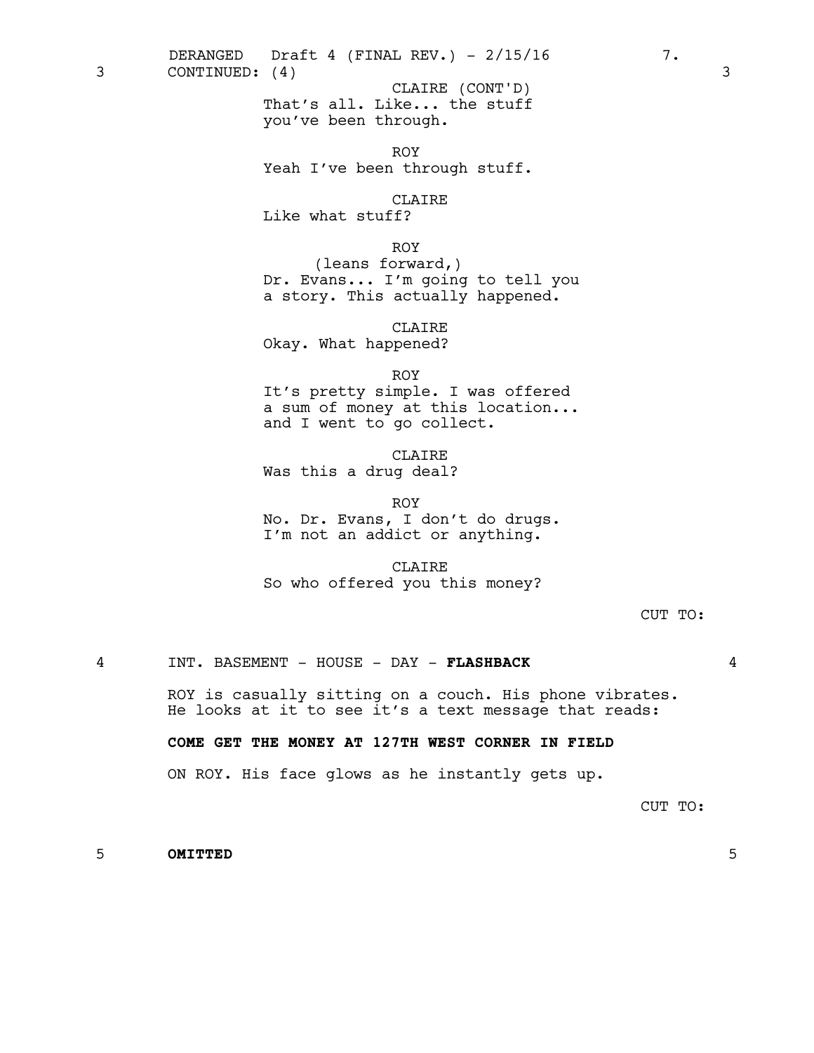3 CONTINUED: (4) 3

CLAIRE (CONT'D)
That's all. Like... the stuff you've been through.

ROY
Yeah I've been through stuff.

CLAIRE
Like what stuff?

ROY
(leans forward,)
Dr. Evans... I'm going to tell you a story. This actually happened.

CLAIRE
Okay. What happened?

ROY
It's pretty simple. I was offered a sum of money at this location... and I went to go collect.

CLAIRE
Was this a drug deal?

ROY
No. Dr. Evans, I don't do drugs. I'm not an addict or anything.

CLAIRE
So who offered you this money?

CUT TO:

4 INT. BASEMENT - HOUSE - DAY - **FLASHBACK** 4

ROY is casually sitting on a couch. His phone vibrates. He looks at it to see it's a text message that reads:

**COME GET THE MONEY AT 127TH WEST CORNER IN FIELD**

ON ROY. His face glows as he instantly gets up.

CUT TO:

5 **OMITTED** 5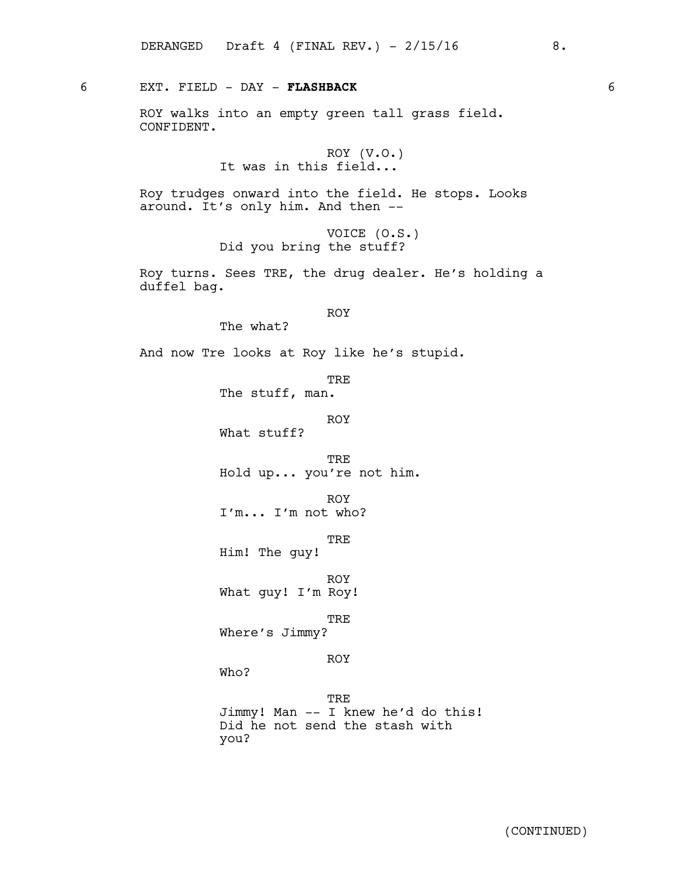6 EXT. FIELD - DAY - **FLASHBACK** 6

ROY walks into an empty green tall grass field. CONFIDENT.

ROY (V.O.)
It was in this field...

Roy trudges onward into the field. He stops. Looks around. It's only him. And then --

VOICE (O.S.)
Did you bring the stuff?

Roy turns. Sees TRE, the drug dealer. He's holding a duffel bag.

ROY
The what?

And now Tre looks at Roy like he's stupid.

TRE
The stuff, man.

ROY
What stuff?

TRE
Hold up... you're not him.

ROY
I'm... I'm not who?

TRE
Him! The guy!

ROY
What guy! I'm Roy!

TRE
Where's Jimmy?

ROY
Who?

TRE
Jimmy! Man -- I knew he'd do this! Did he not send the stash with you?

(CONTINUED)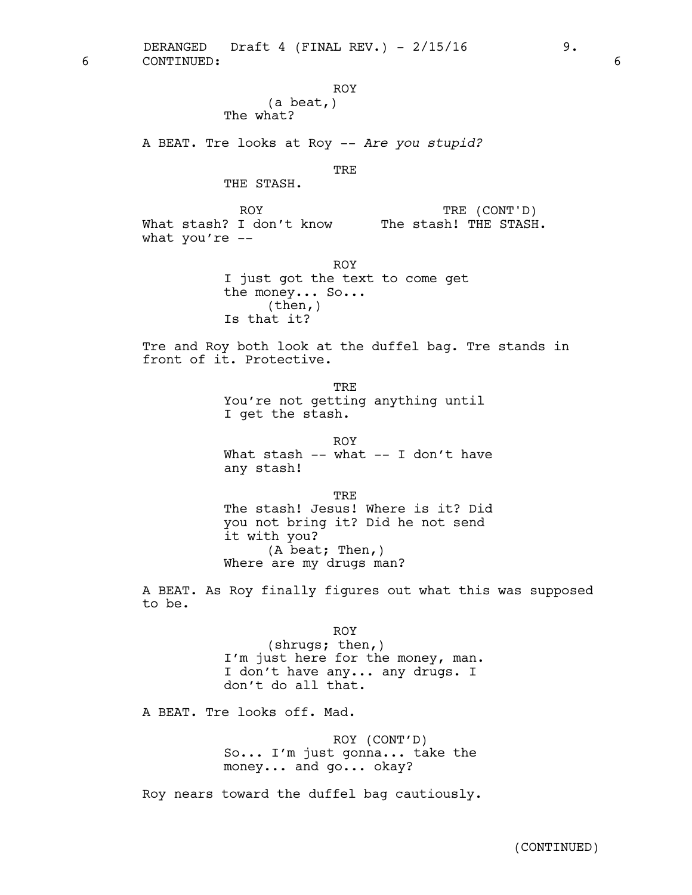6 CONTINUED: 6

ROY
(a beat,)
The what?

A BEAT. Tre looks at Roy -- *Are you stupid?*

TRE
THE STASH.

ROY
What stash? I don't know what you're --

TRE (CONT'D)
The stash! THE STASH.

ROY
I just got the text to come get the money... So...
(then,)
Is that it?

Tre and Roy both look at the duffel bag. Tre stands in front of it. Protective.

TRE
You're not getting anything until I get the stash.

ROY
What stash -- what -- I don't have any stash!

TRE
The stash! Jesus! Where is it? Did you not bring it? Did he not send it with you?
(A beat; Then,)
Where are my drugs man?

A BEAT. As Roy finally figures out what this was supposed to be.

ROY
(shrugs; then,)
I'm just here for the money, man. I don't have any... any drugs. I don't do all that.

A BEAT. Tre looks off. Mad.

ROY (CONT'D)
So... I'm just gonna... take the money... and go... okay?

Roy nears toward the duffel bag cautiously.

(CONTINUED)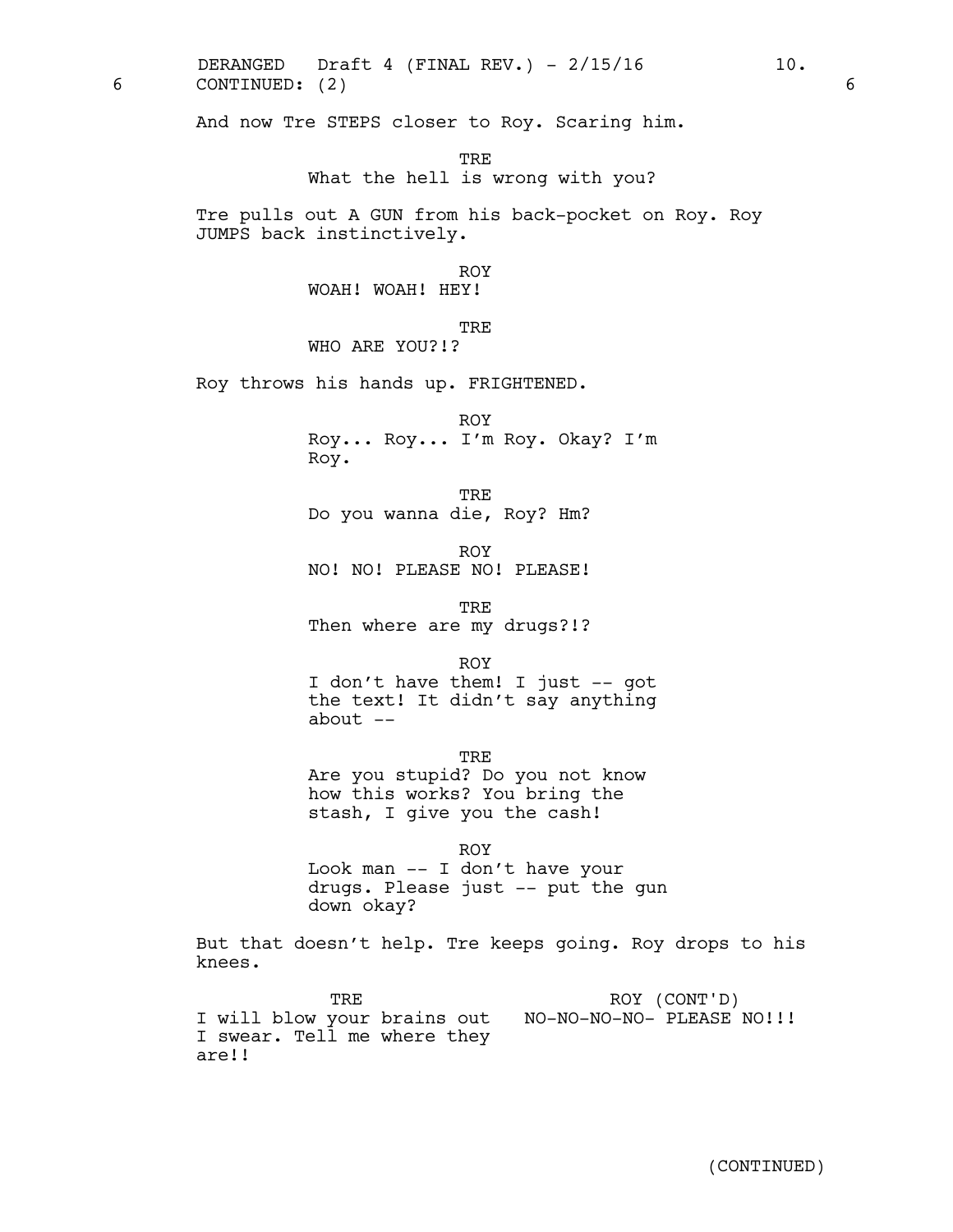6 CONTINUED: (2) 6

And now Tre STEPS closer to Roy. Scaring him.

TRE
What the hell is wrong with you?

Tre pulls out A GUN from his back-pocket on Roy. Roy JUMPS back instinctively.

ROY
WOAH! WOAH! HEY!

TRE
WHO ARE YOU?!?

Roy throws his hands up. FRIGHTENED.

ROY
Roy... Roy... I'm Roy. Okay? I'm Roy.

TRE
Do you wanna die, Roy? Hm?

ROY
NO! NO! PLEASE NO! PLEASE!

TRE
Then where are my drugs?!?

ROY
I don't have them! I just -- got the text! It didn't say anything about --

TRE
Are you stupid? Do you not know how this works? You bring the stash, I give you the cash!

ROY
Look man -- I don't have your drugs. Please just -- put the gun down okay?

But that doesn't help. Tre keeps going. Roy drops to his knees.

TRE
I will blow your brains out I swear. Tell me where they are!!

ROY (CONT'D)
NO-NO-NO-NO- PLEASE NO!!!

(CONTINUED)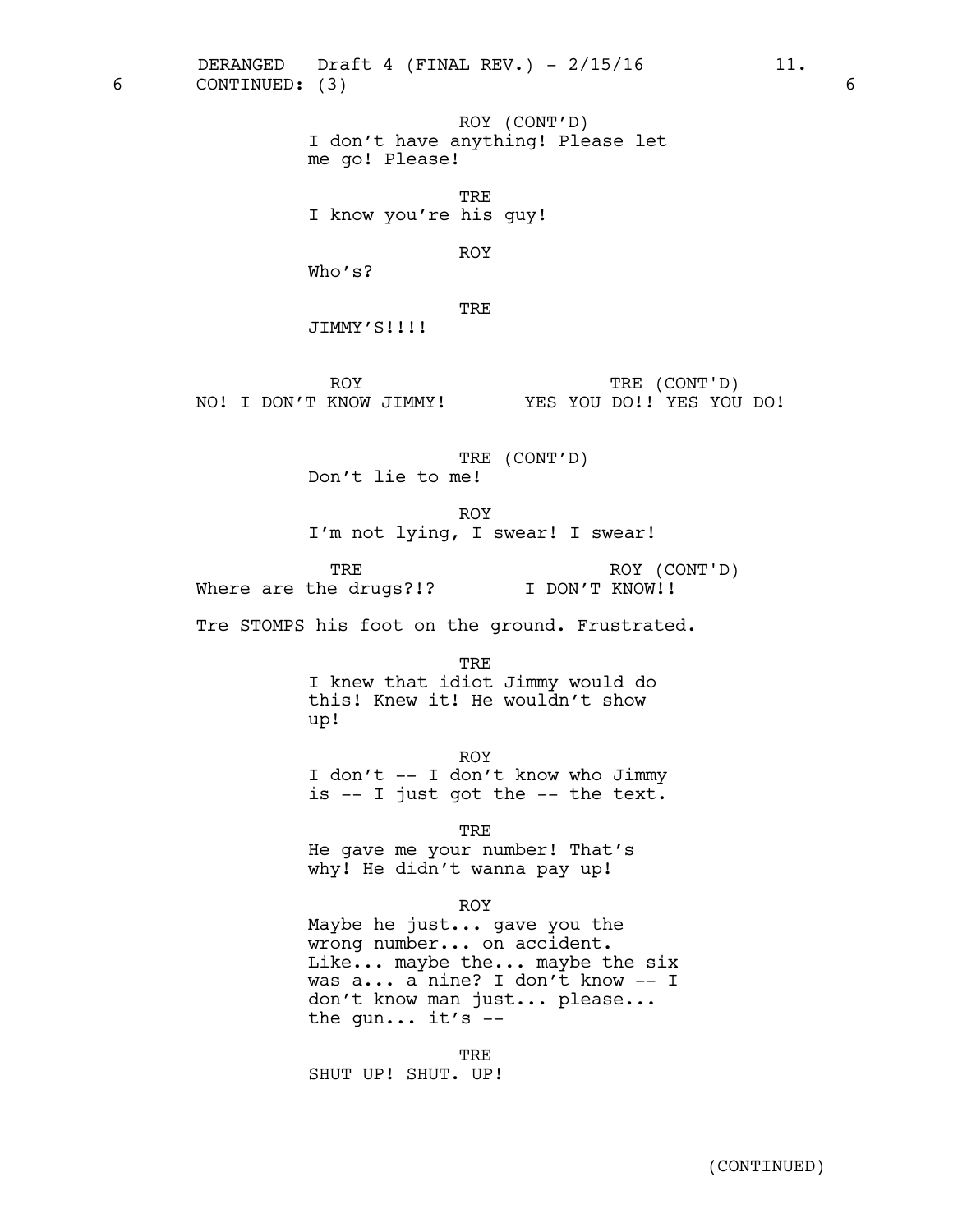6 CONTINUED: (3) 6

ROY (CONT'D)
I don't have anything! Please let me go! Please!

TRE
I know you're his guy!

ROY
Who's?

TRE
JIMMY'S!!!!

ROY
NO! I DON'T KNOW JIMMY!

TRE (CONT'D)
YES YOU DO!! YES YOU DO!

TRE (CONT'D)
Don't lie to me!

ROY
I'm not lying, I swear! I swear!

TRE
Where are the drugs?!?

ROY (CONT'D)
I DON'T KNOW!!

Tre STOMPS his foot on the ground. Frustrated.

TRE
I knew that idiot Jimmy would do this! Knew it! He wouldn't show up!

ROY
I don't -- I don't know who Jimmy is -- I just got the -- the text.

TRE
He gave me your number! That's why! He didn't wanna pay up!

ROY
Maybe he just... gave you the wrong number... on accident. Like... maybe the... maybe the six was a... a nine? I don't know -- I don't know man just... please... the gun... it's --

TRE
SHUT UP! SHUT. UP!

(CONTINUED)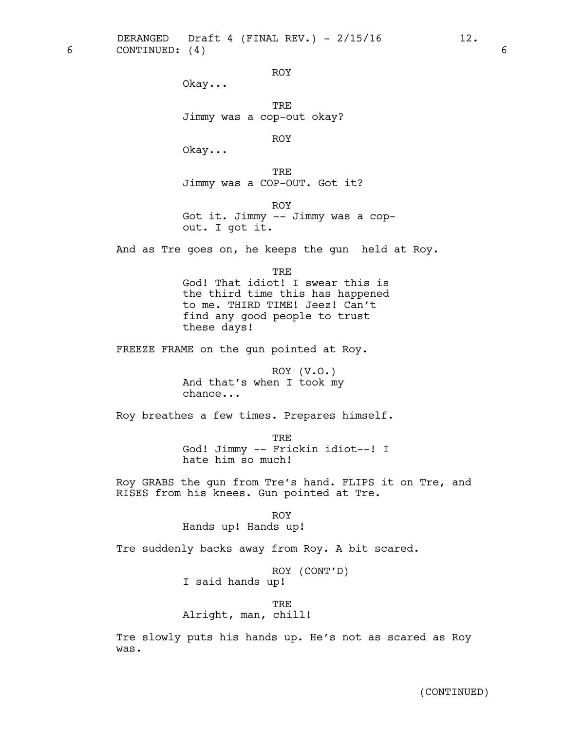ROY
Okay...

TRE
Jimmy was a cop-out okay?

ROY
Okay...

TRE
Jimmy was a COP-OUT. Got it?

ROY
Got it. Jimmy -- Jimmy was a cop-out. I got it.

And as Tre goes on, he keeps the gun  held at Roy.

TRE
God! That idiot! I swear this is the third time this has happened to me. THIRD TIME! Jeez! Can't find any good people to trust these days!

FREEZE FRAME on the gun pointed at Roy.

ROY (V.O.)
And that's when I took my chance...

Roy breathes a few times. Prepares himself.

TRE
God! Jimmy -- Frickin idiot--! I hate him so much!

Roy GRABS the gun from Tre's hand. FLIPS it on Tre, and RISES from his knees. Gun pointed at Tre.

ROY
Hands up! Hands up!

Tre suddenly backs away from Roy. A bit scared.

ROY (CONT'D)
I said hands up!

TRE
Alright, man, chill!

Tre slowly puts his hands up. He's not as scared as Roy was.

(CONTINUED)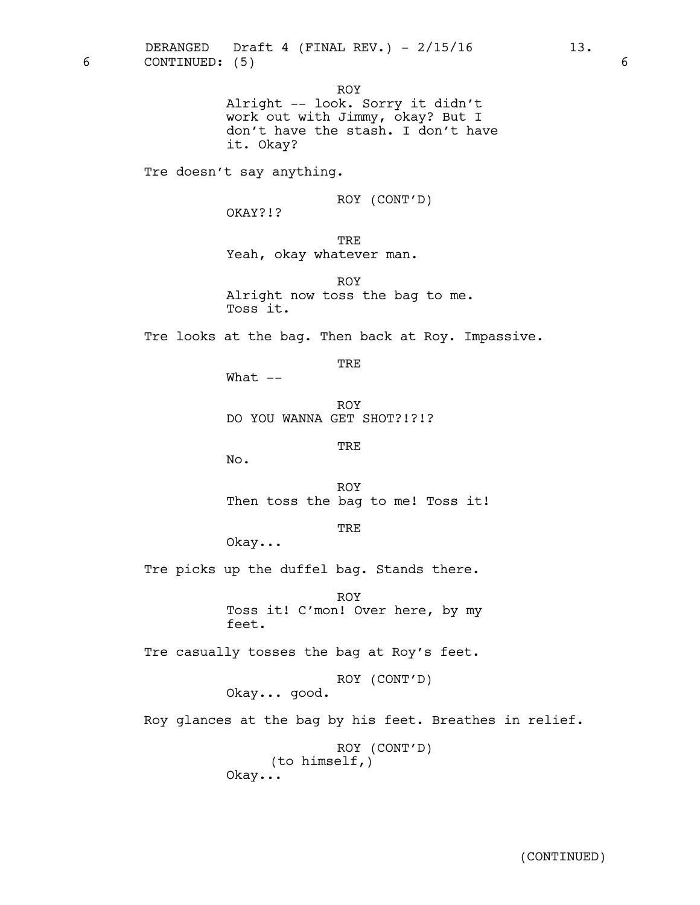6 CONTINUED: (5) 6

ROY
Alright -- look. Sorry it didn't work out with Jimmy, okay? But I don't have the stash. I don't have it. Okay?

Tre doesn't say anything.

ROY (CONT'D)
OKAY?!?

TRE
Yeah, okay whatever man.

ROY
Alright now toss the bag to me. Toss it.

Tre looks at the bag. Then back at Roy. Impassive.

TRE
What --

ROY
DO YOU WANNA GET SHOT?!?!?

TRE
No.

ROY
Then toss the bag to me! Toss it!

TRE
Okay...

Tre picks up the duffel bag. Stands there.

ROY
Toss it! C'mon! Over here, by my feet.

Tre casually tosses the bag at Roy's feet.

ROY (CONT'D)
Okay... good.

Roy glances at the bag by his feet. Breathes in relief.

ROY (CONT'D)
(to himself,)
Okay...

(CONTINUED)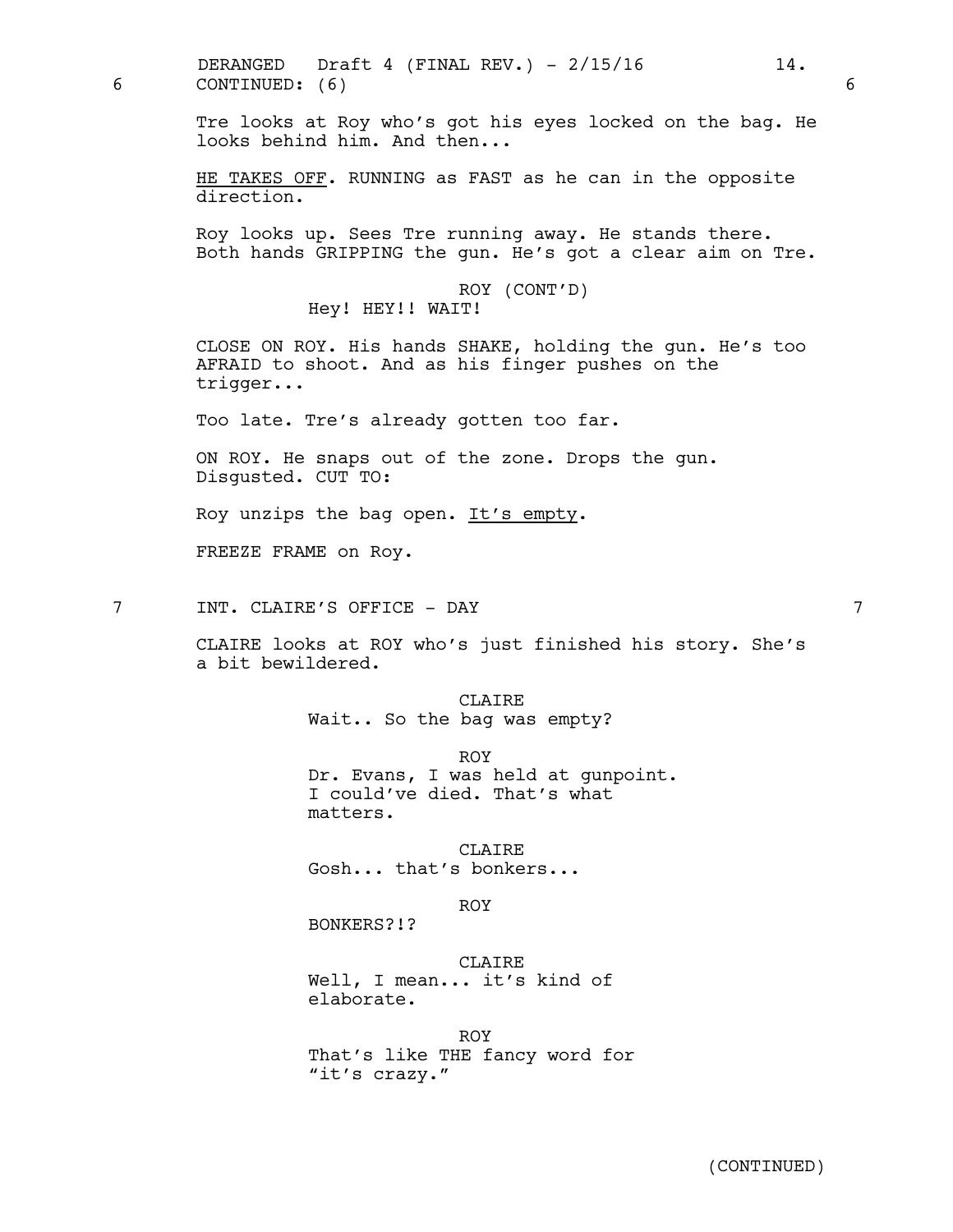6 CONTINUED: (6) 6

Tre looks at Roy who's got his eyes locked on the bag. He looks behind him. And then...

HE TAKES OFF. RUNNING as FAST as he can in the opposite direction.

Roy looks up. Sees Tre running away. He stands there. Both hands GRIPPING the gun. He's got a clear aim on Tre.

ROY (CONT'D)
Hey! HEY!! WAIT!

CLOSE ON ROY. His hands SHAKE, holding the gun. He's too AFRAID to shoot. And as his finger pushes on the trigger...

Too late. Tre's already gotten too far.

ON ROY. He snaps out of the zone. Drops the gun. Disgusted. CUT TO:

Roy unzips the bag open. It's empty.

FREEZE FRAME on Roy.

7 INT. CLAIRE'S OFFICE - DAY 7

CLAIRE looks at ROY who's just finished his story. She's a bit bewildered.

CLAIRE
Wait.. So the bag was empty?

ROY
Dr. Evans, I was held at gunpoint. I could've died. That's what matters.

CLAIRE
Gosh... that's bonkers...

ROY
BONKERS?!?

CLAIRE
Well, I mean... it's kind of elaborate.

ROY
That's like THE fancy word for "it's crazy."

(CONTINUED)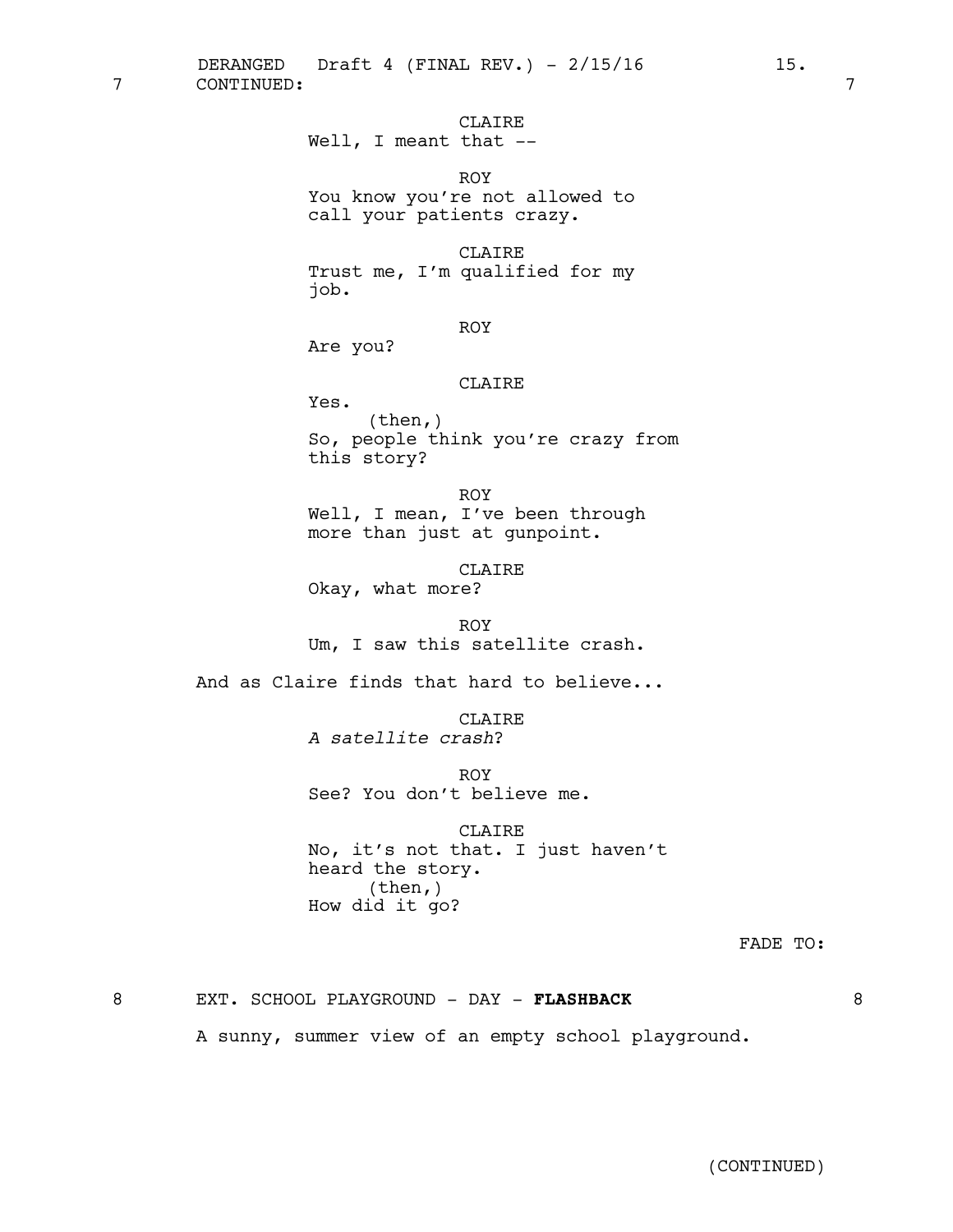7 CONTINUED: 7

CLAIRE
Well, I meant that --

ROY
You know you're not allowed to call your patients crazy.

CLAIRE
Trust me, I'm qualified for my job.

ROY
Are you?

CLAIRE
Yes.
(then,)
So, people think you're crazy from this story?

ROY
Well, I mean, I've been through more than just at gunpoint.

CLAIRE
Okay, what more?

ROY
Um, I saw this satellite crash.

And as Claire finds that hard to believe...

CLAIRE
*A satellite crash*?

ROY
See? You don't believe me.

CLAIRE
No, it's not that. I just haven't heard the story.
(then,)
How did it go?

FADE TO:

8 EXT. SCHOOL PLAYGROUND - DAY - **FLASHBACK** 8

A sunny, summer view of an empty school playground.

(CONTINUED)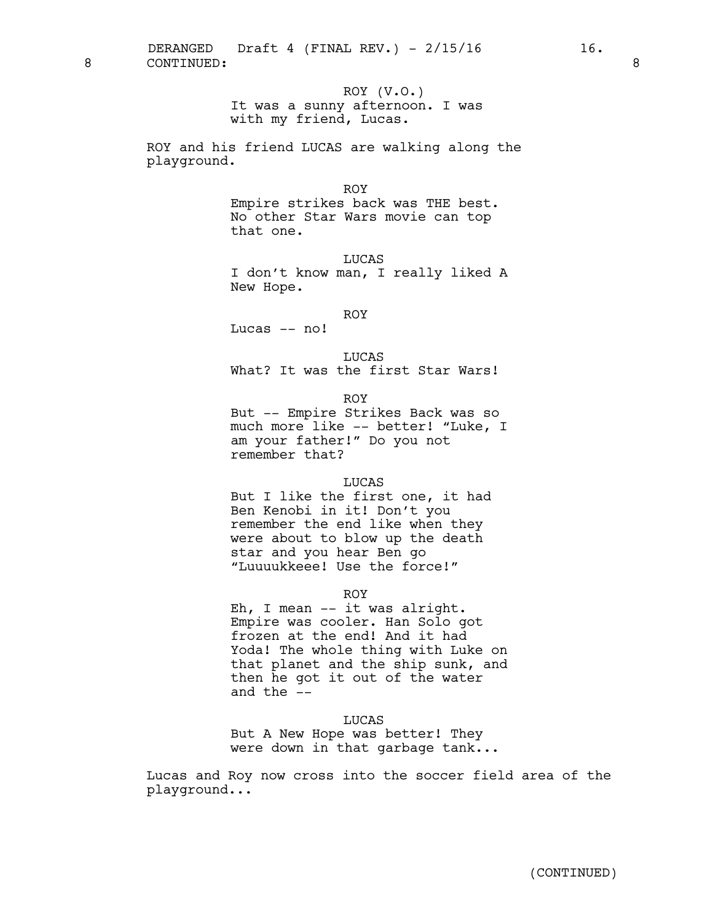8 CONTINUED: 8

ROY (V.O.)
It was a sunny afternoon. I was with my friend, Lucas.

ROY and his friend LUCAS are walking along the playground.

ROY
Empire strikes back was THE best. No other Star Wars movie can top that one.

LUCAS
I don't know man, I really liked A New Hope.

ROY
Lucas -- no!

LUCAS
What? It was the first Star Wars!

ROY
But -- Empire Strikes Back was so much more like -- better! "Luke, I am your father!" Do you not remember that?

LUCAS
But I like the first one, it had Ben Kenobi in it! Don't you remember the end like when they were about to blow up the death star and you hear Ben go "Luuuukkeee! Use the force!"

ROY
Eh, I mean -- it was alright. Empire was cooler. Han Solo got frozen at the end! And it had Yoda! The whole thing with Luke on that planet and the ship sunk, and then he got it out of the water and the --

LUCAS
But A New Hope was better! They were down in that garbage tank...

Lucas and Roy now cross into the soccer field area of the playground...

(CONTINUED)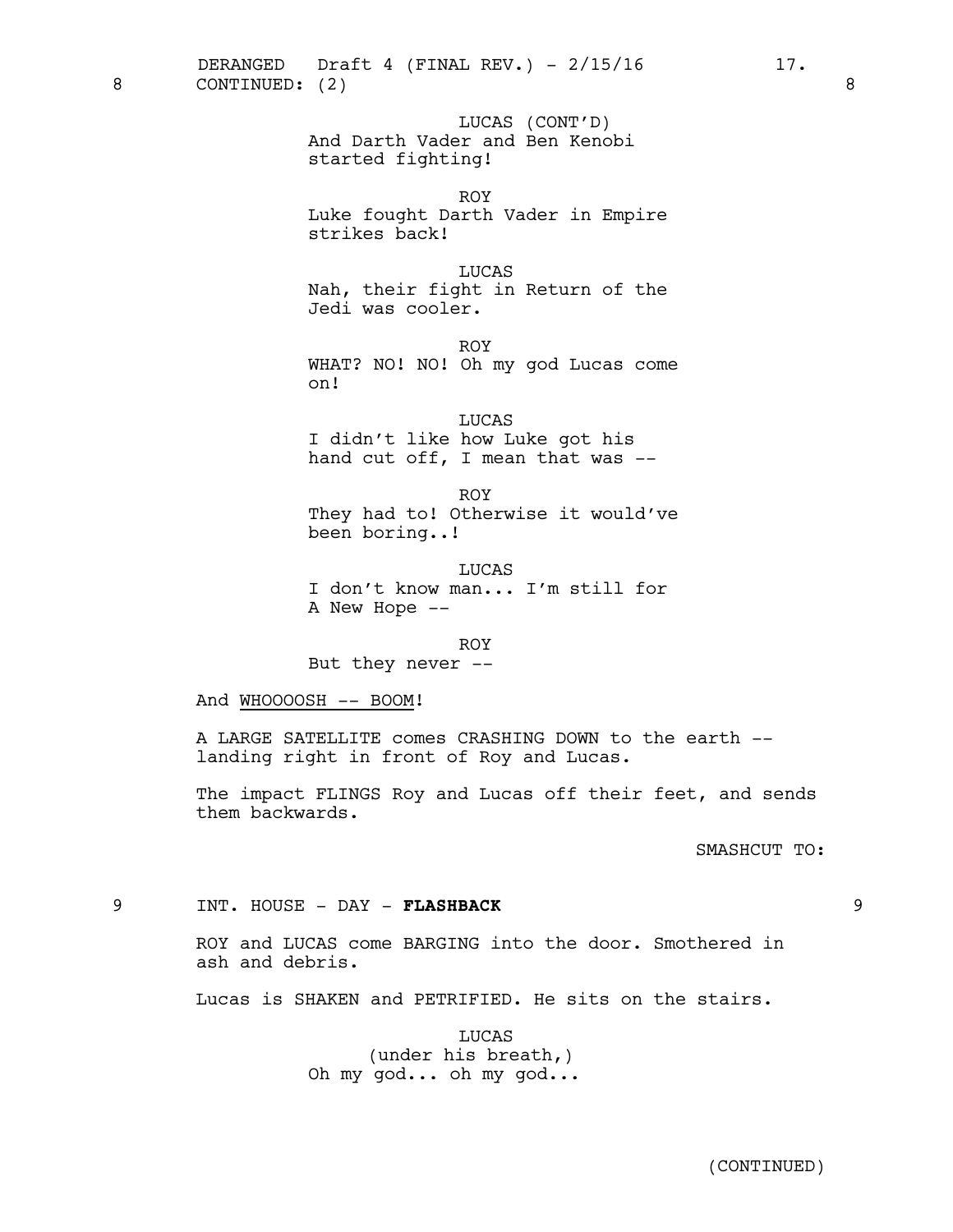8 CONTINUED: (2) 8

LUCAS (CONT'D)
And Darth Vader and Ben Kenobi started fighting!

ROY
Luke fought Darth Vader in Empire strikes back!

LUCAS
Nah, their fight in Return of the Jedi was cooler.

ROY
WHAT? NO! NO! Oh my god Lucas come on!

LUCAS
I didn't like how Luke got his hand cut off, I mean that was --

ROY
They had to! Otherwise it would've been boring..!

LUCAS
I don't know man... I'm still for A New Hope --

ROY
But they never --

And <u>WHOOOOSH -- BOOM</u>!

A LARGE SATELLITE comes CRASHING DOWN to the earth -- landing right in front of Roy and Lucas.

The impact FLINGS Roy and Lucas off their feet, and sends them backwards.

SMASHCUT TO:

9 INT. HOUSE - DAY - **FLASHBACK** 9

ROY and LUCAS come BARGING into the door. Smothered in ash and debris.

Lucas is SHAKEN and PETRIFIED. He sits on the stairs.

LUCAS
(under his breath,)
Oh my god... oh my god...

(CONTINUED)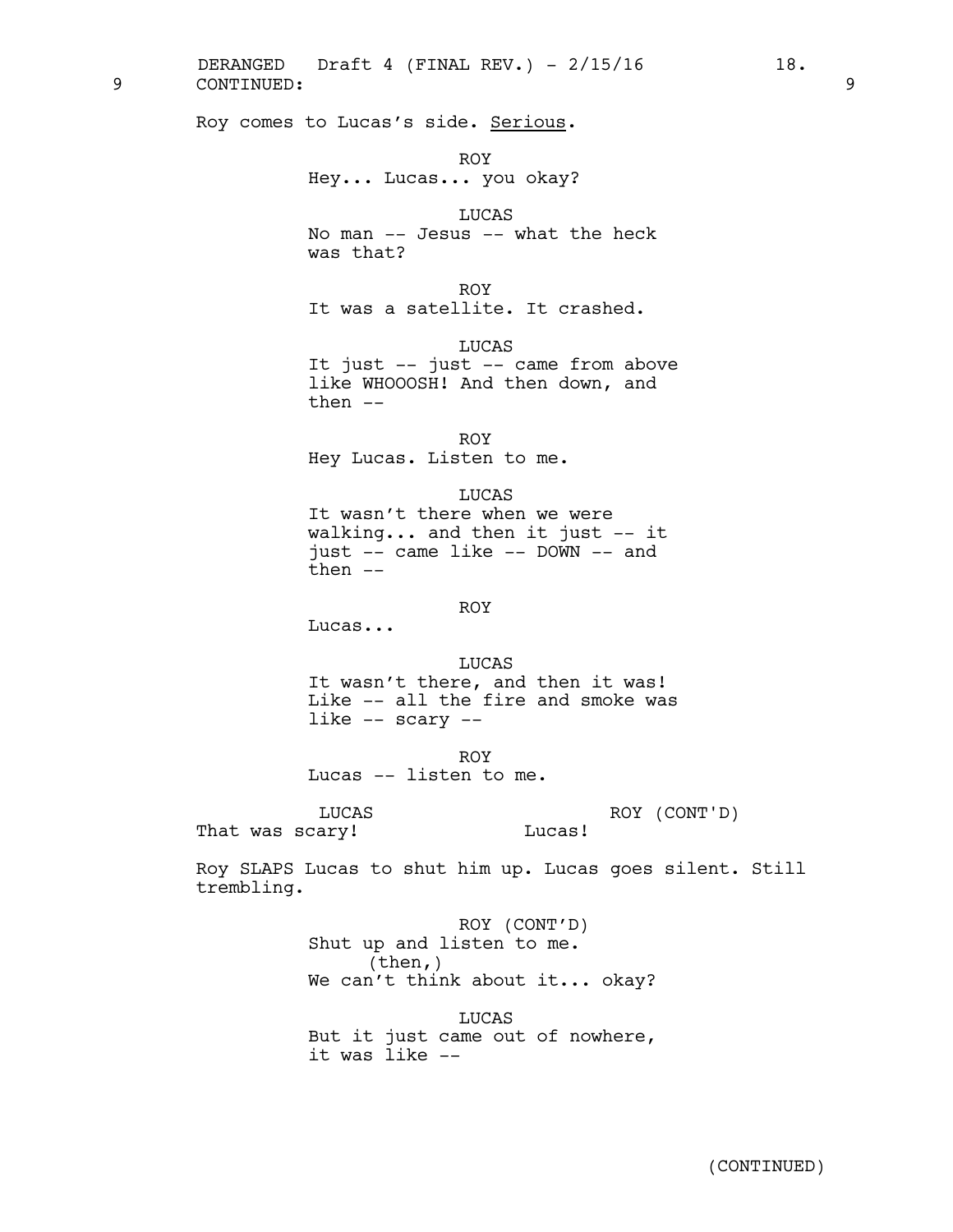9 CONTINUED: 9

Roy comes to Lucas's side. Serious.

ROY
Hey... Lucas... you okay?

LUCAS
No man -- Jesus -- what the heck was that?

ROY
It was a satellite. It crashed.

LUCAS
It just -- just -- came from above like WHOOOSH! And then down, and then --

ROY
Hey Lucas. Listen to me.

LUCAS
It wasn't there when we were walking... and then it just -- it just -- came like -- DOWN -- and then --

ROY
Lucas...

LUCAS
It wasn't there, and then it was! Like -- all the fire and smoke was like -- scary --

ROY
Lucas -- listen to me.

LUCAS
That was scary!

ROY (CONT'D)
Lucas!

Roy SLAPS Lucas to shut him up. Lucas goes silent. Still trembling.

ROY (CONT'D)
Shut up and listen to me.
(then,)
We can't think about it... okay?

LUCAS
But it just came out of nowhere, it was like --

(CONTINUED)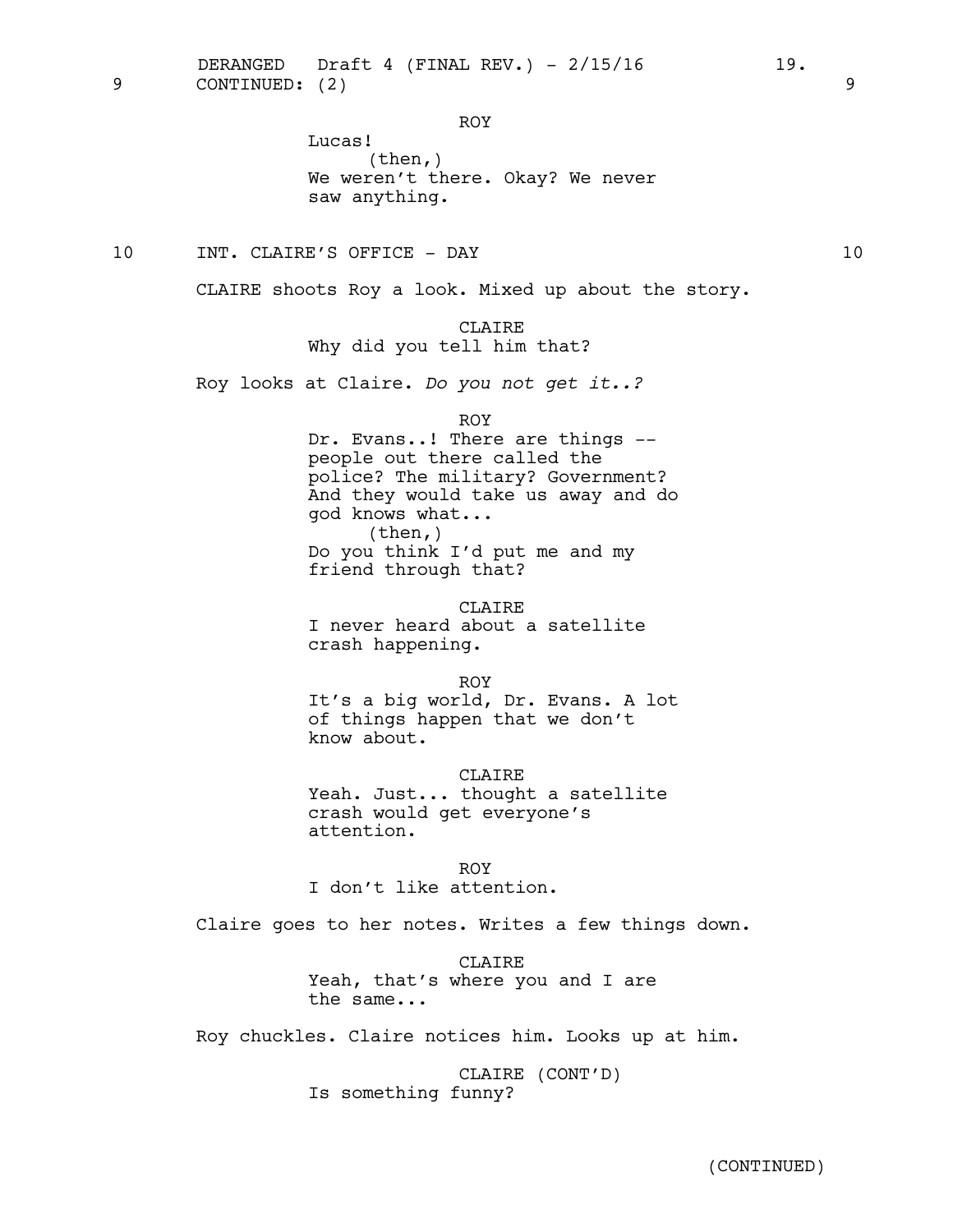9 CONTINUED: (2) 9

ROY

Lucas!

(then,)

We weren't there. Okay? We never saw anything.

10 INT. CLAIRE'S OFFICE - DAY 10

CLAIRE shoots Roy a look. Mixed up about the story.

CLAIRE

Why did you tell him that?

Roy looks at Claire. *Do you not get it..?*

ROY

Dr. Evans..! There are things -- people out there called the police? The military? Government? And they would take us away and do god knows what...

(then,)

Do you think I'd put me and my friend through that?

CLAIRE

I never heard about a satellite crash happening.

ROY

It's a big world, Dr. Evans. A lot of things happen that we don't know about.

CLAIRE

Yeah. Just... thought a satellite crash would get everyone's attention.

ROY

I don't like attention.

Claire goes to her notes. Writes a few things down.

CLAIRE

Yeah, that's where you and I are the same...

Roy chuckles. Claire notices him. Looks up at him.

CLAIRE (CONT'D)

Is something funny?

(CONTINUED)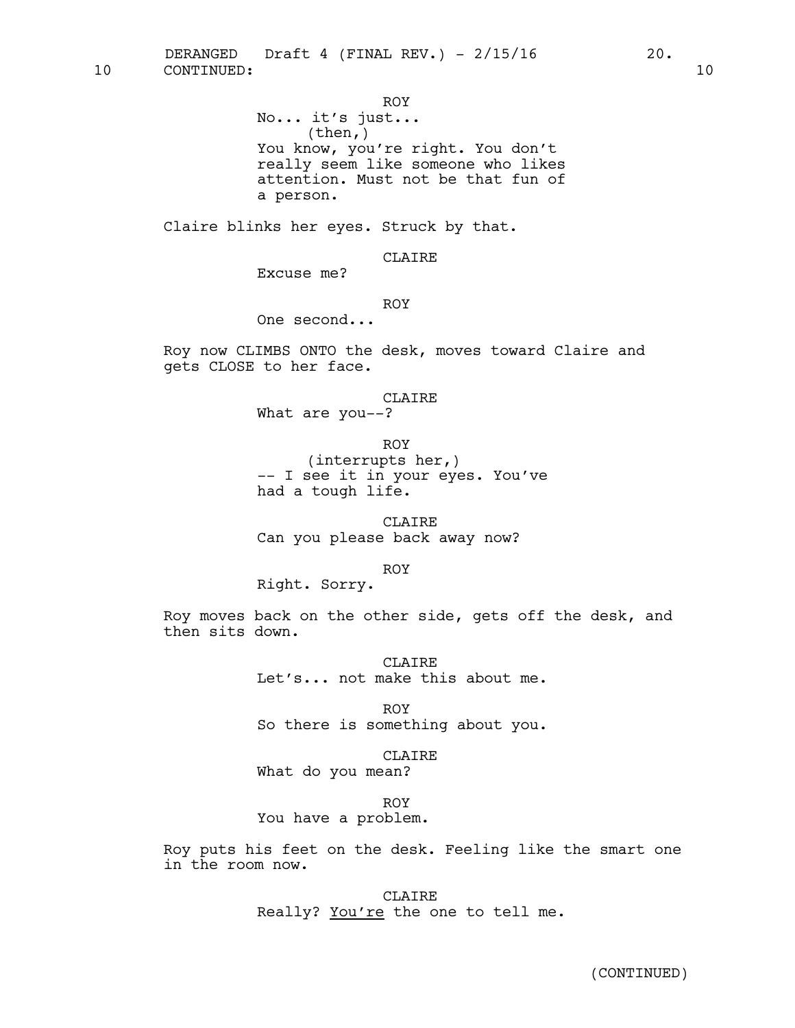10 CONTINUED: 10

ROY
No... it's just...
(then,)
You know, you're right. You don't really seem like someone who likes attention. Must not be that fun of a person.

Claire blinks her eyes. Struck by that.

CLAIRE
Excuse me?

ROY
One second...

Roy now CLIMBS ONTO the desk, moves toward Claire and gets CLOSE to her face.

CLAIRE
What are you--?

ROY
(interrupts her,)
-- I see it in your eyes. You've had a tough life.

CLAIRE
Can you please back away now?

ROY
Right. Sorry.

Roy moves back on the other side, gets off the desk, and then sits down.

CLAIRE
Let's... not make this about me.

ROY
So there is something about you.

CLAIRE
What do you mean?

ROY
You have a problem.

Roy puts his feet on the desk. Feeling like the smart one in the room now.

CLAIRE
Really? <u>You're</u> the one to tell me.

(CONTINUED)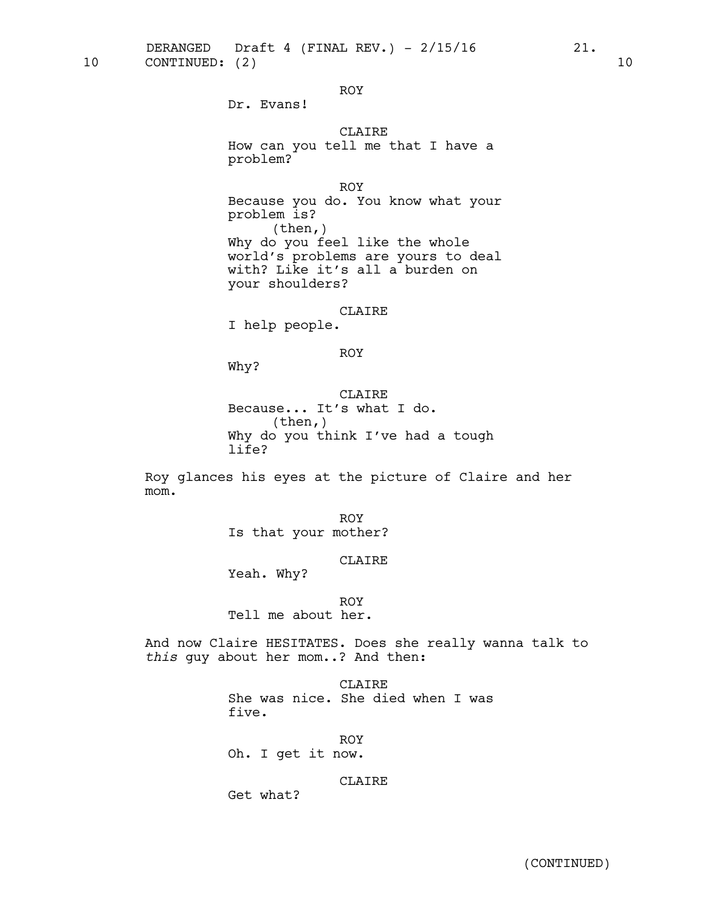10 CONTINUED: (2) 10

ROY
Dr. Evans!

CLAIRE
How can you tell me that I have a problem?

ROY
Because you do. You know what your problem is?
(then,)
Why do you feel like the whole world's problems are yours to deal with? Like it's all a burden on your shoulders?

CLAIRE
I help people.

ROY
Why?

CLAIRE
Because... It's what I do.
(then,)
Why do you think I've had a tough life?

Roy glances his eyes at the picture of Claire and her mom.

ROY
Is that your mother?

CLAIRE
Yeah. Why?

ROY
Tell me about her.

And now Claire HESITATES. Does she really wanna talk to *this* guy about her mom..? And then:

CLAIRE
She was nice. She died when I was five.

ROY
Oh. I get it now.

CLAIRE
Get what?

(CONTINUED)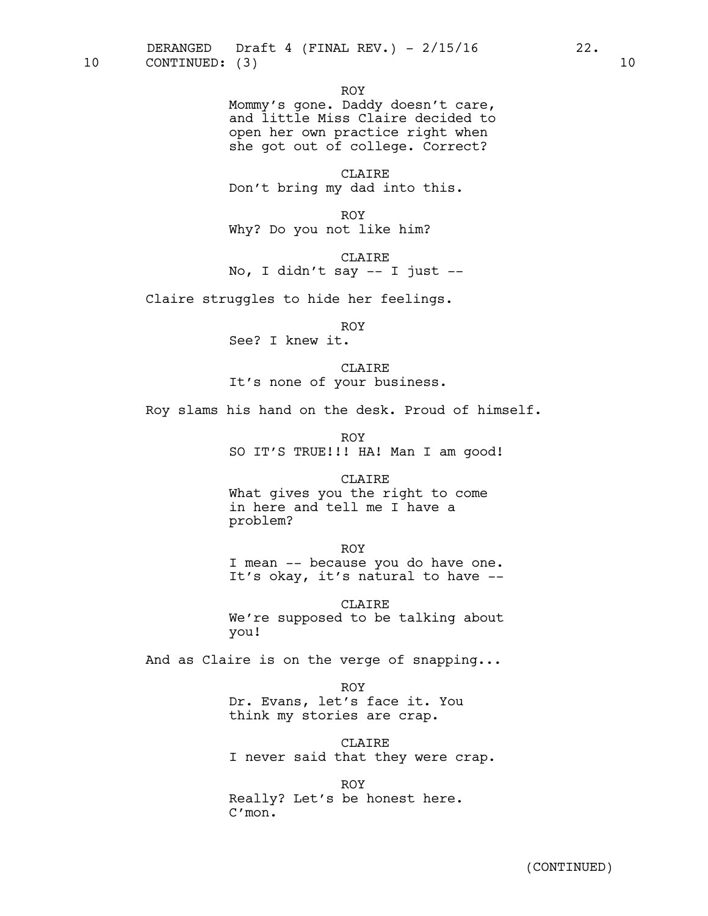10 CONTINUED: (3) 10

ROY
Mommy's gone. Daddy doesn't care, and little Miss Claire decided to open her own practice right when she got out of college. Correct?

CLAIRE
Don't bring my dad into this.

ROY
Why? Do you not like him?

CLAIRE
No, I didn't say -- I just --

Claire struggles to hide her feelings.

ROY
See? I knew it.

CLAIRE
It's none of your business.

Roy slams his hand on the desk. Proud of himself.

ROY
SO IT'S TRUE!!! HA! Man I am good!

CLAIRE
What gives you the right to come in here and tell me I have a problem?

ROY
I mean -- because you do have one. It's okay, it's natural to have --

CLAIRE
We're supposed to be talking about you!

And as Claire is on the verge of snapping...

ROY
Dr. Evans, let's face it. You think my stories are crap.

CLAIRE
I never said that they were crap.

ROY
Really? Let's be honest here. C'mon.

(CONTINUED)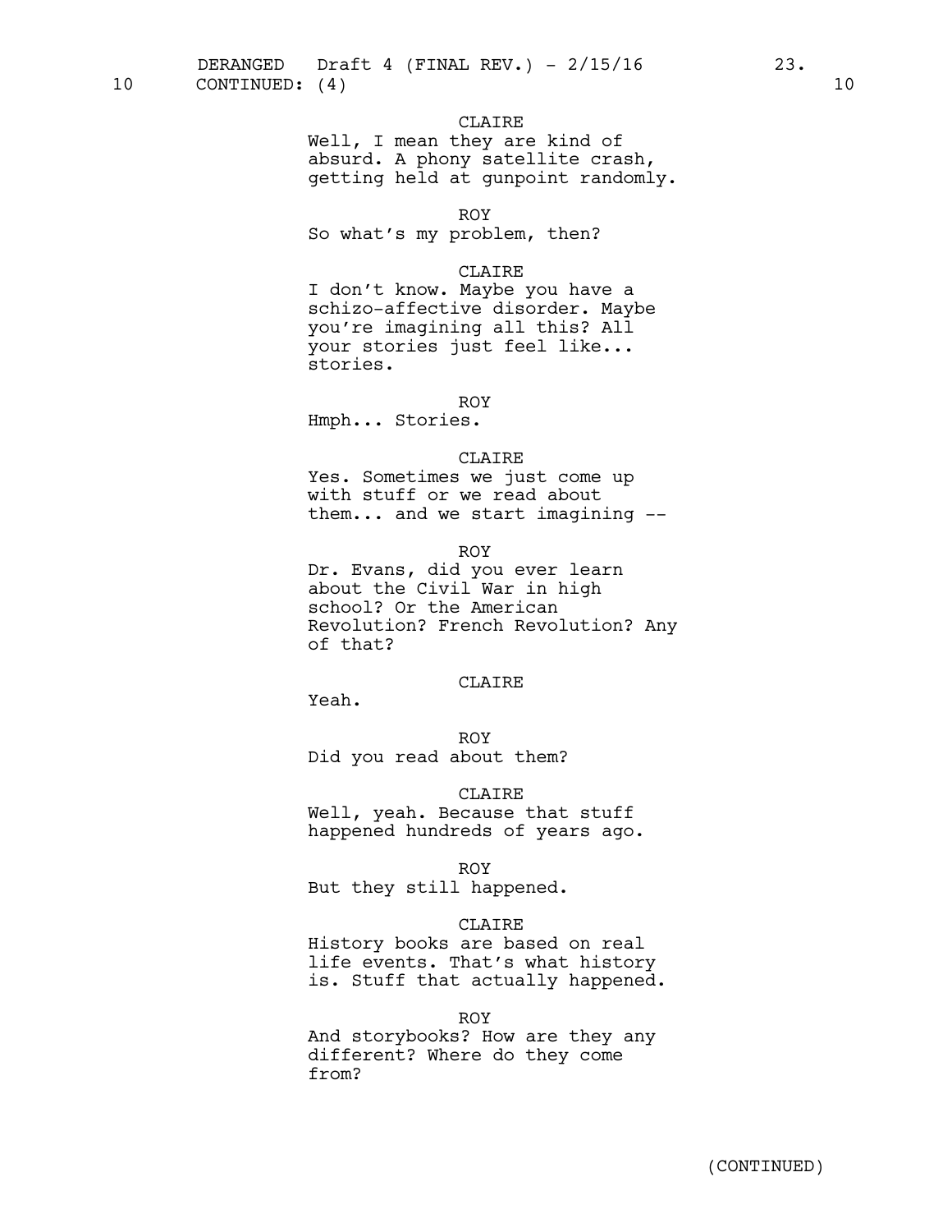10 CONTINUED: (4) 10

CLAIRE
Well, I mean they are kind of absurd. A phony satellite crash, getting held at gunpoint randomly.

ROY
So what's my problem, then?

CLAIRE
I don't know. Maybe you have a schizo-affective disorder. Maybe you're imagining all this? All your stories just feel like... stories.

ROY
Hmph... Stories.

CLAIRE
Yes. Sometimes we just come up with stuff or we read about them... and we start imagining --

ROY
Dr. Evans, did you ever learn about the Civil War in high school? Or the American Revolution? French Revolution? Any of that?

CLAIRE
Yeah.

ROY
Did you read about them?

CLAIRE
Well, yeah. Because that stuff happened hundreds of years ago.

ROY
But they still happened.

CLAIRE
History books are based on real life events. That's what history is. Stuff that actually happened.

ROY
And storybooks? How are they any different? Where do they come from?

(CONTINUED)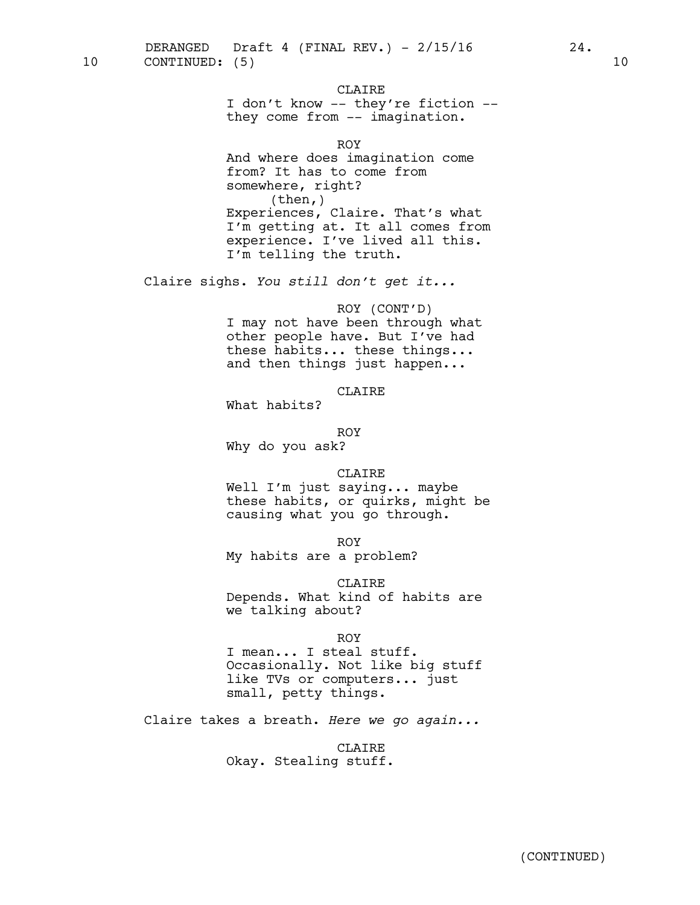10 CONTINUED: (5) 10

CLAIRE
I don't know -- they're fiction -- they come from -- imagination.

ROY
And where does imagination come from? It has to come from somewhere, right?
(then,)
Experiences, Claire. That's what I'm getting at. It all comes from experience. I've lived all this. I'm telling the truth.

Claire sighs. *You still don't get it...*

ROY (CONT'D)
I may not have been through what other people have. But I've had these habits... these things... and then things just happen...

CLAIRE
What habits?

ROY
Why do you ask?

CLAIRE
Well I'm just saying... maybe these habits, or quirks, might be causing what you go through.

ROY
My habits are a problem?

CLAIRE
Depends. What kind of habits are we talking about?

ROY
I mean... I steal stuff. Occasionally. Not like big stuff like TVs or computers... just small, petty things.

Claire takes a breath. *Here we go again...*

CLAIRE
Okay. Stealing stuff.

(CONTINUED)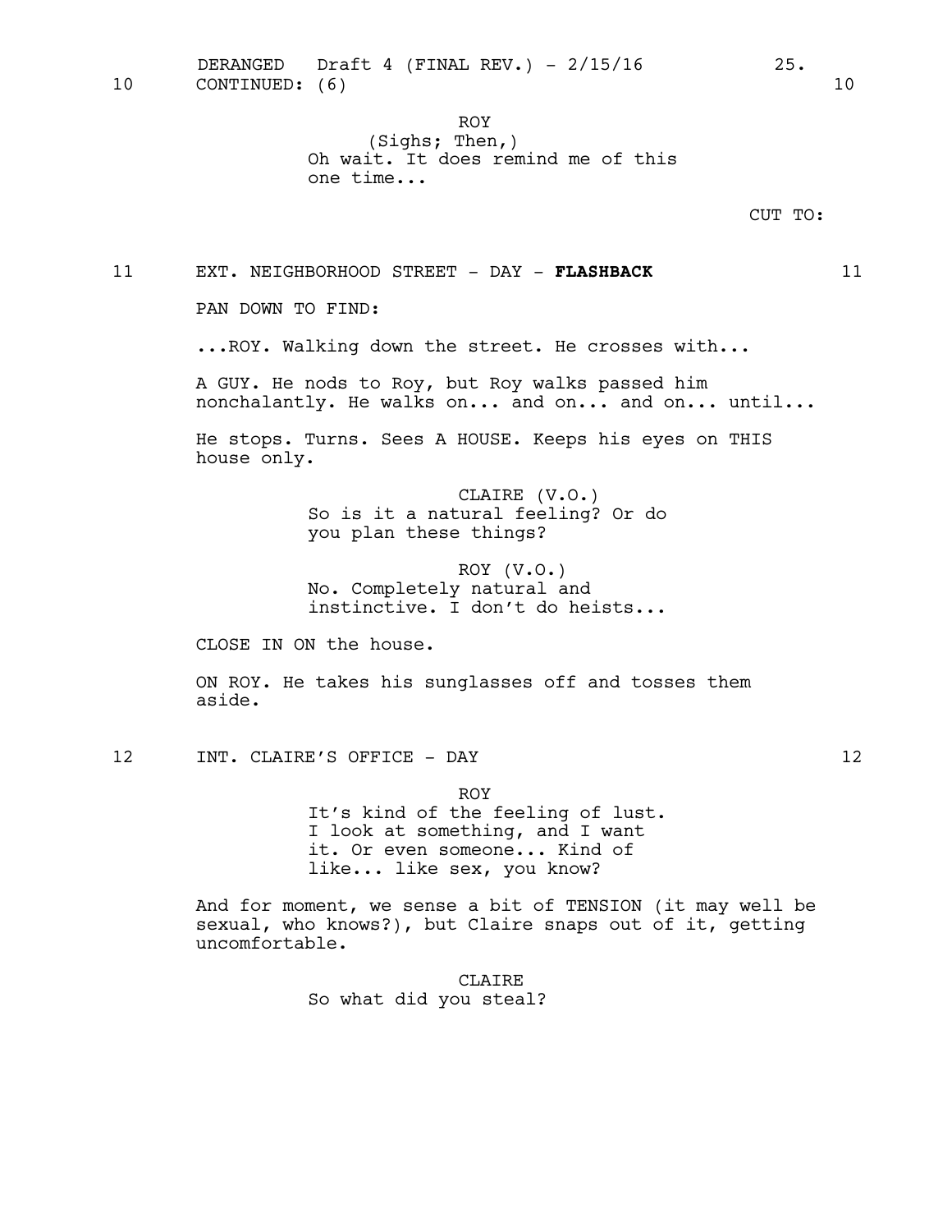10 CONTINUED: (6) 10

ROY
(Sighs; Then,)
Oh wait. It does remind me of this one time...

CUT TO:

11 EXT. NEIGHBORHOOD STREET - DAY - **FLASHBACK** 11

PAN DOWN TO FIND:

...ROY. Walking down the street. He crosses with...

A GUY. He nods to Roy, but Roy walks passed him nonchalantly. He walks on... and on... and on... until...

He stops. Turns. Sees A HOUSE. Keeps his eyes on THIS house only.

CLAIRE (V.O.)
So is it a natural feeling? Or do you plan these things?

ROY (V.O.)
No. Completely natural and instinctive. I don't do heists...

CLOSE IN ON the house.

ON ROY. He takes his sunglasses off and tosses them aside.

12 INT. CLAIRE'S OFFICE - DAY 12

ROY
It's kind of the feeling of lust. I look at something, and I want it. Or even someone... Kind of like... like sex, you know?

And for moment, we sense a bit of TENSION (it may well be sexual, who knows?), but Claire snaps out of it, getting uncomfortable.

CLAIRE
So what did you steal?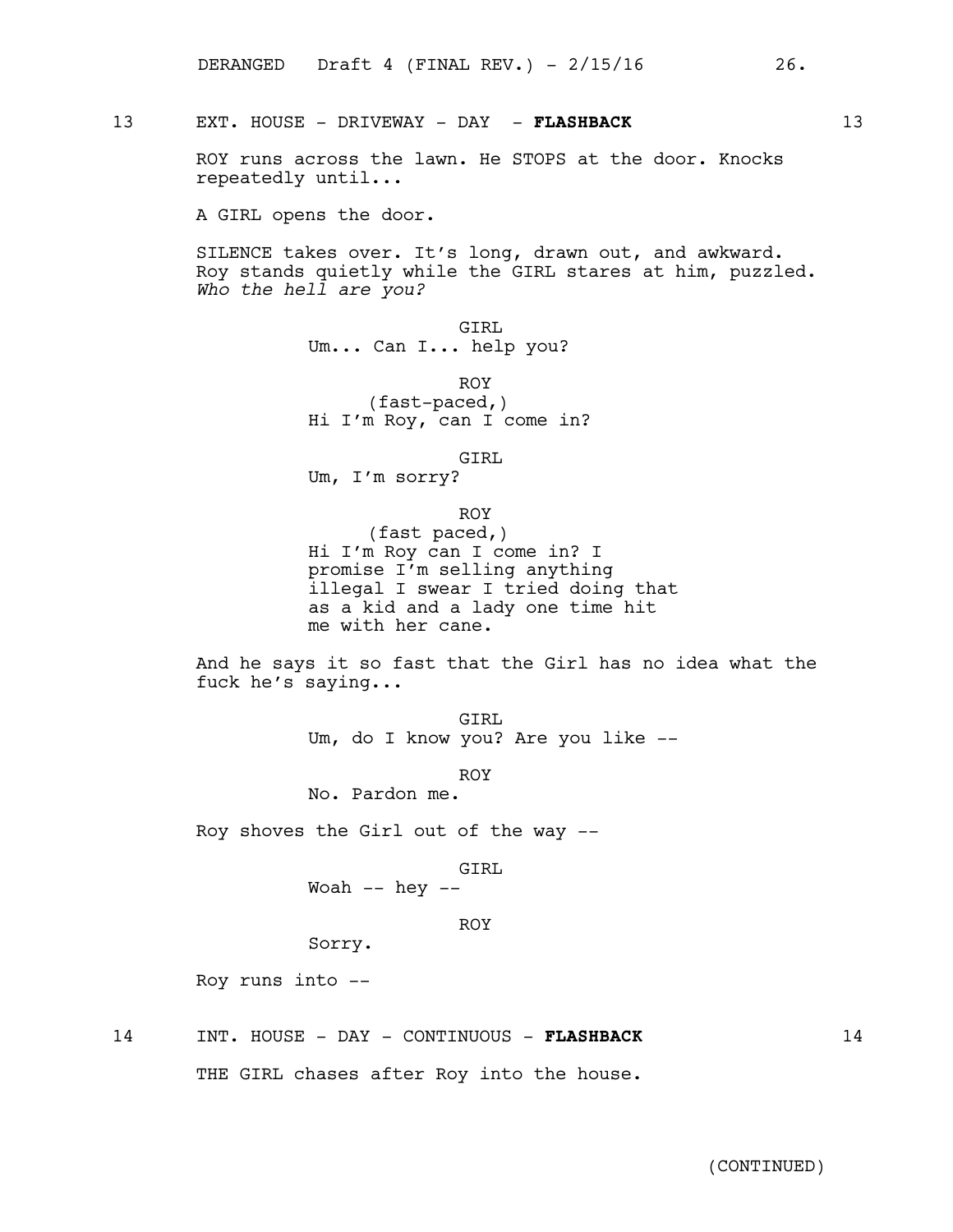13 EXT. HOUSE - DRIVEWAY - DAY - **FLASHBACK** 13

ROY runs across the lawn. He STOPS at the door. Knocks repeatedly until...

A GIRL opens the door.

SILENCE takes over. It's long, drawn out, and awkward. Roy stands quietly while the GIRL stares at him, puzzled. *Who the hell are you?*

GIRL
Um... Can I... help you?

ROY
(fast-paced,)
Hi I'm Roy, can I come in?

GIRL
Um, I'm sorry?

ROY
(fast paced,)
Hi I'm Roy can I come in? I promise I'm selling anything illegal I swear I tried doing that as a kid and a lady one time hit me with her cane.

And he says it so fast that the Girl has no idea what the fuck he's saying...

GIRL
Um, do I know you? Are you like --

ROY
No. Pardon me.

Roy shoves the Girl out of the way --

GIRL
Woah -- hey --

ROY
Sorry.

Roy runs into --

14 INT. HOUSE - DAY - CONTINUOUS - **FLASHBACK** 14

THE GIRL chases after Roy into the house.

(CONTINUED)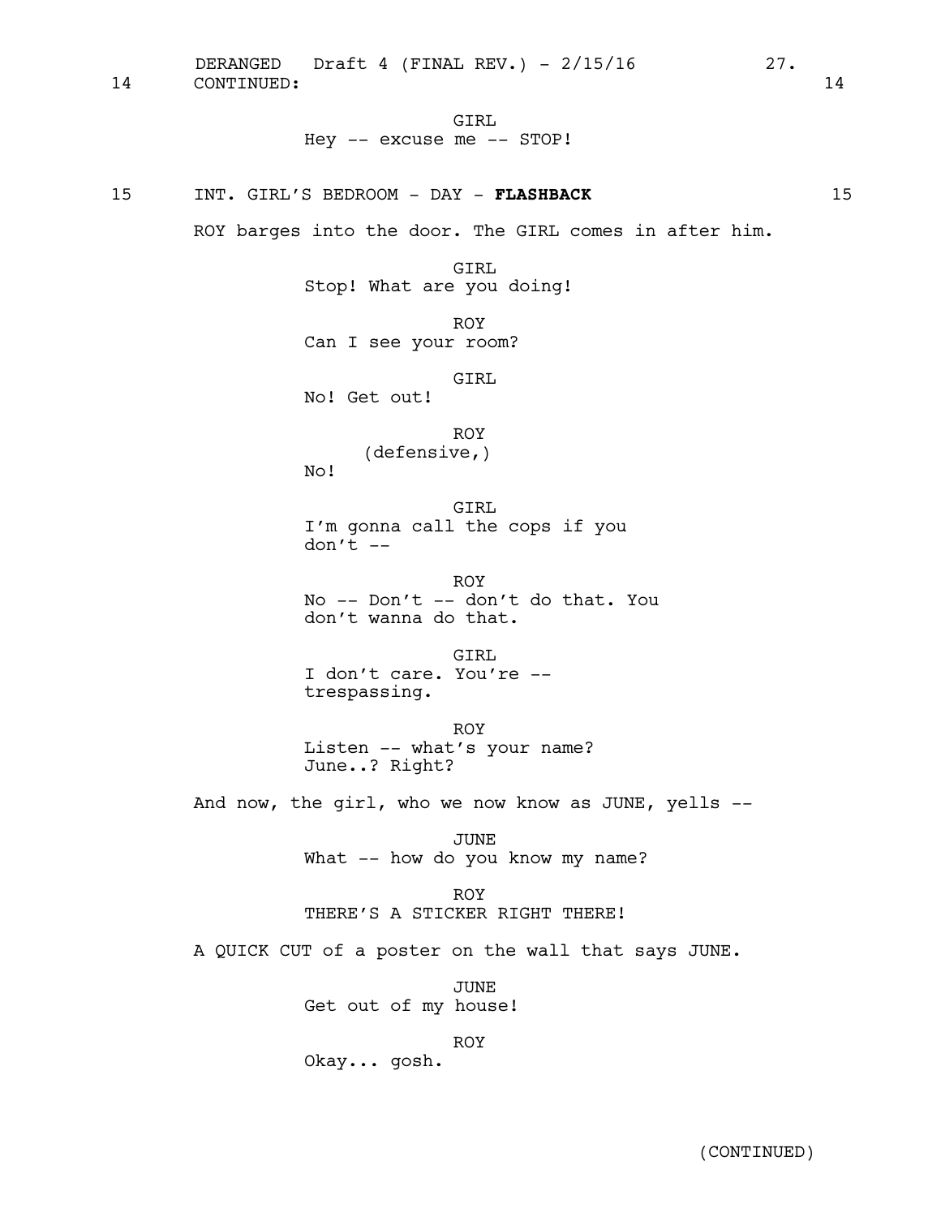14 CONTINUED: 14

GIRL
Hey -- excuse me -- STOP!

15 INT. GIRL'S BEDROOM - DAY - **FLASHBACK** 15

ROY barges into the door. The GIRL comes in after him.

GIRL
Stop! What are you doing!

ROY
Can I see your room?

GIRL
No! Get out!

ROY
(defensive,)
No!

GIRL
I'm gonna call the cops if you don't --

ROY
No -- Don't -- don't do that. You don't wanna do that.

GIRL
I don't care. You're -- trespassing.

ROY
Listen -- what's your name? June..? Right?

And now, the girl, who we now know as JUNE, yells --

JUNE
What -- how do you know my name?

ROY
THERE'S A STICKER RIGHT THERE!

A QUICK CUT of a poster on the wall that says JUNE.

JUNE
Get out of my house!

ROY
Okay... gosh.

(CONTINUED)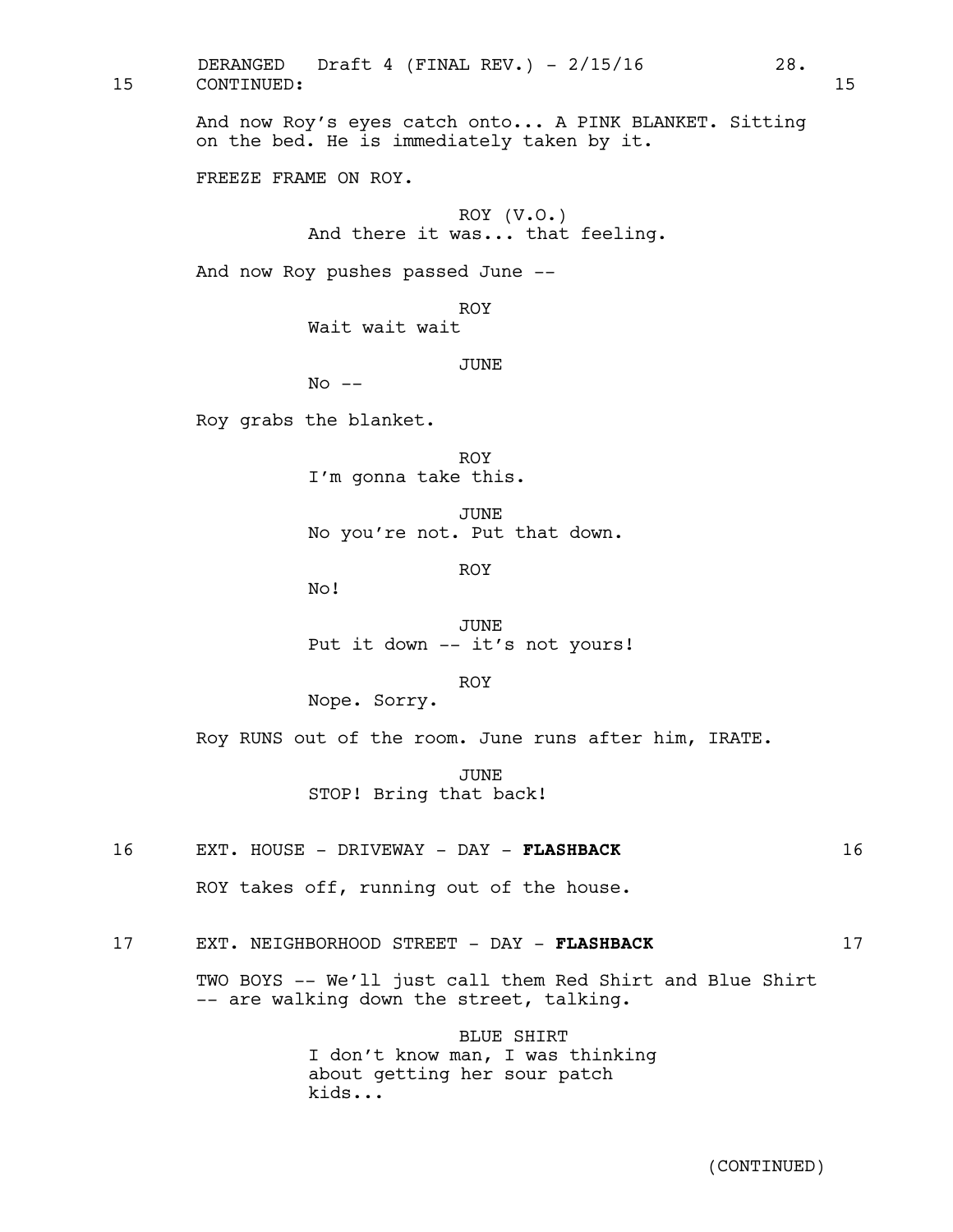15 CONTINUED: 15

And now Roy's eyes catch onto... A PINK BLANKET. Sitting on the bed. He is immediately taken by it.

FREEZE FRAME ON ROY.

ROY (V.O.)
And there it was... that feeling.

And now Roy pushes passed June --

ROY
Wait wait wait

JUNE
No --

Roy grabs the blanket.

ROY
I'm gonna take this.

JUNE
No you're not. Put that down.

ROY
No!

JUNE
Put it down -- it's not yours!

ROY
Nope. Sorry.

Roy RUNS out of the room. June runs after him, IRATE.

JUNE
STOP! Bring that back!

16 EXT. HOUSE - DRIVEWAY - DAY - **FLASHBACK** 16

ROY takes off, running out of the house.

17 EXT. NEIGHBORHOOD STREET - DAY - **FLASHBACK** 17

TWO BOYS -- We'll just call them Red Shirt and Blue Shirt -- are walking down the street, talking.

BLUE SHIRT
I don't know man, I was thinking about getting her sour patch kids...

(CONTINUED)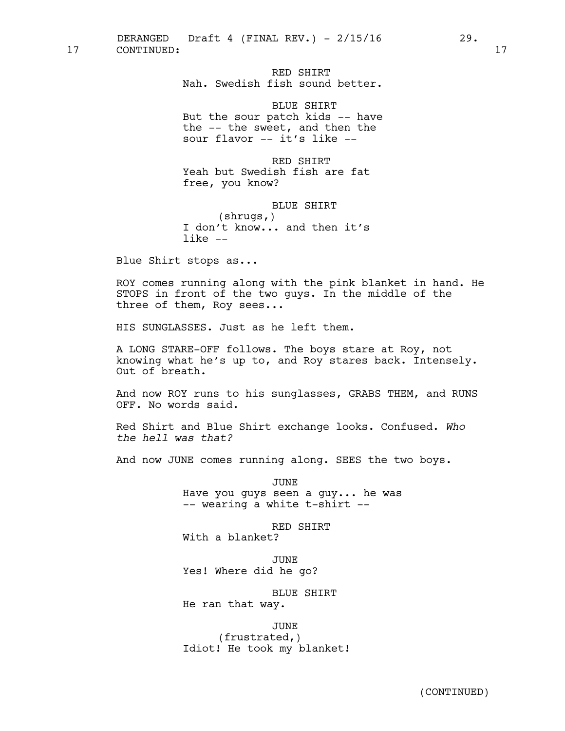RED SHIRT
Nah. Swedish fish sound better.

BLUE SHIRT
But the sour patch kids -- have the -- the sweet, and then the sour flavor -- it's like --

RED SHIRT
Yeah but Swedish fish are fat free, you know?

BLUE SHIRT
(shrugs,)
I don't know... and then it's like --

Blue Shirt stops as...

ROY comes running along with the pink blanket in hand. He STOPS in front of the two guys. In the middle of the three of them, Roy sees...

HIS SUNGLASSES. Just as he left them.

A LONG STARE-OFF follows. The boys stare at Roy, not knowing what he's up to, and Roy stares back. Intensely. Out of breath.

And now ROY runs to his sunglasses, GRABS THEM, and RUNS OFF. No words said.

Red Shirt and Blue Shirt exchange looks. Confused. *Who the hell was that?*

And now JUNE comes running along. SEES the two boys.

JUNE
Have you guys seen a guy... he was -- wearing a white t-shirt --

RED SHIRT
With a blanket?

JUNE
Yes! Where did he go?

BLUE SHIRT
He ran that way.

JUNE
(frustrated,)
Idiot! He took my blanket!

(CONTINUED)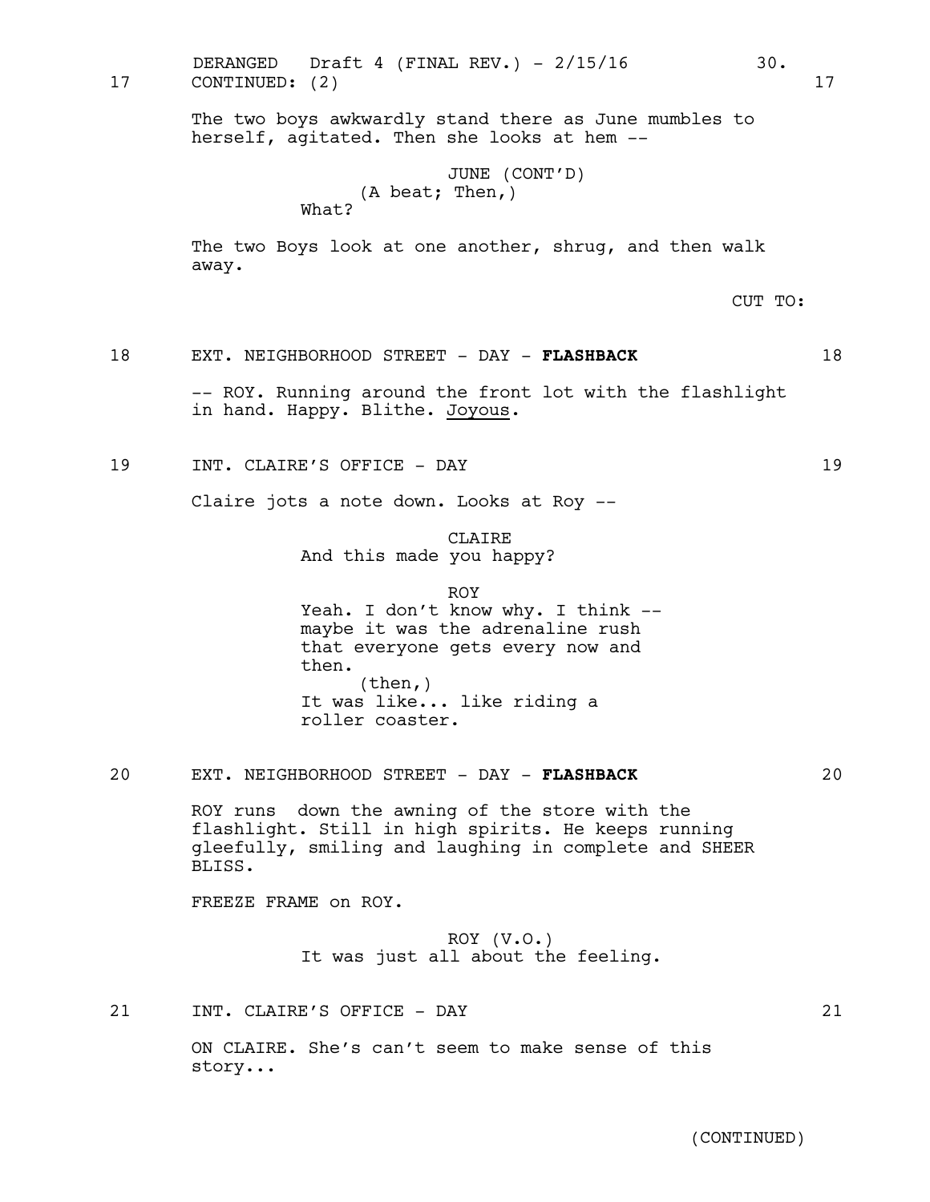17 CONTINUED: (2) 17

The two boys awkwardly stand there as June mumbles to herself, agitated. Then she looks at hem --

JUNE (CONT'D)
(A beat; Then,)
What?

The two Boys look at one another, shrug, and then walk away.

CUT TO:

18 EXT. NEIGHBORHOOD STREET - DAY - **FLASHBACK** 18

-- ROY. Running around the front lot with the flashlight in hand. Happy. Blithe. Joyous.

19 INT. CLAIRE'S OFFICE - DAY 19

Claire jots a note down. Looks at Roy --

CLAIRE
And this made you happy?

ROY
Yeah. I don't know why. I think -- maybe it was the adrenaline rush that everyone gets every now and then.
(then,)
It was like... like riding a roller coaster.

20 EXT. NEIGHBORHOOD STREET - DAY - **FLASHBACK** 20

ROY runs down the awning of the store with the flashlight. Still in high spirits. He keeps running gleefully, smiling and laughing in complete and SHEER BLISS.

FREEZE FRAME on ROY.

ROY (V.O.)
It was just all about the feeling.

21 INT. CLAIRE'S OFFICE - DAY 21

ON CLAIRE. She's can't seem to make sense of this story...

(CONTINUED)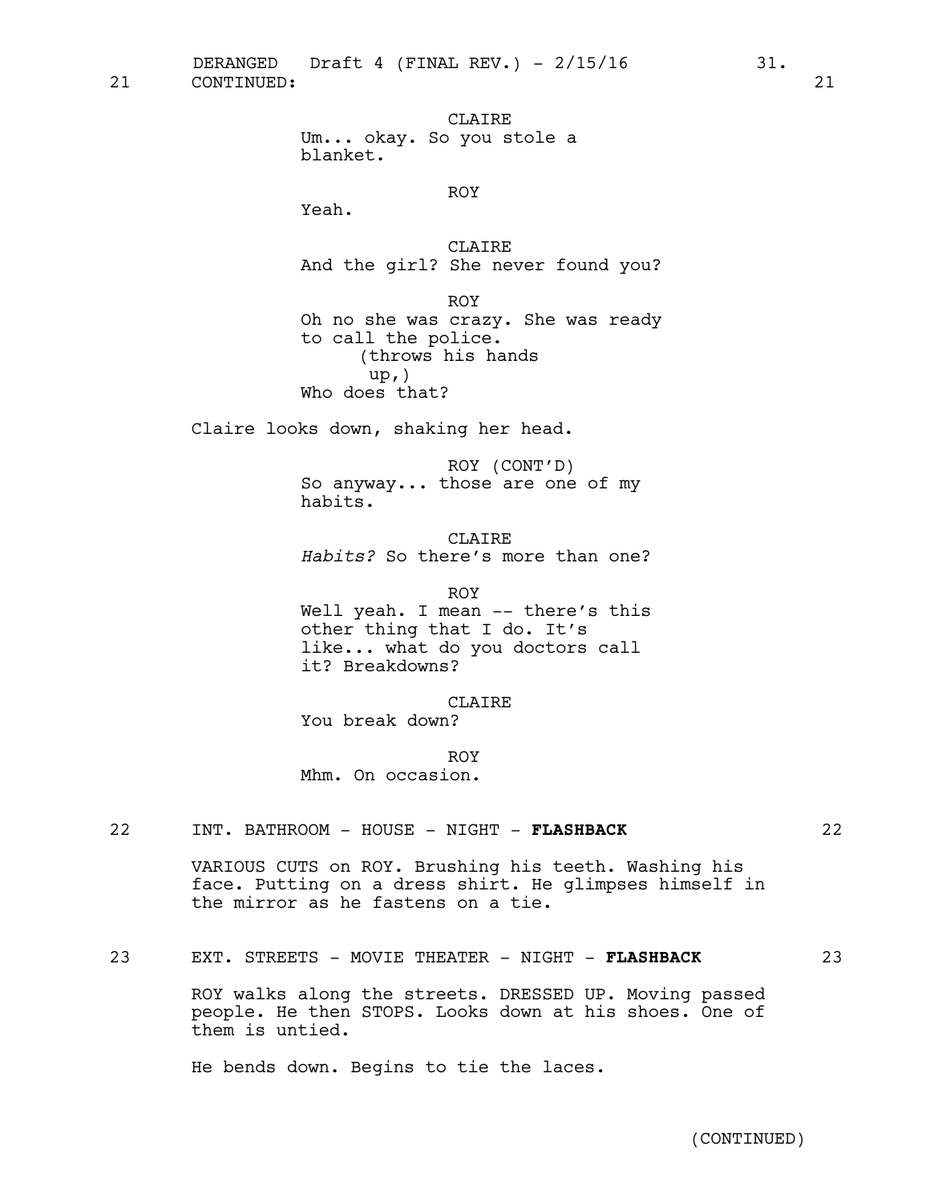21 CONTINUED: 21

CLAIRE
Um... okay. So you stole a blanket.

ROY
Yeah.

CLAIRE
And the girl? She never found you?

ROY
Oh no she was crazy. She was ready to call the police.
(throws his hands up,)
Who does that?

Claire looks down, shaking her head.

ROY (CONT'D)
So anyway... those are one of my habits.

CLAIRE
*Habits?* So there's more than one?

ROY
Well yeah. I mean -- there's this other thing that I do. It's like... what do you doctors call it? Breakdowns?

CLAIRE
You break down?

ROY
Mhm. On occasion.

22 INT. BATHROOM - HOUSE - NIGHT - **FLASHBACK** 22

VARIOUS CUTS on ROY. Brushing his teeth. Washing his face. Putting on a dress shirt. He glimpses himself in the mirror as he fastens on a tie.

23 EXT. STREETS - MOVIE THEATER - NIGHT - **FLASHBACK** 23

ROY walks along the streets. DRESSED UP. Moving passed people. He then STOPS. Looks down at his shoes. One of them is untied.

He bends down. Begins to tie the laces.

(CONTINUED)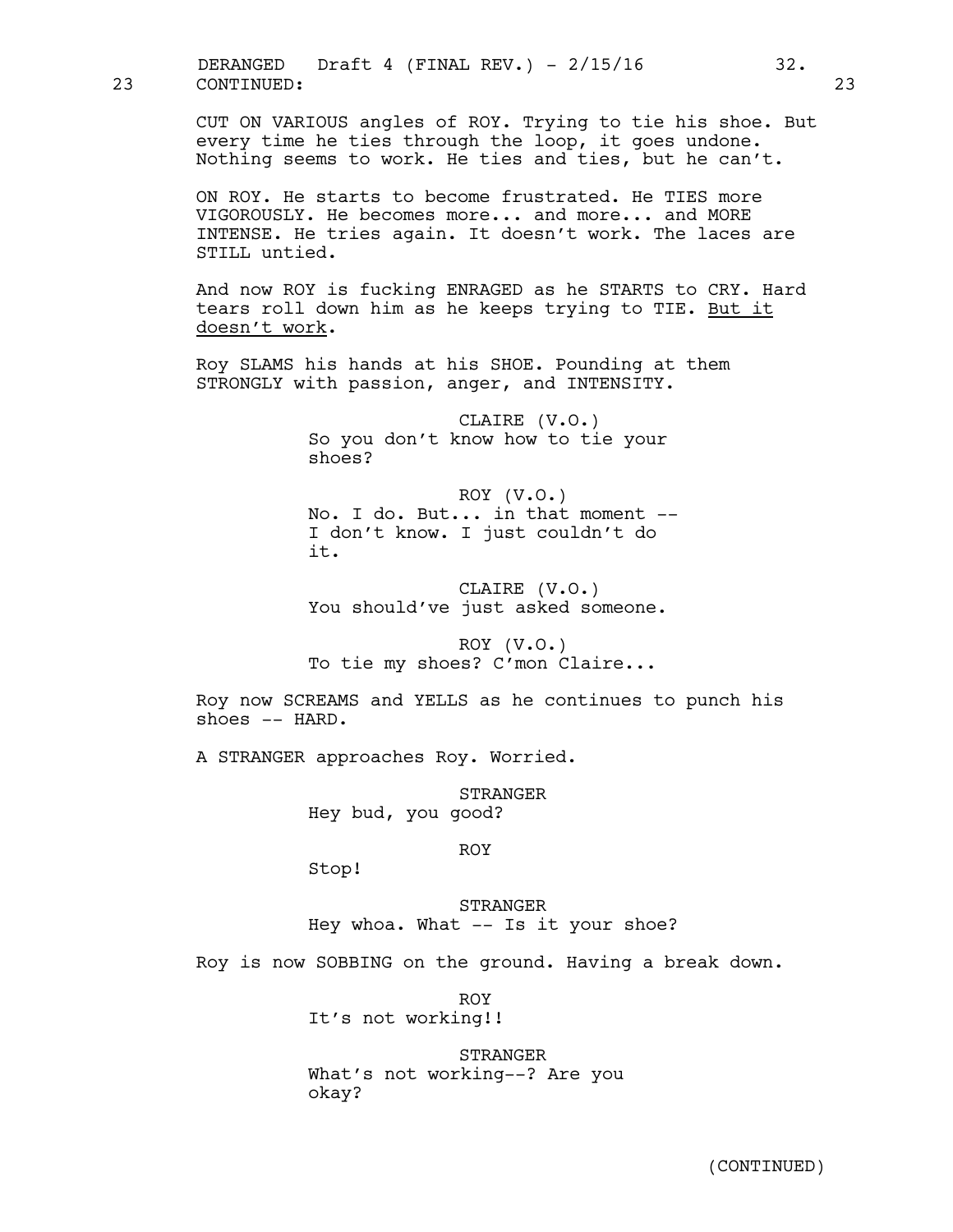23 CONTINUED: 23

CUT ON VARIOUS angles of ROY. Trying to tie his shoe. But every time he ties through the loop, it goes undone. Nothing seems to work. He ties and ties, but he can't.

ON ROY. He starts to become frustrated. He TIES more VIGOROUSLY. He becomes more... and more... and MORE INTENSE. He tries again. It doesn't work. The laces are STILL untied.

And now ROY is fucking ENRAGED as he STARTS to CRY. Hard tears roll down him as he keeps trying to TIE. <u>But it doesn't work</u>.

Roy SLAMS his hands at his SHOE. Pounding at them STRONGLY with passion, anger, and INTENSITY.

CLAIRE (V.O.)
So you don't know how to tie your shoes?

ROY (V.O.)
No. I do. But... in that moment -- I don't know. I just couldn't do it.

CLAIRE (V.O.)
You should've just asked someone.

ROY (V.O.)
To tie my shoes? C'mon Claire...

Roy now SCREAMS and YELLS as he continues to punch his shoes -- HARD.

A STRANGER approaches Roy. Worried.

STRANGER
Hey bud, you good?

ROY
Stop!

STRANGER
Hey whoa. What -- Is it your shoe?

Roy is now SOBBING on the ground. Having a break down.

ROY
It's not working!!

STRANGER
What's not working--? Are you okay?

(CONTINUED)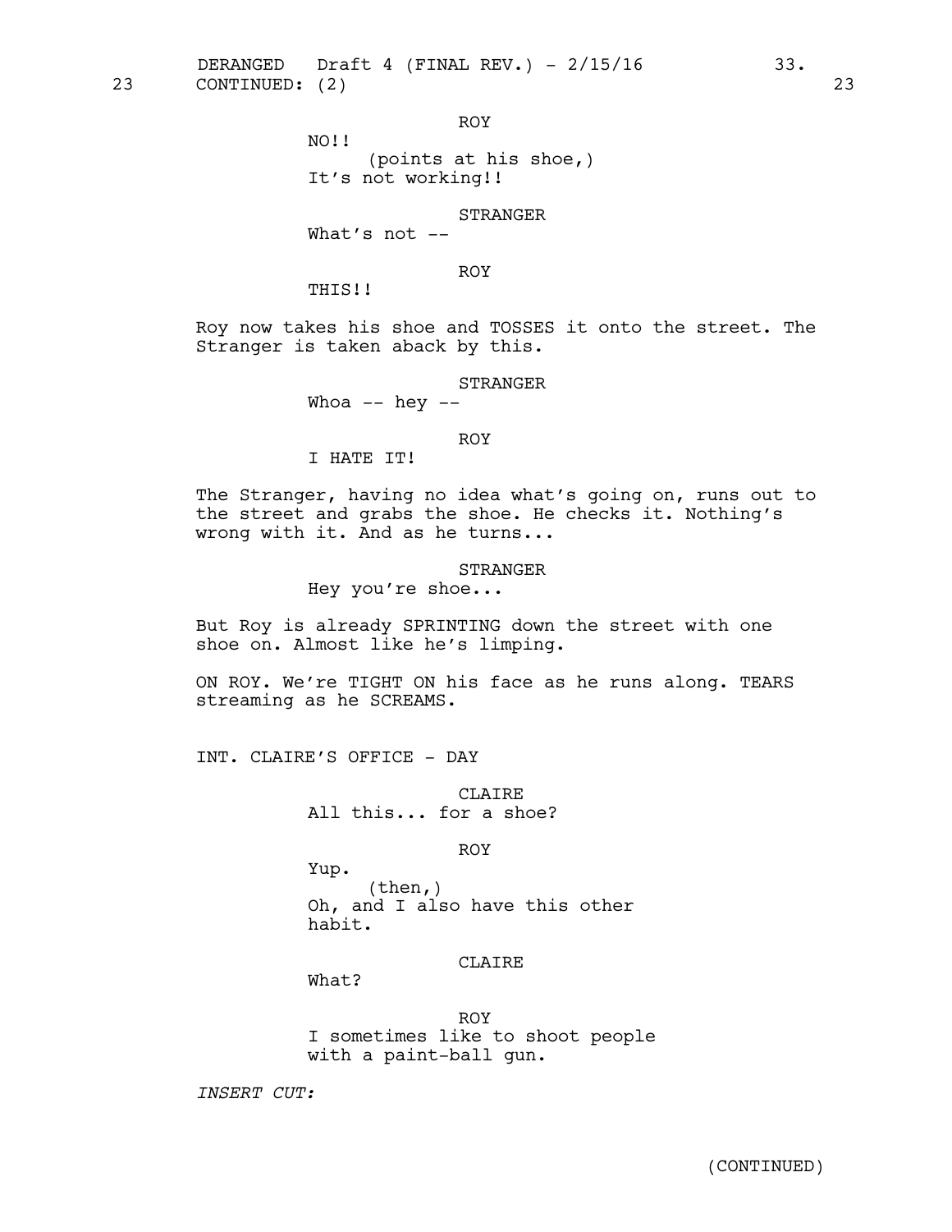23 CONTINUED: (2) 23

ROY

NO!!

(points at his shoe,)

It's not working!!

STRANGER

What's not --

ROY

THIS!!

Roy now takes his shoe and TOSSES it onto the street. The Stranger is taken aback by this.

STRANGER

Whoa -- hey --

ROY

I HATE IT!

The Stranger, having no idea what's going on, runs out to the street and grabs the shoe. He checks it. Nothing's wrong with it. And as he turns...

STRANGER

Hey you're shoe...

But Roy is already SPRINTING down the street with one shoe on. Almost like he's limping.

ON ROY. We're TIGHT ON his face as he runs along. TEARS streaming as he SCREAMS.

INT. CLAIRE'S OFFICE - DAY

CLAIRE

All this... for a shoe?

ROY

Yup.

(then,)

Oh, and I also have this other habit.

CLAIRE

What?

ROY

I sometimes like to shoot people with a paint-ball gun.

*INSERT CUT:*

(CONTINUED)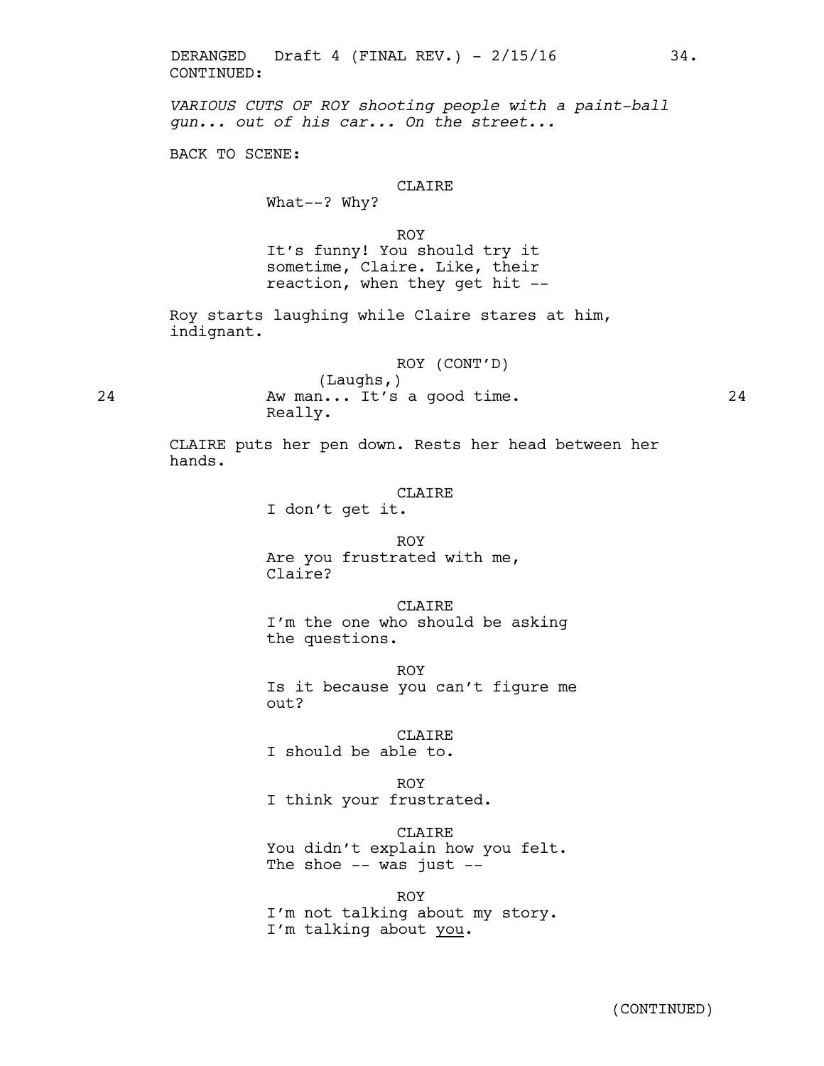CONTINUED:

*VARIOUS CUTS OF ROY shooting people with a paint-ball gun... out of his car... On the street...*

BACK TO SCENE:

CLAIRE
What--? Why?

ROY
It's funny! You should try it sometime, Claire. Like, their reaction, when they get hit --

Roy starts laughing while Claire stares at him, indignant.

ROY (CONT'D)
(Laughs,)
Aw man... It's a good time. Really.

24 — 24

CLAIRE puts her pen down. Rests her head between her hands.

CLAIRE
I don't get it.

ROY
Are you frustrated with me, Claire?

CLAIRE
I'm the one who should be asking the questions.

ROY
Is it because you can't figure me out?

CLAIRE
I should be able to.

ROY
I think your frustrated.

CLAIRE
You didn't explain how you felt. The shoe -- was just --

ROY
I'm not talking about my story. I'm talking about you.

(CONTINUED)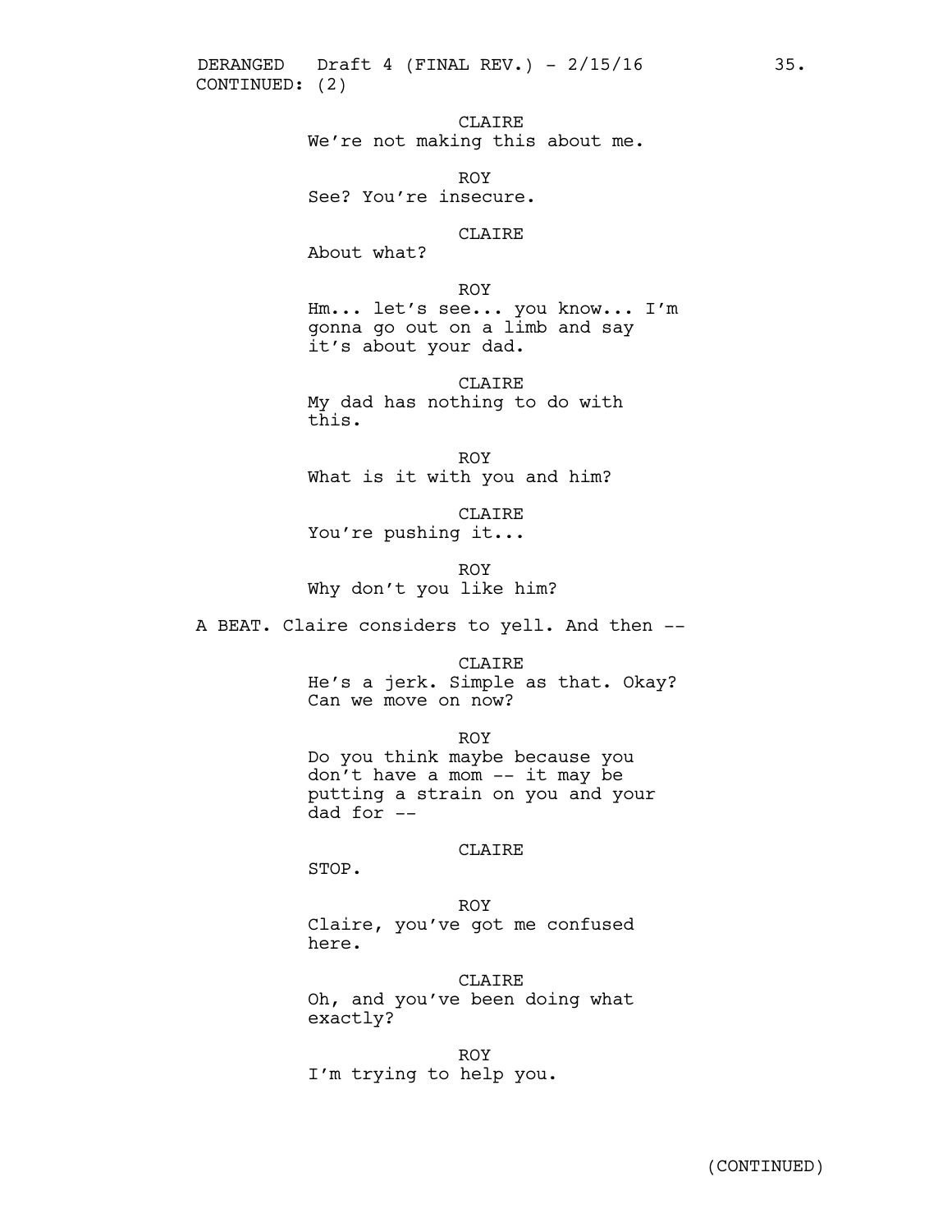CONTINUED: (2)

CLAIRE
We're not making this about me.

ROY
See? You're insecure.

CLAIRE
About what?

ROY
Hm... let's see... you know... I'm gonna go out on a limb and say it's about your dad.

CLAIRE
My dad has nothing to do with this.

ROY
What is it with you and him?

CLAIRE
You're pushing it...

ROY
Why don't you like him?

A BEAT. Claire considers to yell. And then --

CLAIRE
He's a jerk. Simple as that. Okay? Can we move on now?

ROY
Do you think maybe because you don't have a mom -- it may be putting a strain on you and your dad for --

CLAIRE
STOP.

ROY
Claire, you've got me confused here.

CLAIRE
Oh, and you've been doing what exactly?

ROY
I'm trying to help you.

(CONTINUED)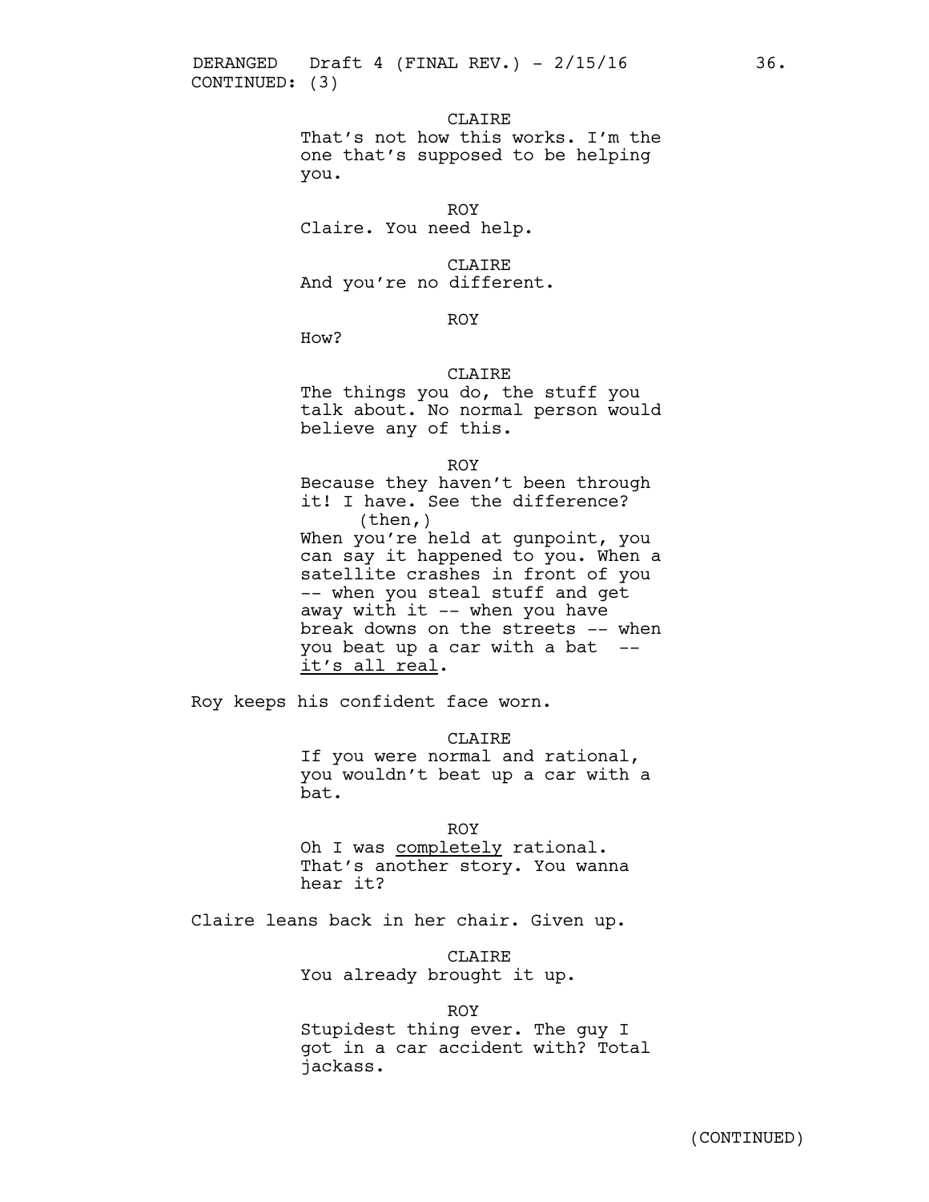CONTINUED: (3)

CLAIRE
That's not how this works. I'm the one that's supposed to be helping you.

ROY
Claire. You need help.

CLAIRE
And you're no different.

ROY
How?

CLAIRE
The things you do, the stuff you talk about. No normal person would believe any of this.

ROY
Because they haven't been through it! I have. See the difference?
(then,)
When you're held at gunpoint, you can say it happened to you. When a satellite crashes in front of you -- when you steal stuff and get away with it -- when you have break downs on the streets -- when you beat up a car with a bat -- it's all real.

Roy keeps his confident face worn.

CLAIRE
If you were normal and rational, you wouldn't beat up a car with a bat.

ROY
Oh I was completely rational. That's another story. You wanna hear it?

Claire leans back in her chair. Given up.

CLAIRE
You already brought it up.

ROY
Stupidest thing ever. The guy I got in a car accident with? Total jackass.

(CONTINUED)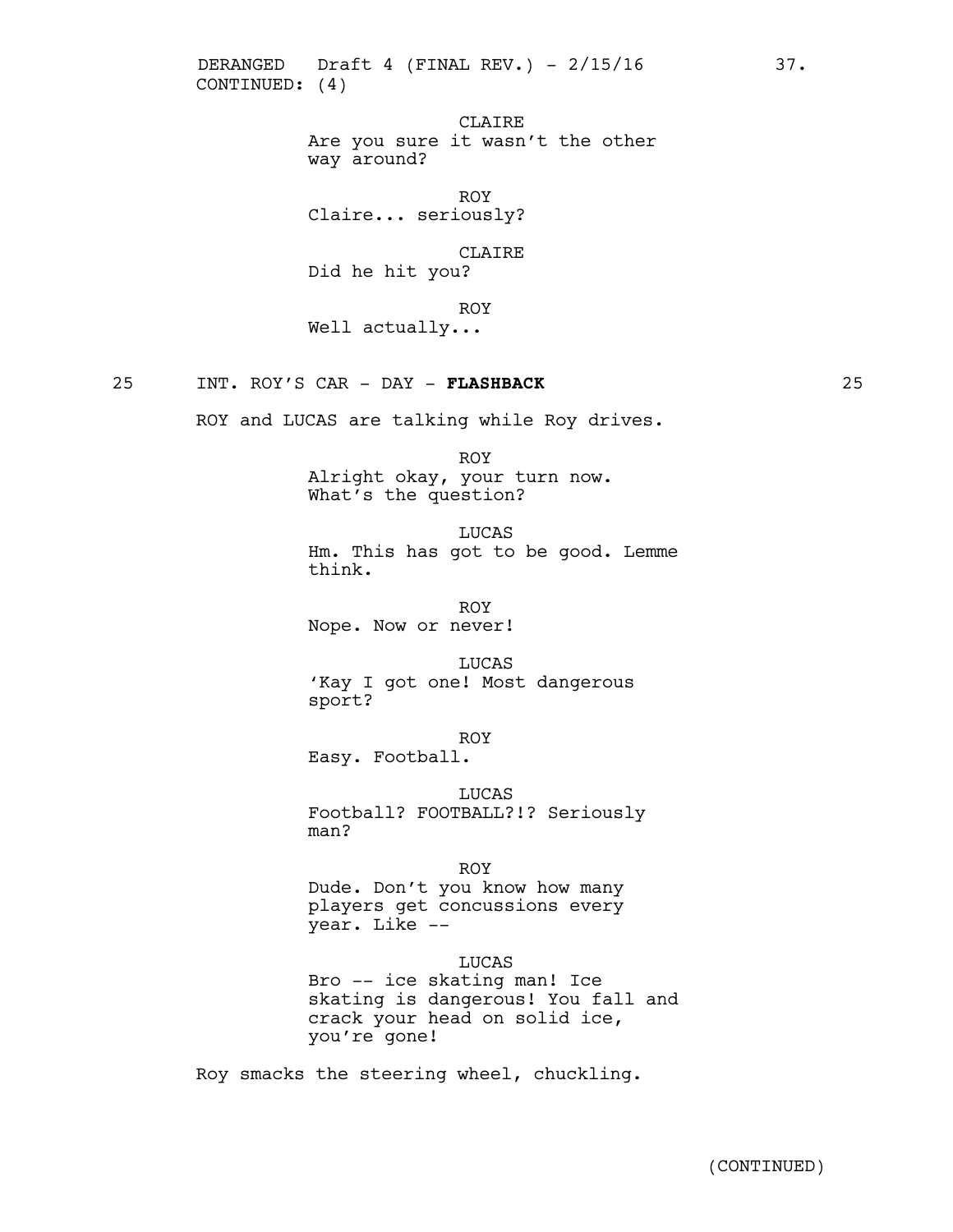CONTINUED: (4)

CLAIRE
Are you sure it wasn't the other way around?

ROY
Claire... seriously?

CLAIRE
Did he hit you?

ROY
Well actually...

25 INT. ROY'S CAR - DAY - **FLASHBACK** 25

ROY and LUCAS are talking while Roy drives.

ROY
Alright okay, your turn now. What's the question?

LUCAS
Hm. This has got to be good. Lemme think.

ROY
Nope. Now or never!

LUCAS
'Kay I got one! Most dangerous sport?

ROY
Easy. Football.

LUCAS
Football? FOOTBALL?!? Seriously man?

ROY
Dude. Don't you know how many players get concussions every year. Like --

LUCAS
Bro -- ice skating man! Ice skating is dangerous! You fall and crack your head on solid ice, you're gone!

Roy smacks the steering wheel, chuckling.

(CONTINUED)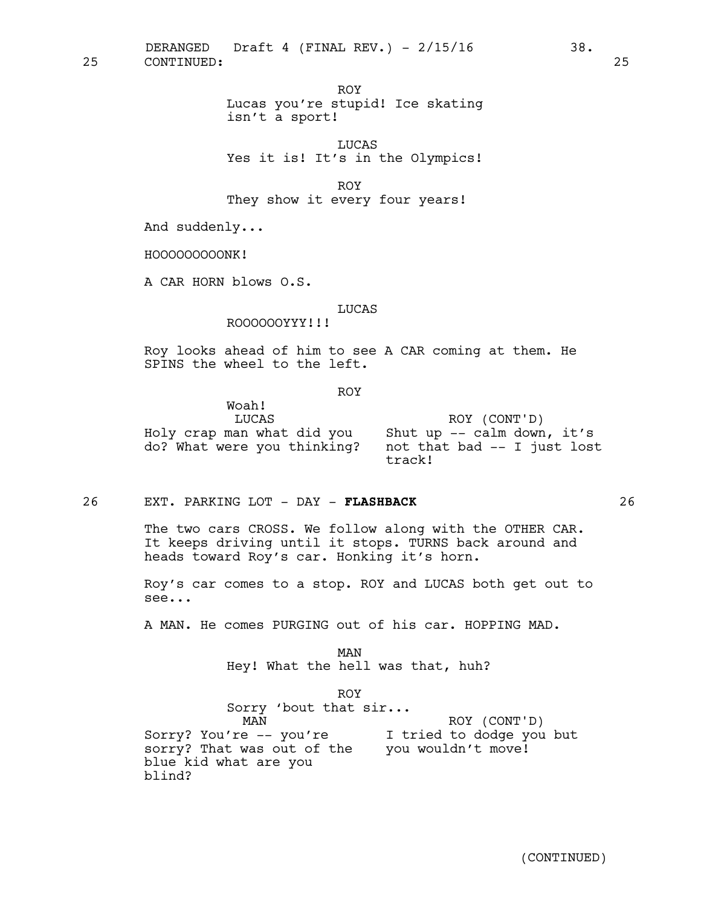25 CONTINUED: 25

ROY
Lucas you're stupid! Ice skating isn't a sport!

LUCAS
Yes it is! It's in the Olympics!

ROY
They show it every four years!

And suddenly...

HOOOOOOOOONK!

A CAR HORN blows O.S.

LUCAS
ROOOOOOYYY!!!

Roy looks ahead of him to see A CAR coming at them. He SPINS the wheel to the left.

ROY
Woah!

| LUCAS | ROY (CONT'D) |
| --- | --- |
| Holy crap man what did you do? What were you thinking? | Shut up -- calm down, it's not that bad -- I just lost track! |

26 EXT. PARKING LOT - DAY - **FLASHBACK** 26

The two cars CROSS. We follow along with the OTHER CAR. It keeps driving until it stops. TURNS back around and heads toward Roy's car. Honking it's horn.

Roy's car comes to a stop. ROY and LUCAS both get out to see...

A MAN. He comes PURGING out of his car. HOPPING MAD.

MAN
Hey! What the hell was that, huh?

ROY
Sorry 'bout that sir...

| MAN | ROY (CONT'D) |
| --- | --- |
| Sorry? You're -- you're sorry? That was out of the blue kid what are you blind? | I tried to dodge you but you wouldn't move! |

(CONTINUED)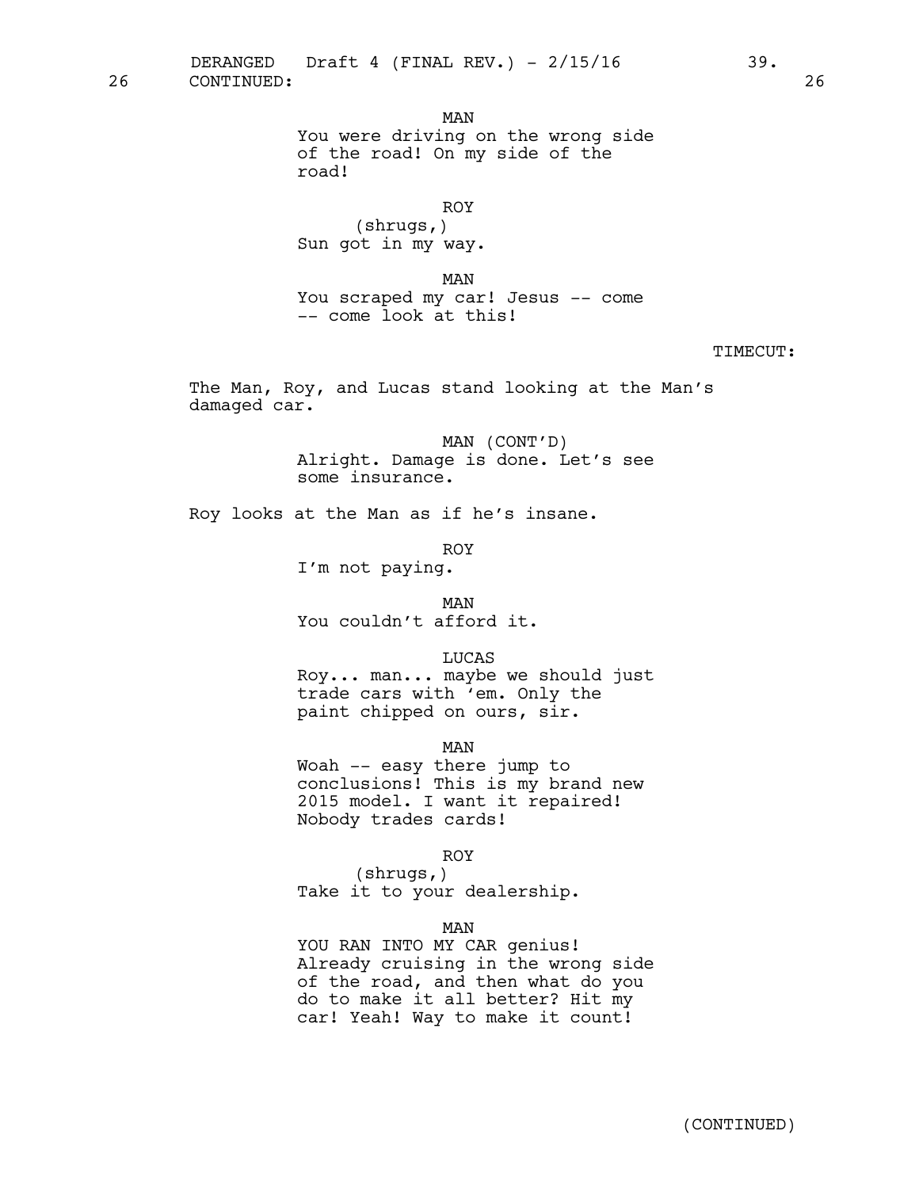26 CONTINUED: 26

MAN
You were driving on the wrong side of the road! On my side of the road!

ROY
(shrugs,)
Sun got in my way.

MAN
You scraped my car! Jesus -- come -- come look at this!

TIMECUT:

The Man, Roy, and Lucas stand looking at the Man's damaged car.

MAN (CONT'D)
Alright. Damage is done. Let's see some insurance.

Roy looks at the Man as if he's insane.

ROY
I'm not paying.

MAN
You couldn't afford it.

LUCAS
Roy... man... maybe we should just trade cars with 'em. Only the paint chipped on ours, sir.

MAN
Woah -- easy there jump to conclusions! This is my brand new 2015 model. I want it repaired! Nobody trades cards!

ROY
(shrugs,)
Take it to your dealership.

MAN
YOU RAN INTO MY CAR genius! Already cruising in the wrong side of the road, and then what do you do to make it all better? Hit my car! Yeah! Way to make it count!

(CONTINUED)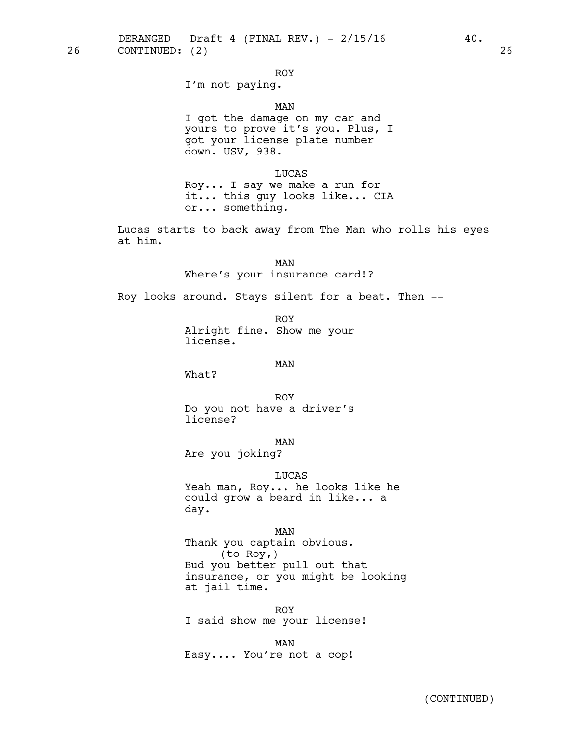26 CONTINUED: (2) 26

ROY
I'm not paying.

MAN
I got the damage on my car and yours to prove it's you. Plus, I got your license plate number down. USV, 938.

LUCAS
Roy... I say we make a run for it... this guy looks like... CIA or... something.

Lucas starts to back away from The Man who rolls his eyes at him.

MAN
Where's your insurance card!?

Roy looks around. Stays silent for a beat. Then --

ROY
Alright fine. Show me your license.

MAN
What?

ROY
Do you not have a driver's license?

MAN
Are you joking?

LUCAS
Yeah man, Roy... he looks like he could grow a beard in like... a day.

MAN
Thank you captain obvious.
(to Roy,)
Bud you better pull out that insurance, or you might be looking at jail time.

ROY
I said show me your license!

MAN
Easy.... You're not a cop!

(CONTINUED)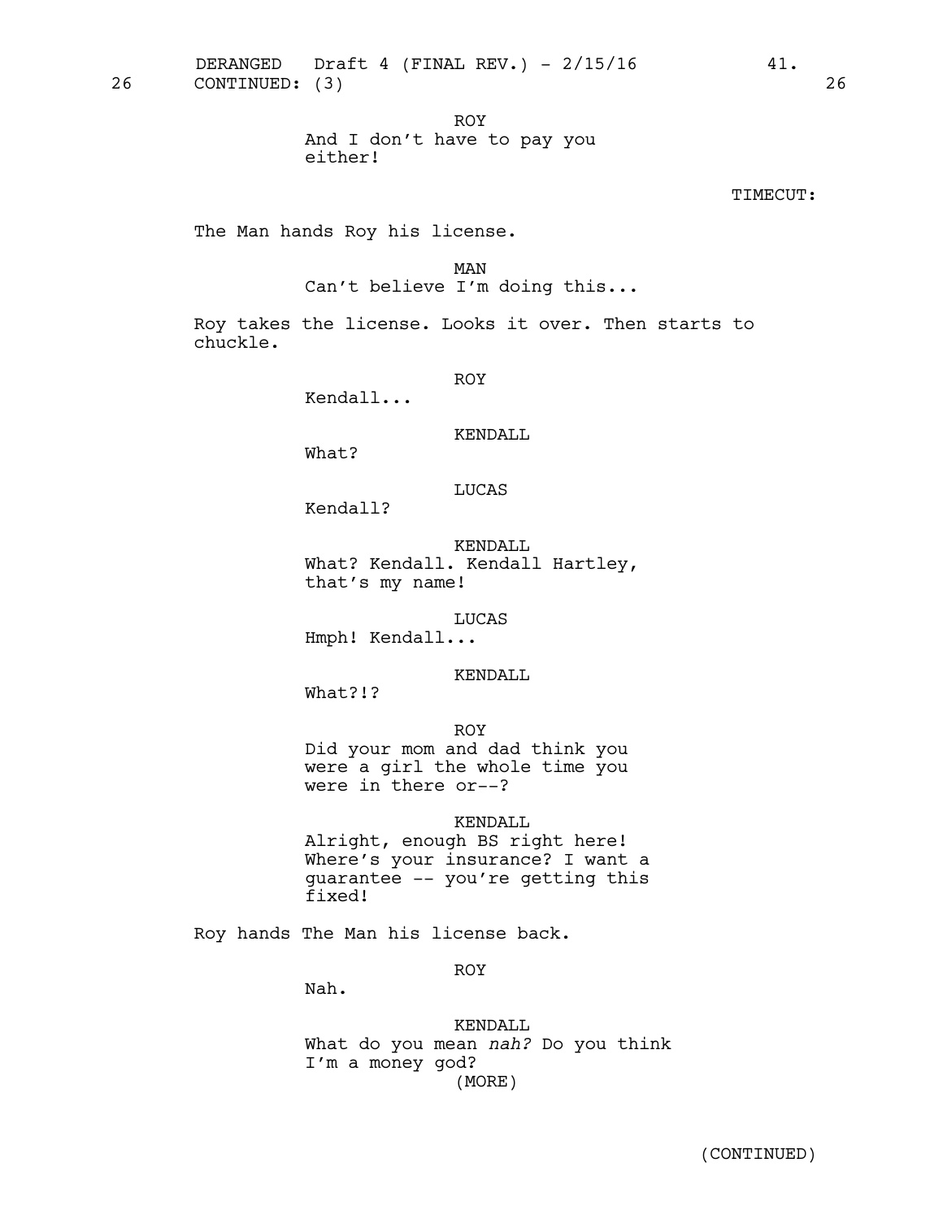26 CONTINUED: (3) 26

ROY
And I don't have to pay you either!

TIMECUT:

The Man hands Roy his license.

MAN
Can't believe I'm doing this...

Roy takes the license. Looks it over. Then starts to chuckle.

ROY
Kendall...

KENDALL
What?

LUCAS
Kendall?

KENDALL
What? Kendall. Kendall Hartley, that's my name!

LUCAS
Hmph! Kendall...

KENDALL
What?!?

ROY
Did your mom and dad think you were a girl the whole time you were in there or--?

KENDALL
Alright, enough BS right here! Where's your insurance? I want a guarantee -- you're getting this fixed!

Roy hands The Man his license back.

ROY
Nah.

KENDALL
What do you mean *nah?* Do you think I'm a money god?
(MORE)

(CONTINUED)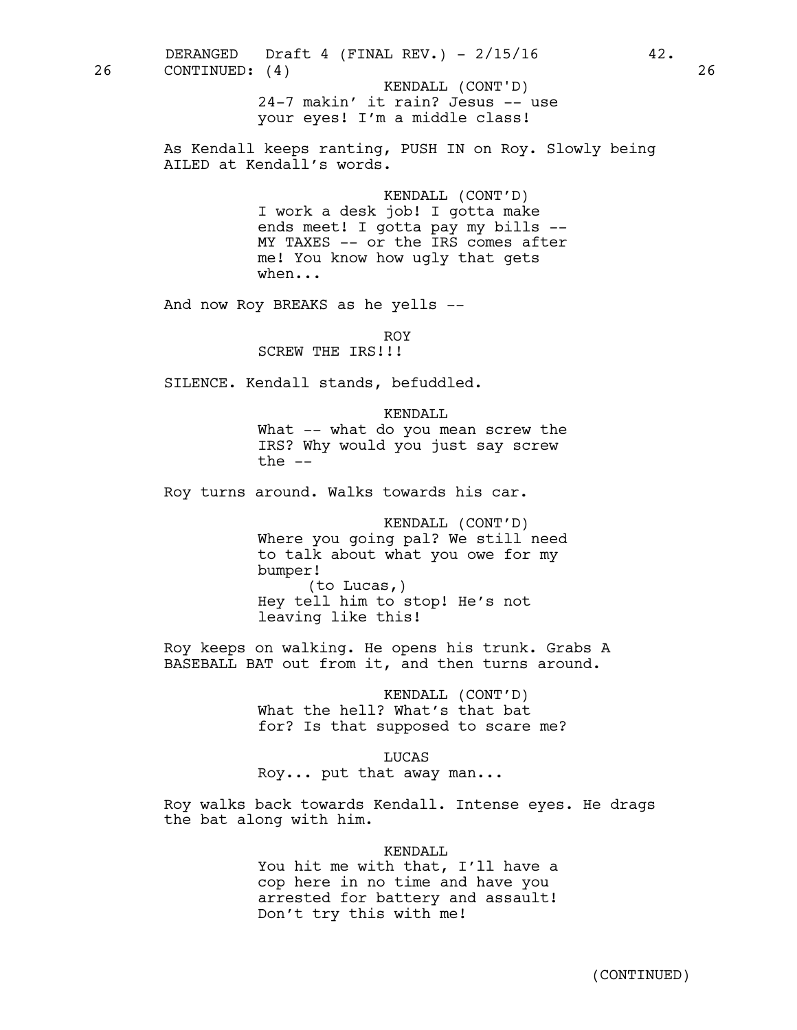26 CONTINUED: (4) 26

KENDALL (CONT'D)
24-7 makin' it rain? Jesus -- use your eyes! I'm a middle class!

As Kendall keeps ranting, PUSH IN on Roy. Slowly being AILED at Kendall's words.

KENDALL (CONT'D)
I work a desk job! I gotta make ends meet! I gotta pay my bills -- MY TAXES -- or the IRS comes after me! You know how ugly that gets when...

And now Roy BREAKS as he yells --

ROY
SCREW THE IRS!!!

SILENCE. Kendall stands, befuddled.

KENDALL
What -- what do you mean screw the IRS? Why would you just say screw the --

Roy turns around. Walks towards his car.

KENDALL (CONT'D)
Where you going pal? We still need to talk about what you owe for my bumper!
(to Lucas,)
Hey tell him to stop! He's not leaving like this!

Roy keeps on walking. He opens his trunk. Grabs A BASEBALL BAT out from it, and then turns around.

KENDALL (CONT'D)
What the hell? What's that bat for? Is that supposed to scare me?

LUCAS
Roy... put that away man...

Roy walks back towards Kendall. Intense eyes. He drags the bat along with him.

KENDALL
You hit me with that, I'll have a cop here in no time and have you arrested for battery and assault! Don't try this with me!

(CONTINUED)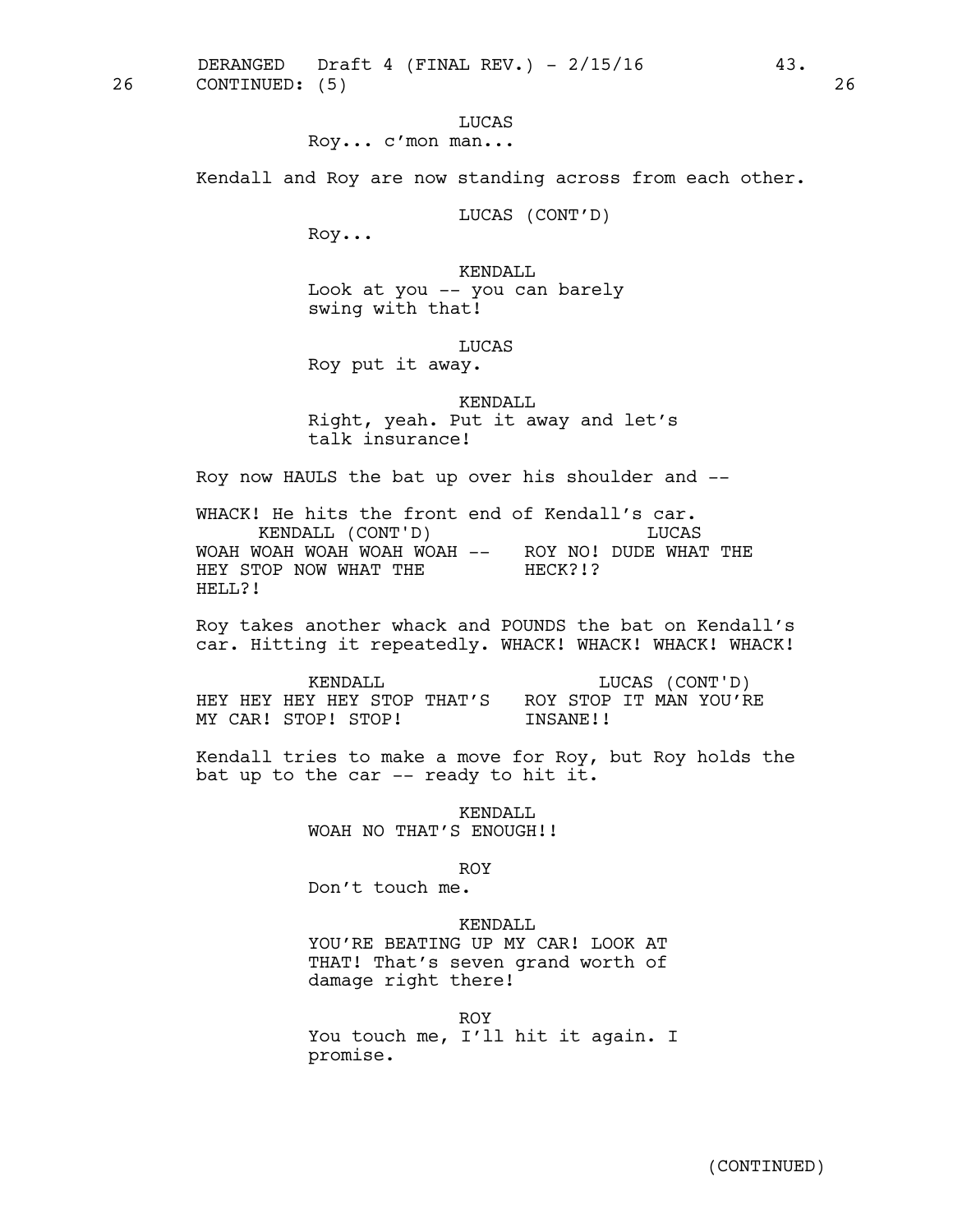26 CONTINUED: (5) 26

LUCAS
Roy... c'mon man...

Kendall and Roy are now standing across from each other.

LUCAS (CONT'D)
Roy...

KENDALL
Look at you -- you can barely swing with that!

LUCAS
Roy put it away.

KENDALL
Right, yeah. Put it away and let's talk insurance!

Roy now HAULS the bat up over his shoulder and --

WHACK! He hits the front end of Kendall's car.

KENDALL (CONT'D)
WOAH WOAH WOAH WOAH WOAH -- HEY STOP NOW WHAT THE HELL?!

LUCAS
ROY NO! DUDE WHAT THE HECK?!?

Roy takes another whack and POUNDS the bat on Kendall's car. Hitting it repeatedly. WHACK! WHACK! WHACK! WHACK!

KENDALL
HEY HEY HEY HEY STOP THAT'S MY CAR! STOP! STOP!

LUCAS (CONT'D)
ROY STOP IT MAN YOU'RE INSANE!!

Kendall tries to make a move for Roy, but Roy holds the bat up to the car -- ready to hit it.

KENDALL
WOAH NO THAT'S ENOUGH!!

ROY
Don't touch me.

KENDALL
YOU'RE BEATING UP MY CAR! LOOK AT THAT! That's seven grand worth of damage right there!

ROY
You touch me, I'll hit it again. I promise.

(CONTINUED)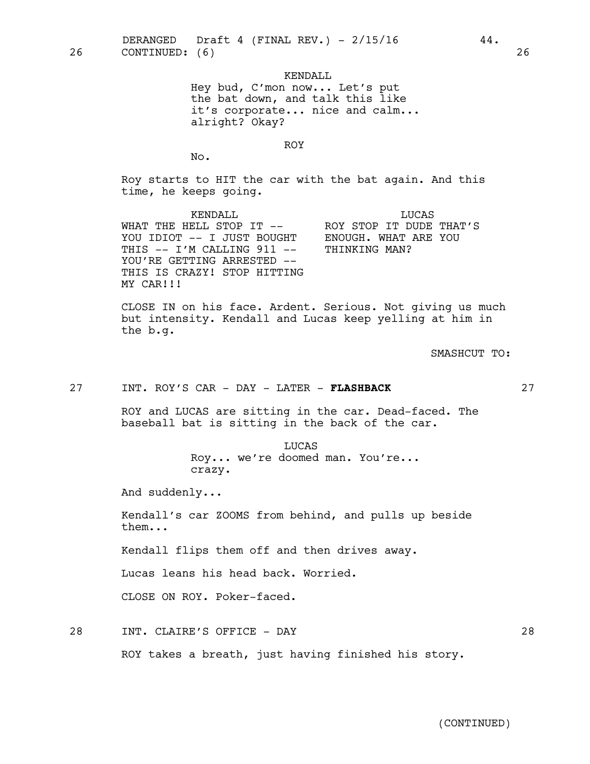26 CONTINUED: (6) 26

KENDALL
Hey bud, C'mon now... Let's put the bat down, and talk this like it's corporate... nice and calm... alright? Okay?

ROY
No.

Roy starts to HIT the car with the bat again. And this time, he keeps going.

KENDALL
WHAT THE HELL STOP IT -- YOU IDIOT -- I JUST BOUGHT THIS -- I'M CALLING 911 -- YOU'RE GETTING ARRESTED -- THIS IS CRAZY! STOP HITTING MY CAR!!!

LUCAS
ROY STOP IT DUDE THAT'S ENOUGH. WHAT ARE YOU THINKING MAN?

CLOSE IN on his face. Ardent. Serious. Not giving us much but intensity. Kendall and Lucas keep yelling at him in the b.g.

SMASHCUT TO:

27 INT. ROY'S CAR - DAY - LATER - **FLASHBACK** 27

ROY and LUCAS are sitting in the car. Dead-faced. The baseball bat is sitting in the back of the car.

LUCAS
Roy... we're doomed man. You're... crazy.

And suddenly...

Kendall's car ZOOMS from behind, and pulls up beside them...

Kendall flips them off and then drives away.

Lucas leans his head back. Worried.

CLOSE ON ROY. Poker-faced.

28 INT. CLAIRE'S OFFICE - DAY 28

ROY takes a breath, just having finished his story.

(CONTINUED)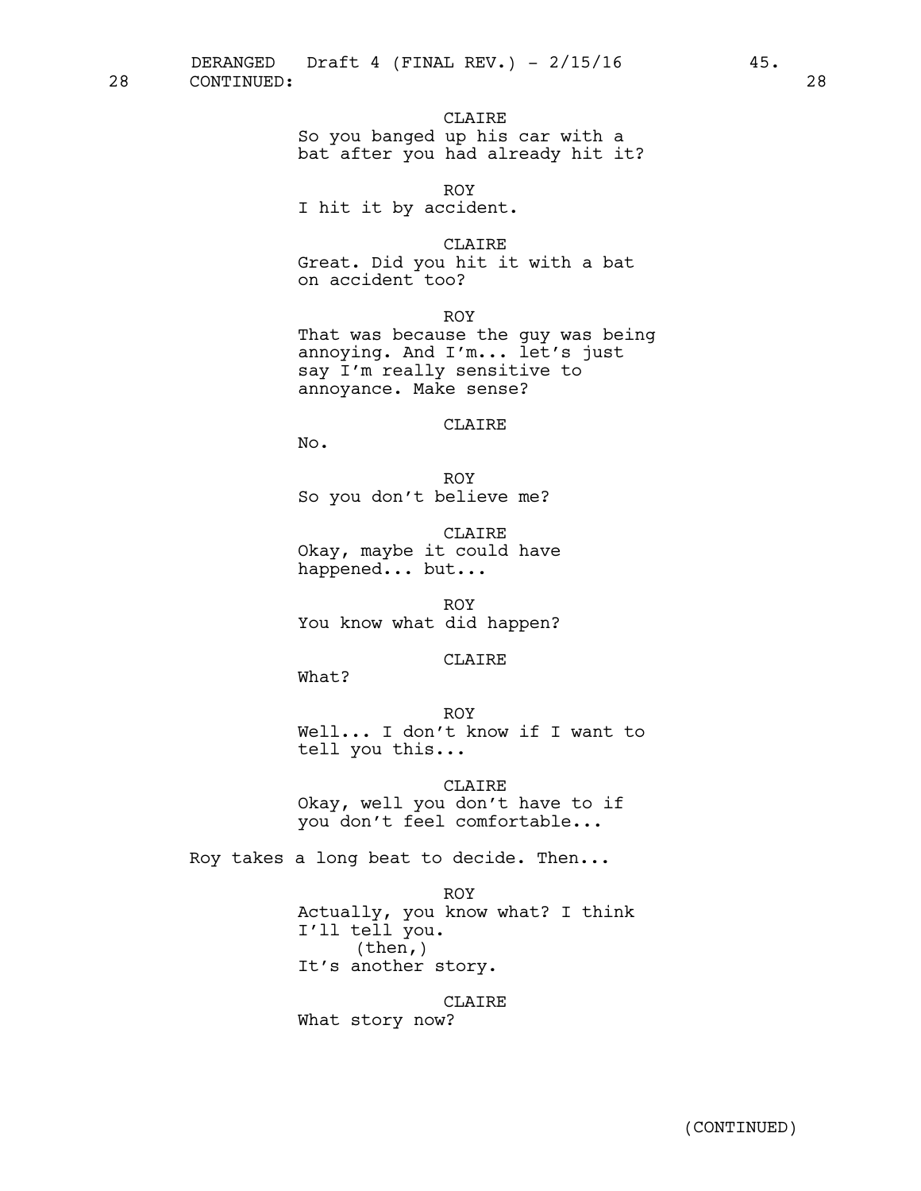CLAIRE
So you banged up his car with a bat after you had already hit it?

ROY
I hit it by accident.

CLAIRE
Great. Did you hit it with a bat on accident too?

ROY
That was because the guy was being annoying. And I'm... let's just say I'm really sensitive to annoyance. Make sense?

CLAIRE
No.

ROY
So you don't believe me?

CLAIRE
Okay, maybe it could have happened... but...

ROY
You know what did happen?

CLAIRE
What?

ROY
Well... I don't know if I want to tell you this...

CLAIRE
Okay, well you don't have to if you don't feel comfortable...

Roy takes a long beat to decide. Then...

ROY
Actually, you know what? I think I'll tell you.
(then,)
It's another story.

CLAIRE
What story now?

(CONTINUED)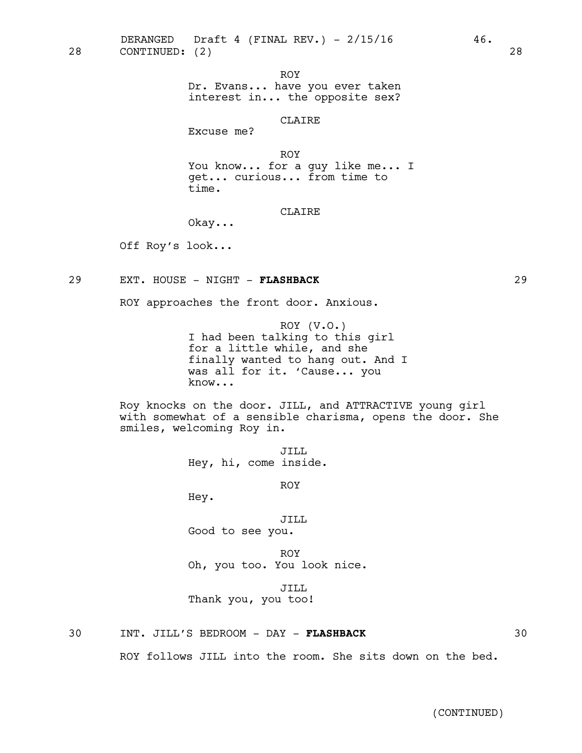28 CONTINUED: (2) 28

ROY
Dr. Evans... have you ever taken interest in... the opposite sex?

CLAIRE
Excuse me?

ROY
You know... for a guy like me... I get... curious... from time to time.

CLAIRE
Okay...

Off Roy's look...

29 EXT. HOUSE - NIGHT - **FLASHBACK** 29

ROY approaches the front door. Anxious.

ROY (V.O.)
I had been talking to this girl for a little while, and she finally wanted to hang out. And I was all for it. 'Cause... you know...

Roy knocks on the door. JILL, and ATTRACTIVE young girl with somewhat of a sensible charisma, opens the door. She smiles, welcoming Roy in.

JILL
Hey, hi, come inside.

ROY
Hey.

JILL
Good to see you.

ROY
Oh, you too. You look nice.

JILL
Thank you, you too!

30 INT. JILL'S BEDROOM - DAY - **FLASHBACK** 30

ROY follows JILL into the room. She sits down on the bed.

(CONTINUED)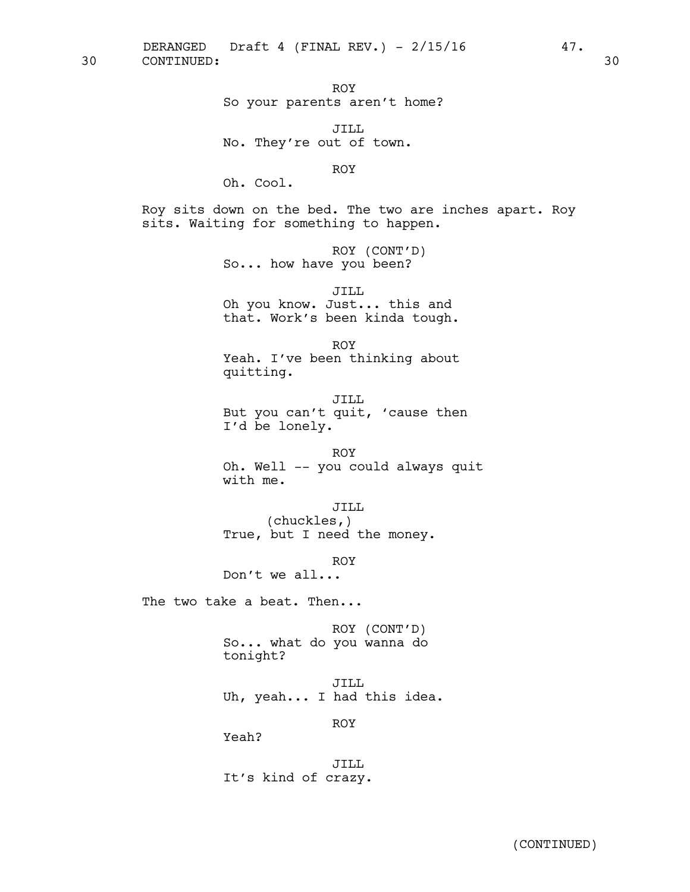30 CONTINUED: 30

ROY
So your parents aren't home?

JILL
No. They're out of town.

ROY
Oh. Cool.

Roy sits down on the bed. The two are inches apart. Roy sits. Waiting for something to happen.

ROY (CONT'D)
So... how have you been?

JILL
Oh you know. Just... this and that. Work's been kinda tough.

ROY
Yeah. I've been thinking about quitting.

JILL
But you can't quit, 'cause then I'd be lonely.

ROY
Oh. Well -- you could always quit with me.

JILL
(chuckles,)
True, but I need the money.

ROY
Don't we all...

The two take a beat. Then...

ROY (CONT'D)
So... what do you wanna do tonight?

JILL
Uh, yeah... I had this idea.

ROY
Yeah?

JILL
It's kind of crazy.

(CONTINUED)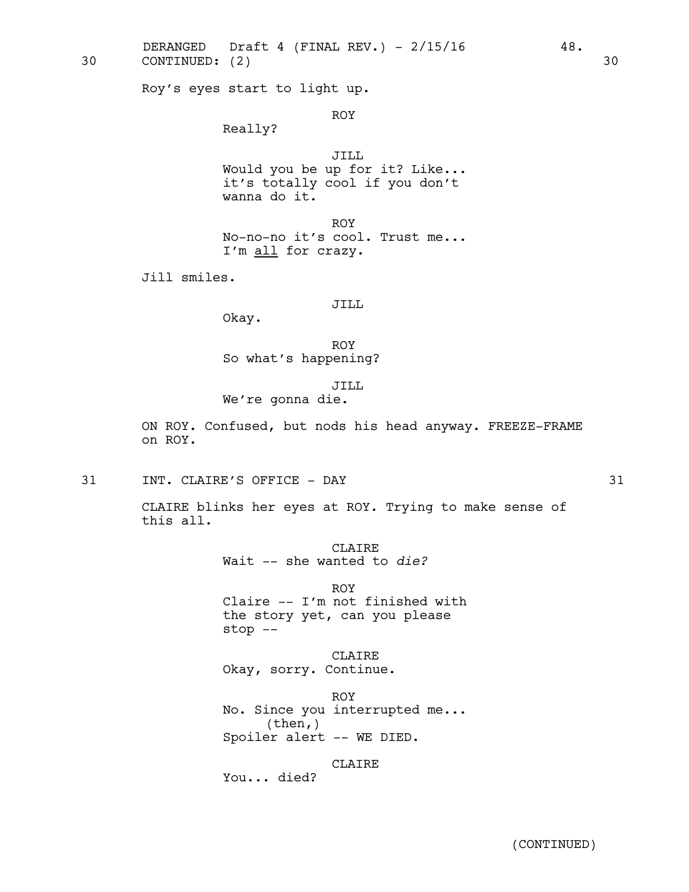30 CONTINUED: (2) 30

Roy's eyes start to light up.

ROY
Really?

JILL
Would you be up for it? Like... it's totally cool if you don't wanna do it.

ROY
No-no-no it's cool. Trust me... I'm <u>all</u> for crazy.

Jill smiles.

JILL
Okay.

ROY
So what's happening?

JILL
We're gonna die.

ON ROY. Confused, but nods his head anyway. FREEZE-FRAME on ROY.

31 INT. CLAIRE'S OFFICE - DAY 31

CLAIRE blinks her eyes at ROY. Trying to make sense of this all.

CLAIRE
Wait -- she wanted to *die?*

ROY
Claire -- I'm not finished with the story yet, can you please stop --

CLAIRE
Okay, sorry. Continue.

ROY
No. Since you interrupted me...
(then,)
Spoiler alert -- WE DIED.

CLAIRE
You... died?

(CONTINUED)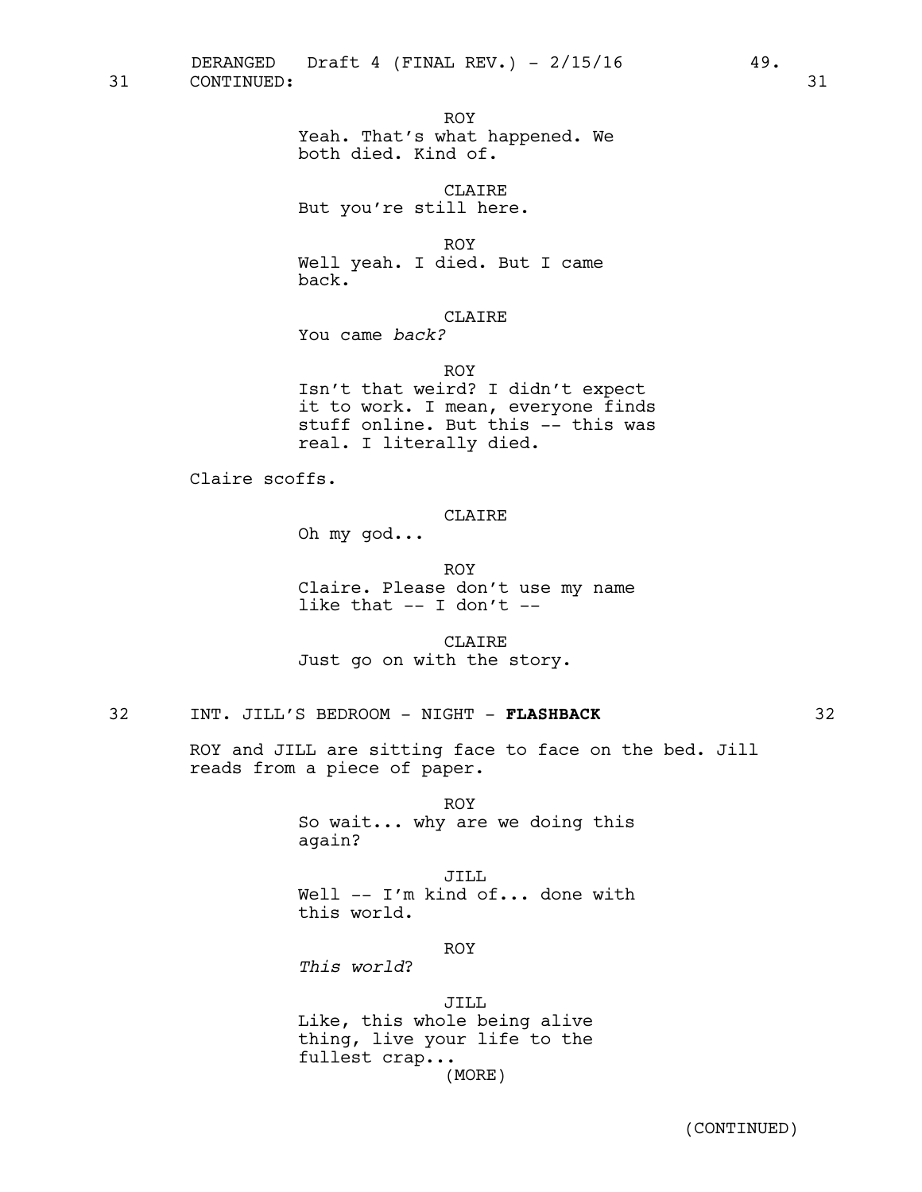31 CONTINUED: 31

ROY
Yeah. That's what happened. We both died. Kind of.

CLAIRE
But you're still here.

ROY
Well yeah. I died. But I came back.

CLAIRE
You came *back?*

ROY
Isn't that weird? I didn't expect it to work. I mean, everyone finds stuff online. But this -- this was real. I literally died.

Claire scoffs.

CLAIRE
Oh my god...

ROY
Claire. Please don't use my name like that -- I don't --

CLAIRE
Just go on with the story.

32 INT. JILL'S BEDROOM - NIGHT - **FLASHBACK** 32

ROY and JILL are sitting face to face on the bed. Jill reads from a piece of paper.

ROY
So wait... why are we doing this again?

JILL
Well -- I'm kind of... done with this world.

ROY
*This world*?

JILL
Like, this whole being alive thing, live your life to the fullest crap...
(MORE)

(CONTINUED)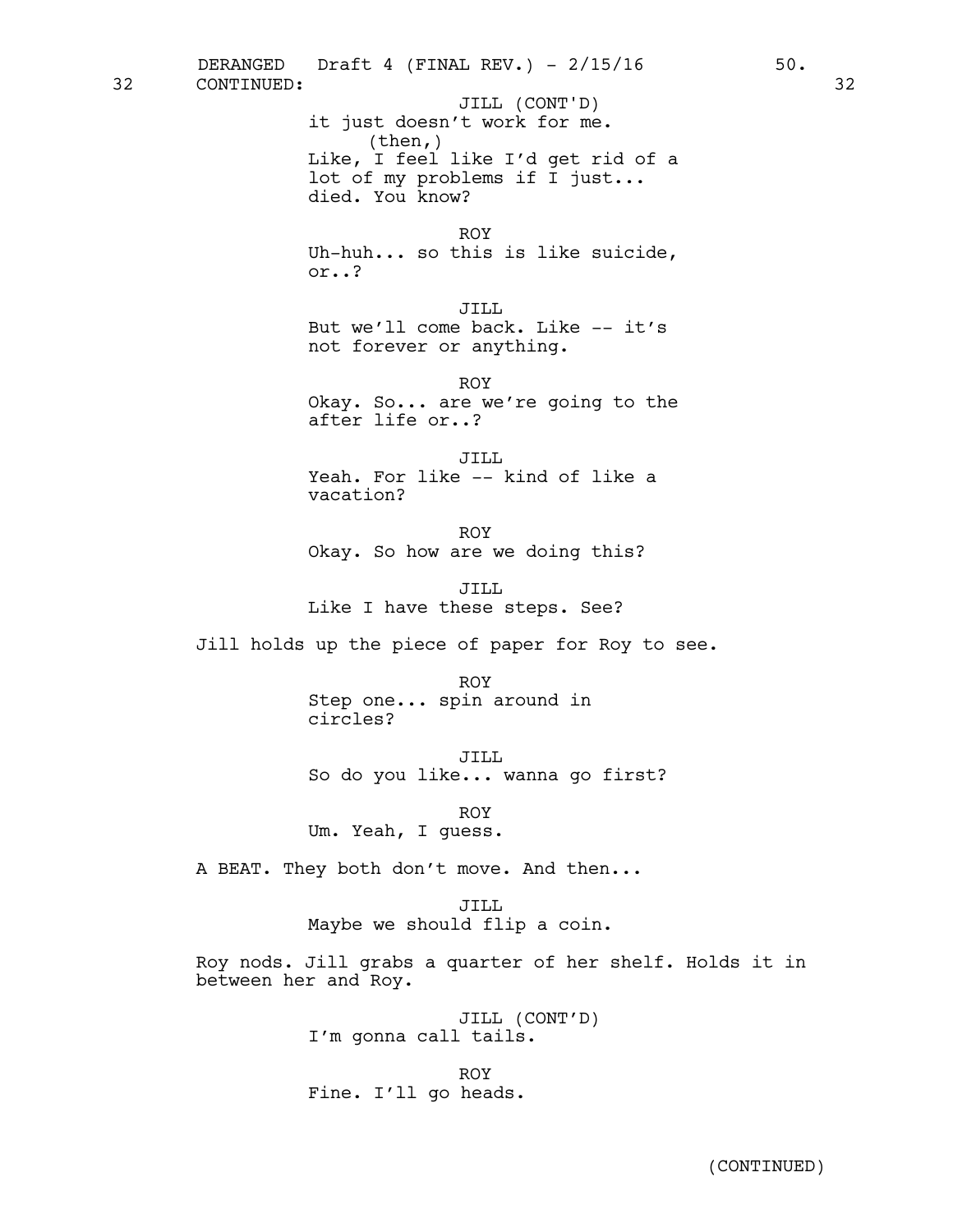32 CONTINUED: 32

JILL (CONT'D)
it just doesn't work for me.
(then,)
Like, I feel like I'd get rid of a lot of my problems if I just... died. You know?

ROY
Uh-huh... so this is like suicide, or..?

JILL
But we'll come back. Like -- it's not forever or anything.

ROY
Okay. So... are we're going to the after life or..?

JILL
Yeah. For like -- kind of like a vacation?

ROY
Okay. So how are we doing this?

JILL
Like I have these steps. See?

Jill holds up the piece of paper for Roy to see.

ROY
Step one... spin around in circles?

JILL
So do you like... wanna go first?

ROY
Um. Yeah, I guess.

A BEAT. They both don't move. And then...

JILL
Maybe we should flip a coin.

Roy nods. Jill grabs a quarter of her shelf. Holds it in between her and Roy.

JILL (CONT'D)
I'm gonna call tails.

ROY
Fine. I'll go heads.

(CONTINUED)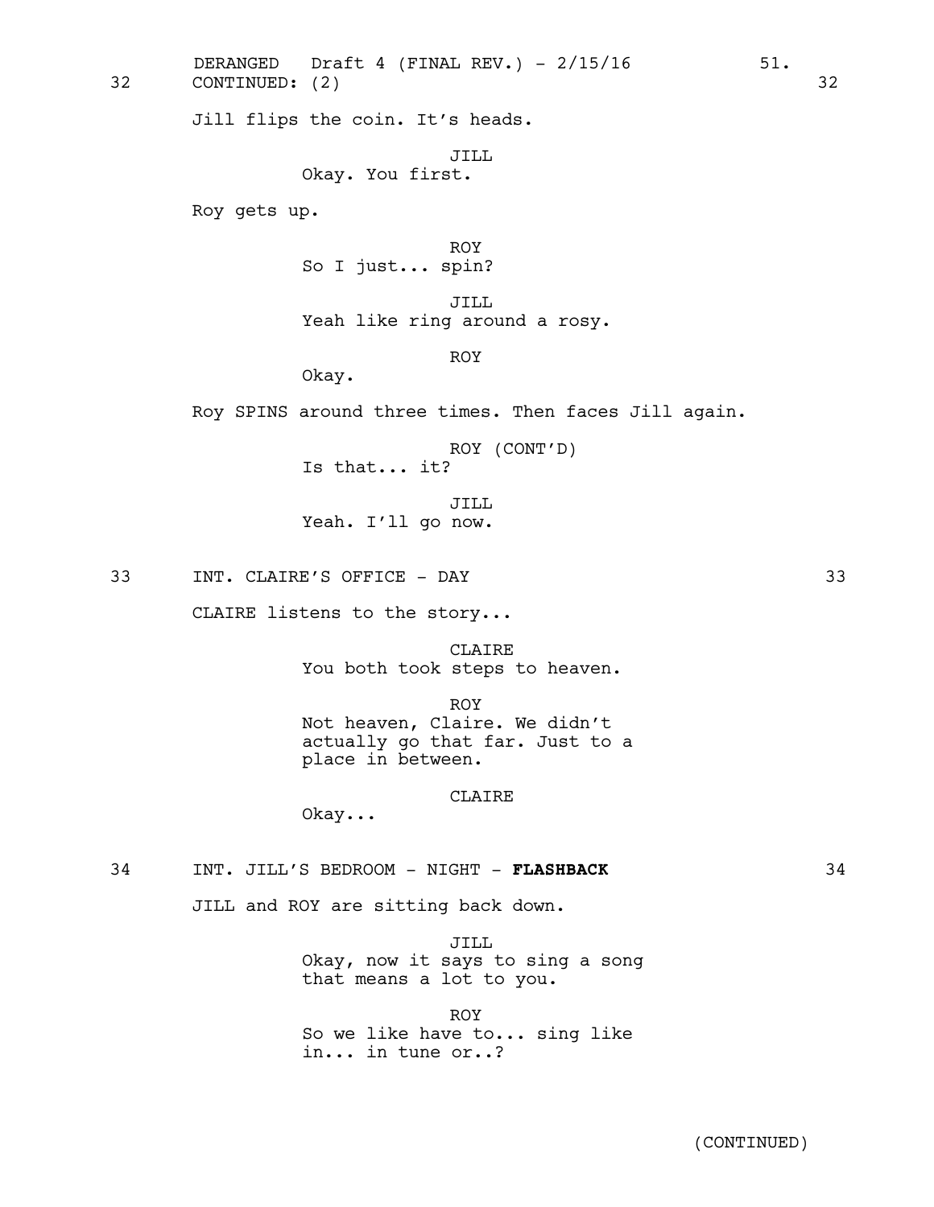32 CONTINUED: (2) 32

Jill flips the coin. It's heads.

JILL
Okay. You first.

Roy gets up.

ROY
So I just... spin?

JILL
Yeah like ring around a rosy.

ROY
Okay.

Roy SPINS around three times. Then faces Jill again.

ROY (CONT'D)
Is that... it?

JILL
Yeah. I'll go now.

33 INT. CLAIRE'S OFFICE - DAY 33

CLAIRE listens to the story...

CLAIRE
You both took steps to heaven.

ROY
Not heaven, Claire. We didn't actually go that far. Just to a place in between.

CLAIRE
Okay...

34 INT. JILL'S BEDROOM - NIGHT - **FLASHBACK** 34

JILL and ROY are sitting back down.

JILL
Okay, now it says to sing a song that means a lot to you.

ROY
So we like have to... sing like in... in tune or..?

(CONTINUED)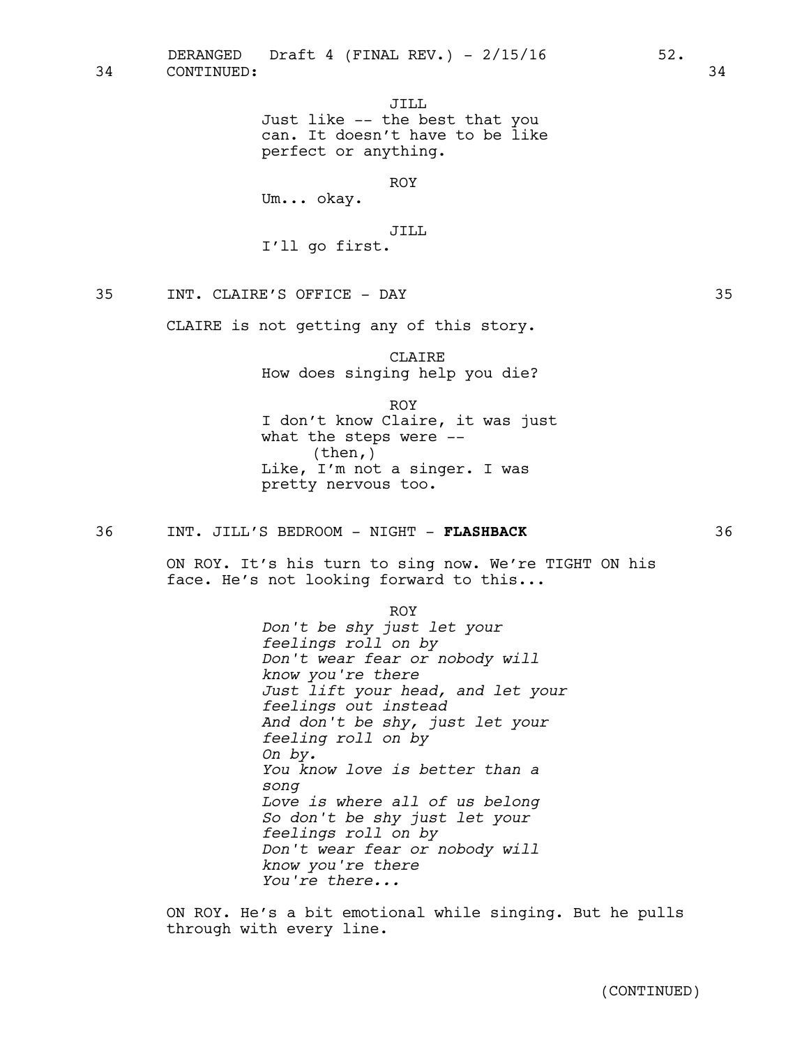34 CONTINUED: 34

JILL
Just like -- the best that you can. It doesn't have to be like perfect or anything.

ROY
Um... okay.

JILL
I'll go first.

35 INT. CLAIRE'S OFFICE - DAY 35

CLAIRE is not getting any of this story.

CLAIRE
How does singing help you die?

ROY
I don't know Claire, it was just what the steps were --
(then,)
Like, I'm not a singer. I was pretty nervous too.

36 INT. JILL'S BEDROOM - NIGHT - **FLASHBACK** 36

ON ROY. It's his turn to sing now. We're TIGHT ON his face. He's not looking forward to this...

ROY
*Don't be shy just let your feelings roll on by*
*Don't wear fear or nobody will know you're there*
*Just lift your head, and let your feelings out instead*
*And don't be shy, just let your feeling roll on by*
*On by.*
*You know love is better than a song*
*Love is where all of us belong*
*So don't be shy just let your feelings roll on by*
*Don't wear fear or nobody will know you're there*
*You're there...*

ON ROY. He's a bit emotional while singing. But he pulls through with every line.

(CONTINUED)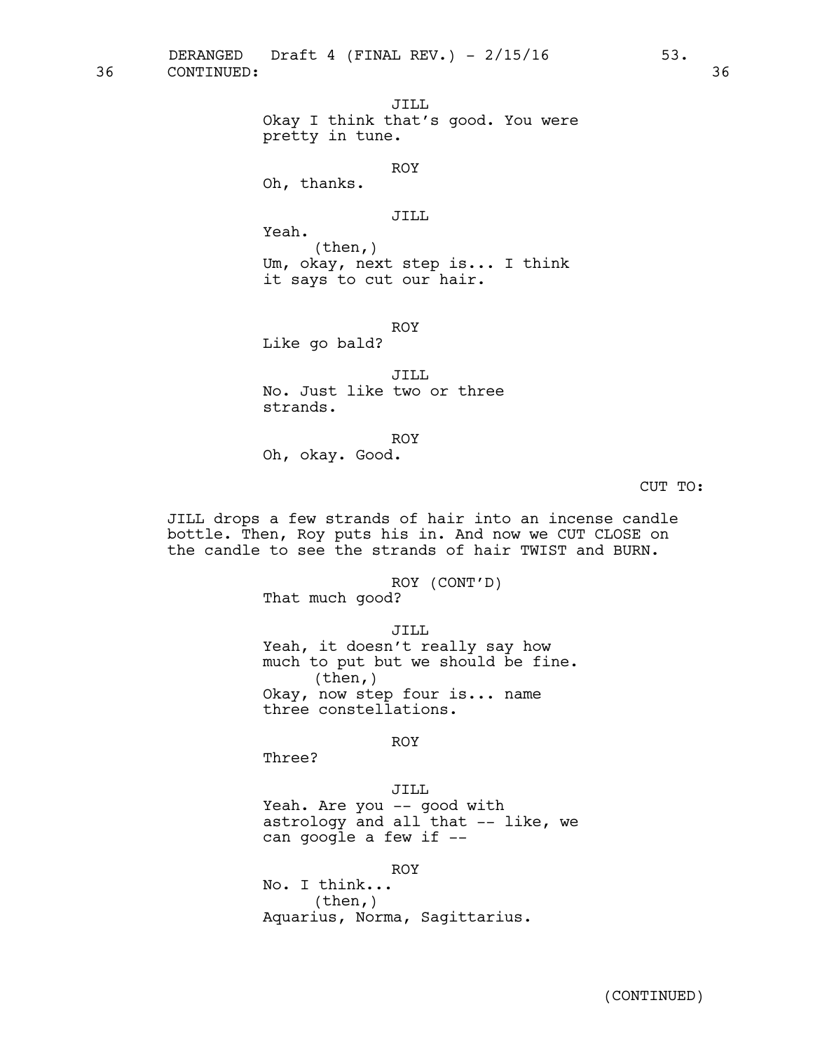36 CONTINUED: 36

JILL
Okay I think that's good. You were pretty in tune.

ROY
Oh, thanks.

JILL
Yeah.
(then,)
Um, okay, next step is... I think it says to cut our hair.

ROY
Like go bald?

JILL
No. Just like two or three strands.

ROY
Oh, okay. Good.

CUT TO:

JILL drops a few strands of hair into an incense candle bottle. Then, Roy puts his in. And now we CUT CLOSE on the candle to see the strands of hair TWIST and BURN.

ROY (CONT'D)
That much good?

JILL
Yeah, it doesn't really say how much to put but we should be fine.
(then,)
Okay, now step four is... name three constellations.

ROY
Three?

JILL
Yeah. Are you -- good with astrology and all that -- like, we can google a few if --

ROY
No. I think...
(then,)
Aquarius, Norma, Sagittarius.

(CONTINUED)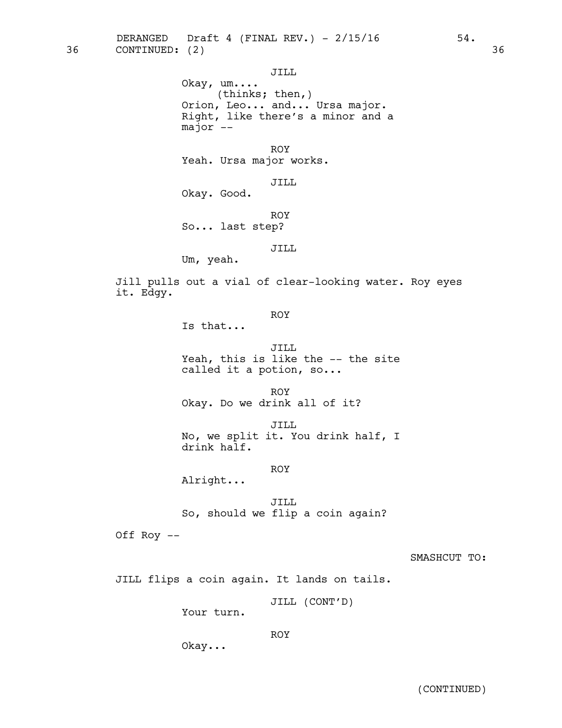36 CONTINUED: (2) 36

JILL
Okay, um....
(thinks; then,)
Orion, Leo... and... Ursa major.
Right, like there's a minor and a
major --

ROY
Yeah. Ursa major works.

JILL
Okay. Good.

ROY
So... last step?

JILL
Um, yeah.

Jill pulls out a vial of clear-looking water. Roy eyes it. Edgy.

ROY
Is that...

JILL
Yeah, this is like the -- the site
called it a potion, so...

ROY
Okay. Do we drink all of it?

JILL
No, we split it. You drink half, I
drink half.

ROY
Alright...

JILL
So, should we flip a coin again?

Off Roy --

SMASHCUT TO:

JILL flips a coin again. It lands on tails.

JILL (CONT'D)
Your turn.

ROY
Okay...

(CONTINUED)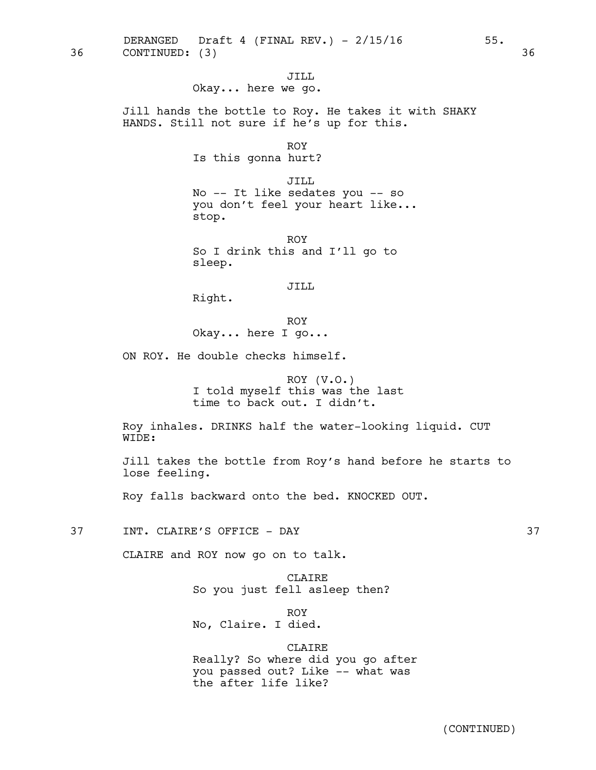36 CONTINUED: (3) 36

JILL
Okay... here we go.

Jill hands the bottle to Roy. He takes it with SHAKY HANDS. Still not sure if he's up for this.

ROY
Is this gonna hurt?

JILL
No -- It like sedates you -- so you don't feel your heart like... stop.

ROY
So I drink this and I'll go to sleep.

JILL
Right.

ROY
Okay... here I go...

ON ROY. He double checks himself.

ROY (V.O.)
I told myself this was the last time to back out. I didn't.

Roy inhales. DRINKS half the water-looking liquid. CUT WIDE:

Jill takes the bottle from Roy's hand before he starts to lose feeling.

Roy falls backward onto the bed. KNOCKED OUT.

37 INT. CLAIRE'S OFFICE - DAY 37

CLAIRE and ROY now go on to talk.

CLAIRE
So you just fell asleep then?

ROY
No, Claire. I died.

CLAIRE
Really? So where did you go after you passed out? Like -- what was the after life like?

(CONTINUED)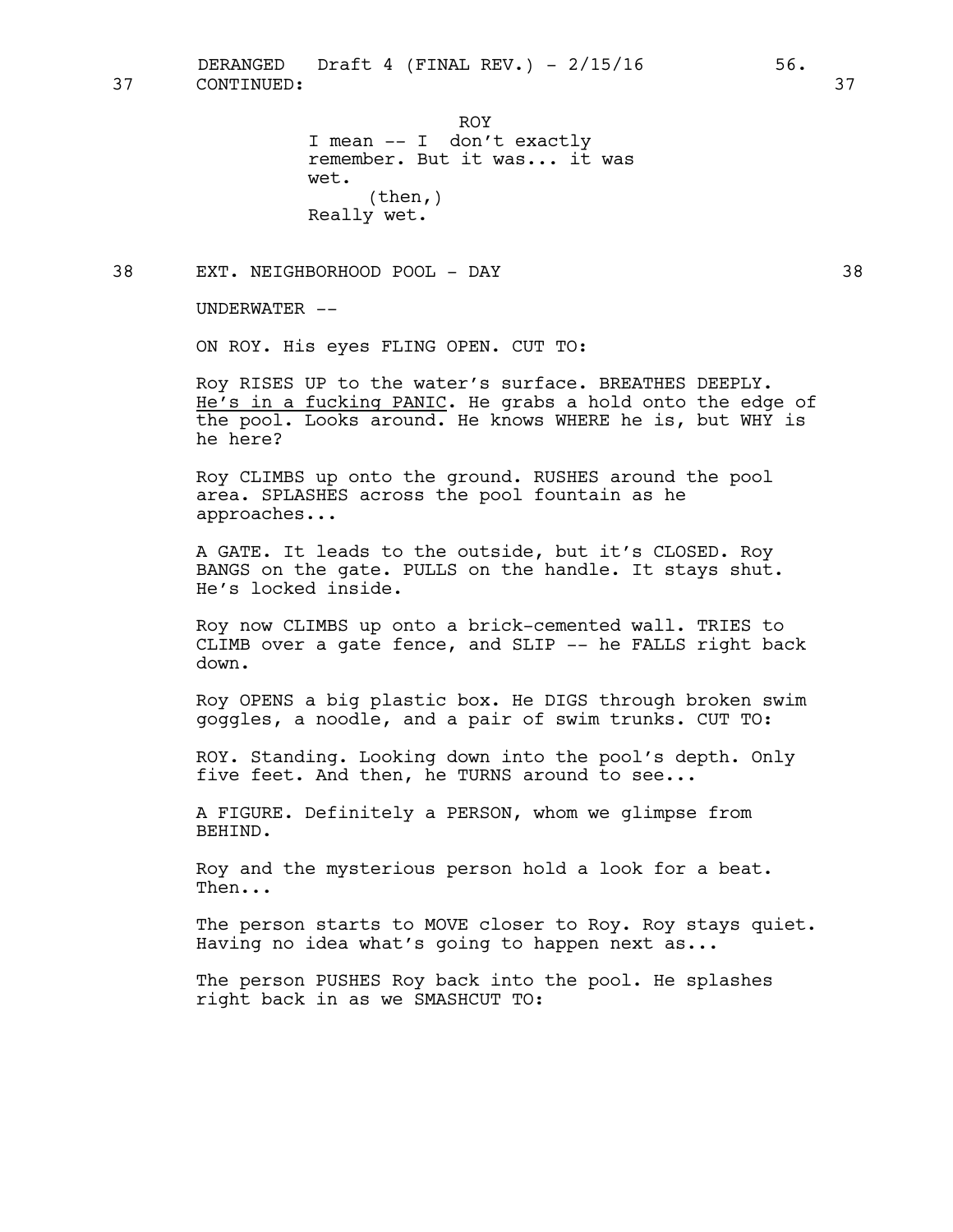37 CONTINUED: 37

ROY
I mean -- I don't exactly remember. But it was... it was wet.
(then,)
Really wet.

38 EXT. NEIGHBORHOOD POOL - DAY 38

UNDERWATER --

ON ROY. His eyes FLING OPEN. CUT TO:

Roy RISES UP to the water's surface. BREATHES DEEPLY. <u>He's in a fucking PANIC</u>. He grabs a hold onto the edge of the pool. Looks around. He knows WHERE he is, but WHY is he here?

Roy CLIMBS up onto the ground. RUSHES around the pool area. SPLASHES across the pool fountain as he approaches...

A GATE. It leads to the outside, but it's CLOSED. Roy BANGS on the gate. PULLS on the handle. It stays shut. He's locked inside.

Roy now CLIMBS up onto a brick-cemented wall. TRIES to CLIMB over a gate fence, and SLIP -- he FALLS right back down.

Roy OPENS a big plastic box. He DIGS through broken swim goggles, a noodle, and a pair of swim trunks. CUT TO:

ROY. Standing. Looking down into the pool's depth. Only five feet. And then, he TURNS around to see...

A FIGURE. Definitely a PERSON, whom we glimpse from BEHIND.

Roy and the mysterious person hold a look for a beat. Then...

The person starts to MOVE closer to Roy. Roy stays quiet. Having no idea what's going to happen next as...

The person PUSHES Roy back into the pool. He splashes right back in as we SMASHCUT TO: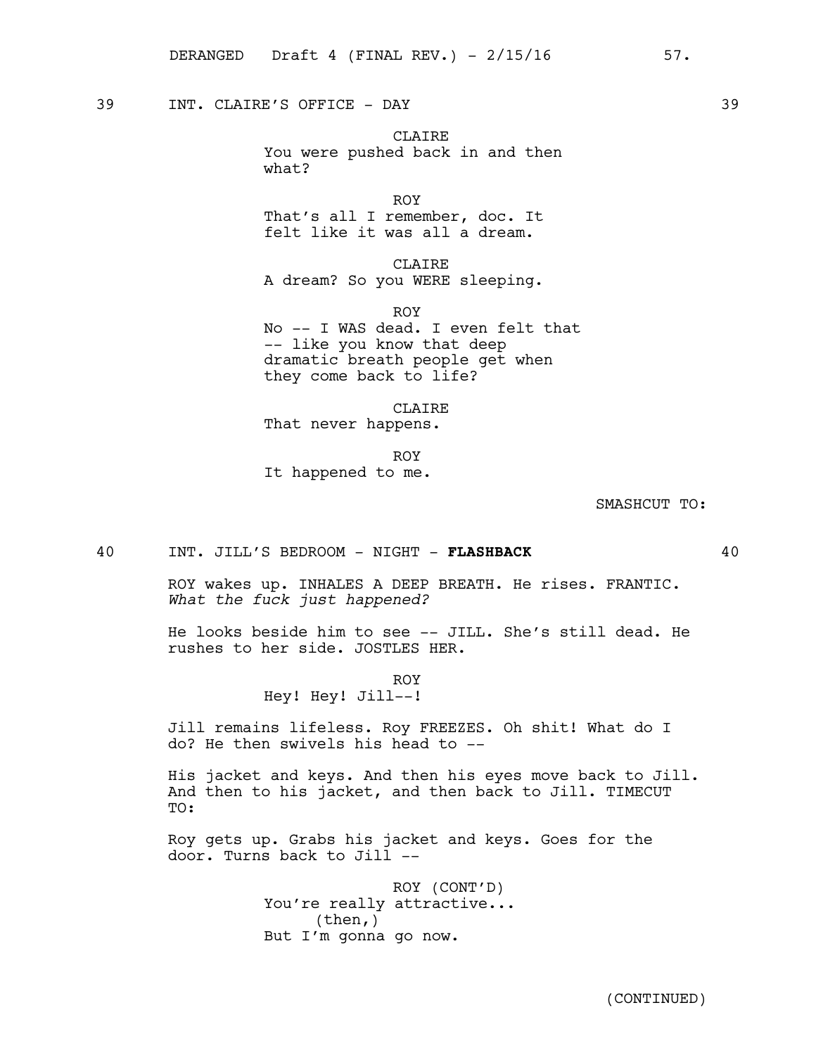39 INT. CLAIRE'S OFFICE - DAY 39

CLAIRE
You were pushed back in and then what?

ROY
That's all I remember, doc. It felt like it was all a dream.

CLAIRE
A dream? So you WERE sleeping.

ROY
No -- I WAS dead. I even felt that -- like you know that deep dramatic breath people get when they come back to life?

CLAIRE
That never happens.

ROY
It happened to me.

SMASHCUT TO:

40 INT. JILL'S BEDROOM - NIGHT - **FLASHBACK** 40

ROY wakes up. INHALES A DEEP BREATH. He rises. FRANTIC. *What the fuck just happened?*

He looks beside him to see -- JILL. She's still dead. He rushes to her side. JOSTLES HER.

ROY
Hey! Hey! Jill--!

Jill remains lifeless. Roy FREEZES. Oh shit! What do I do? He then swivels his head to --

His jacket and keys. And then his eyes move back to Jill. And then to his jacket, and then back to Jill. TIMECUT TO:

Roy gets up. Grabs his jacket and keys. Goes for the door. Turns back to Jill --

ROY (CONT'D)
You're really attractive...
(then,)
But I'm gonna go now.

(CONTINUED)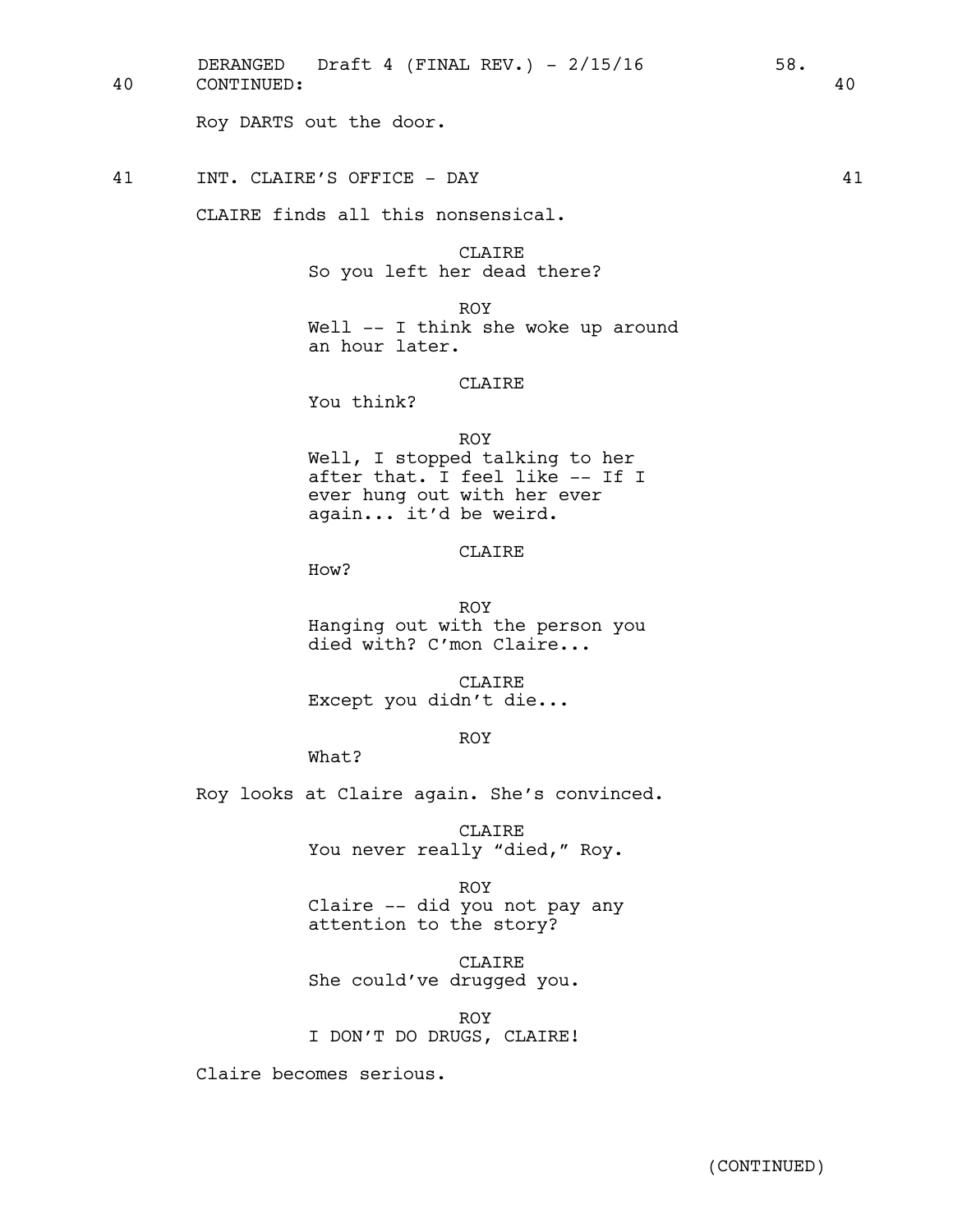40 CONTINUED: 40

Roy DARTS out the door.

41 INT. CLAIRE'S OFFICE - DAY 41

CLAIRE finds all this nonsensical.

CLAIRE
So you left her dead there?

ROY
Well -- I think she woke up around an hour later.

CLAIRE
You think?

ROY
Well, I stopped talking to her after that. I feel like -- If I ever hung out with her ever again... it'd be weird.

CLAIRE
How?

ROY
Hanging out with the person you died with? C'mon Claire...

CLAIRE
Except you didn't die...

ROY
What?

Roy looks at Claire again. She's convinced.

CLAIRE
You never really "died," Roy.

ROY
Claire -- did you not pay any attention to the story?

CLAIRE
She could've drugged you.

ROY
I DON'T DO DRUGS, CLAIRE!

Claire becomes serious.

(CONTINUED)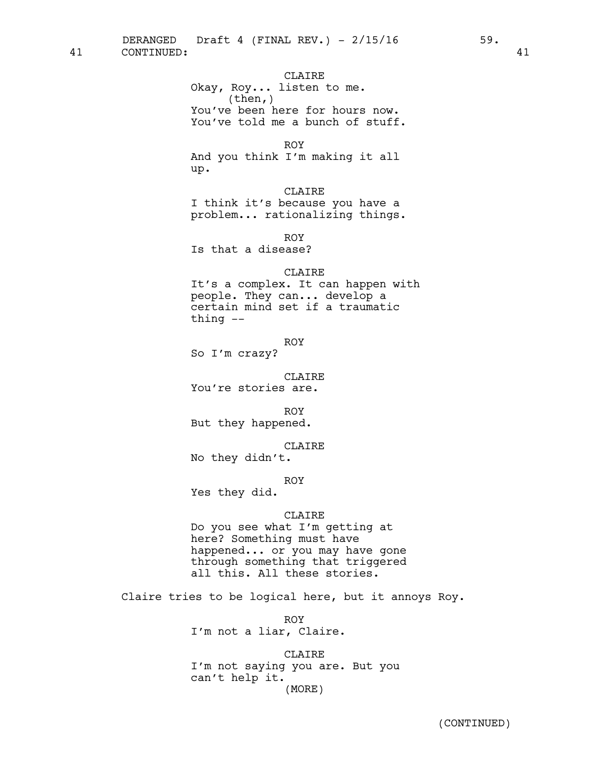41 CONTINUED: 41

CLAIRE
Okay, Roy... listen to me.
(then,)
You've been here for hours now. You've told me a bunch of stuff.

ROY
And you think I'm making it all up.

CLAIRE
I think it's because you have a problem... rationalizing things.

ROY
Is that a disease?

CLAIRE
It's a complex. It can happen with people. They can... develop a certain mind set if a traumatic thing --

ROY
So I'm crazy?

CLAIRE
You're stories are.

ROY
But they happened.

CLAIRE
No they didn't.

ROY
Yes they did.

CLAIRE
Do you see what I'm getting at here? Something must have happened... or you may have gone through something that triggered all this. All these stories.

Claire tries to be logical here, but it annoys Roy.

ROY
I'm not a liar, Claire.

CLAIRE
I'm not saying you are. But you can't help it.
(MORE)

(CONTINUED)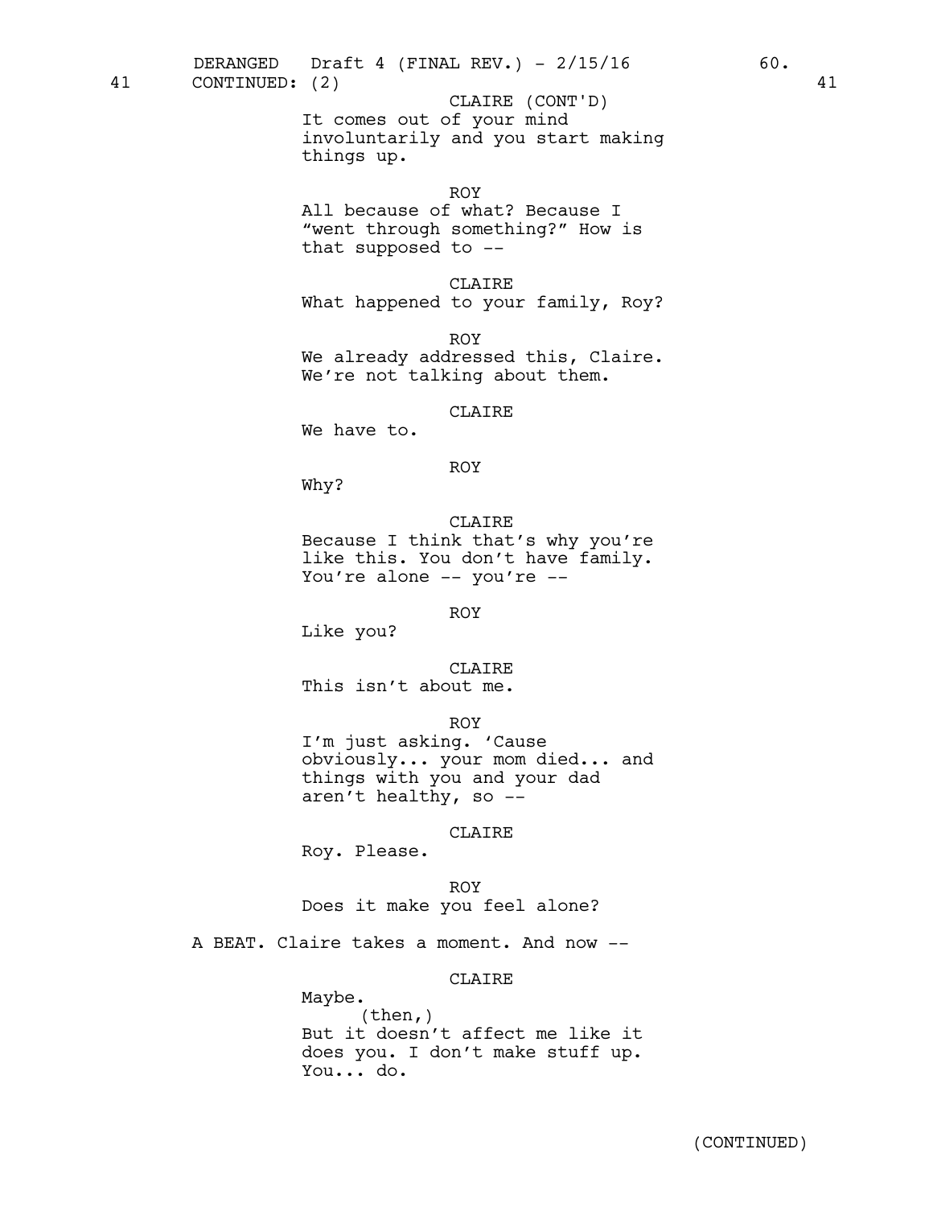41 CONTINUED: (2) 41

CLAIRE (CONT'D)
It comes out of your mind involuntarily and you start making things up.

ROY
All because of what? Because I "went through something?" How is that supposed to --

CLAIRE
What happened to your family, Roy?

ROY
We already addressed this, Claire. We're not talking about them.

CLAIRE
We have to.

ROY
Why?

CLAIRE
Because I think that's why you're like this. You don't have family. You're alone -- you're --

ROY
Like you?

CLAIRE
This isn't about me.

ROY
I'm just asking. 'Cause obviously... your mom died... and things with you and your dad aren't healthy, so --

CLAIRE
Roy. Please.

ROY
Does it make you feel alone?

A BEAT. Claire takes a moment. And now --

CLAIRE
Maybe.
(then,)
But it doesn't affect me like it does you. I don't make stuff up. You... do.

(CONTINUED)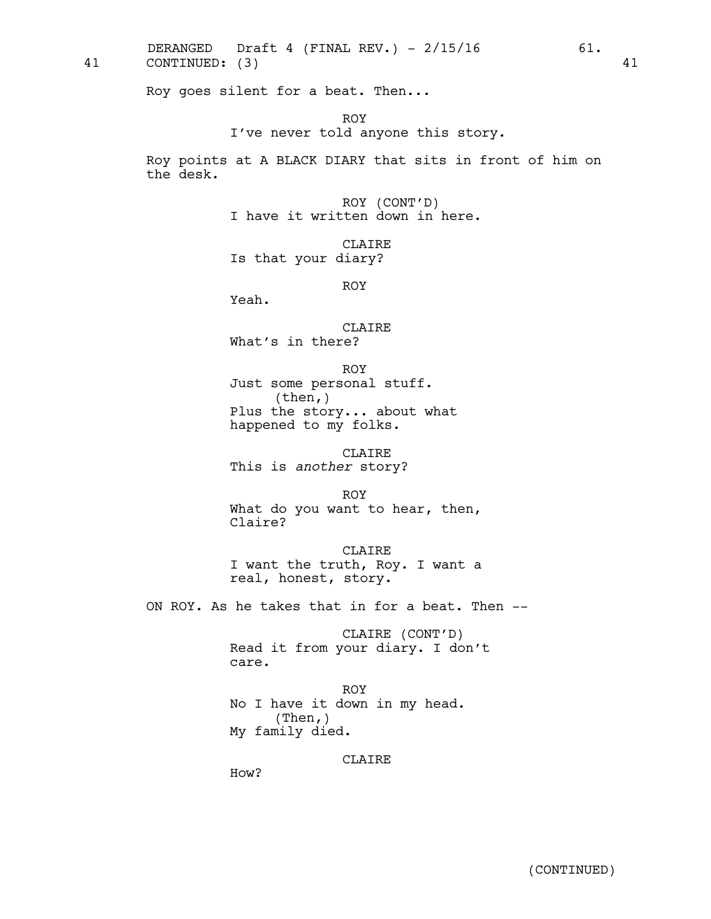41 CONTINUED: (3) 41

Roy goes silent for a beat. Then...

ROY
I've never told anyone this story.

Roy points at A BLACK DIARY that sits in front of him on the desk.

ROY (CONT'D)
I have it written down in here.

CLAIRE
Is that your diary?

ROY
Yeah.

CLAIRE
What's in there?

ROY
Just some personal stuff.
(then,)
Plus the story... about what happened to my folks.

CLAIRE
This is *another* story?

ROY
What do you want to hear, then, Claire?

CLAIRE
I want the truth, Roy. I want a real, honest, story.

ON ROY. As he takes that in for a beat. Then --

CLAIRE (CONT'D)
Read it from your diary. I don't care.

ROY
No I have it down in my head.
(Then,)
My family died.

CLAIRE
How?

(CONTINUED)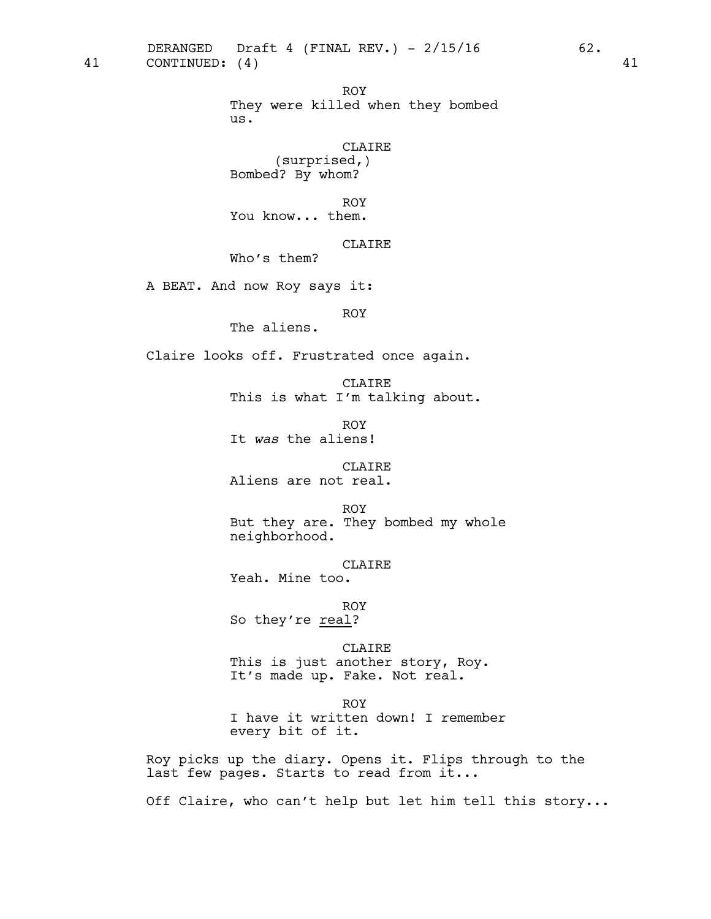41 CONTINUED: (4) 41

ROY
They were killed when they bombed us.

CLAIRE
(surprised,)
Bombed? By whom?

ROY
You know... them.

CLAIRE
Who's them?

A BEAT. And now Roy says it:

ROY
The aliens.

Claire looks off. Frustrated once again.

CLAIRE
This is what I'm talking about.

ROY
It *was* the aliens!

CLAIRE
Aliens are not real.

ROY
But they are. They bombed my whole neighborhood.

CLAIRE
Yeah. Mine too.

ROY
So they're <u>real</u>?

CLAIRE
This is just another story, Roy. It's made up. Fake. Not real.

ROY
I have it written down! I remember every bit of it.

Roy picks up the diary. Opens it. Flips through to the last few pages. Starts to read from it...

Off Claire, who can't help but let him tell this story...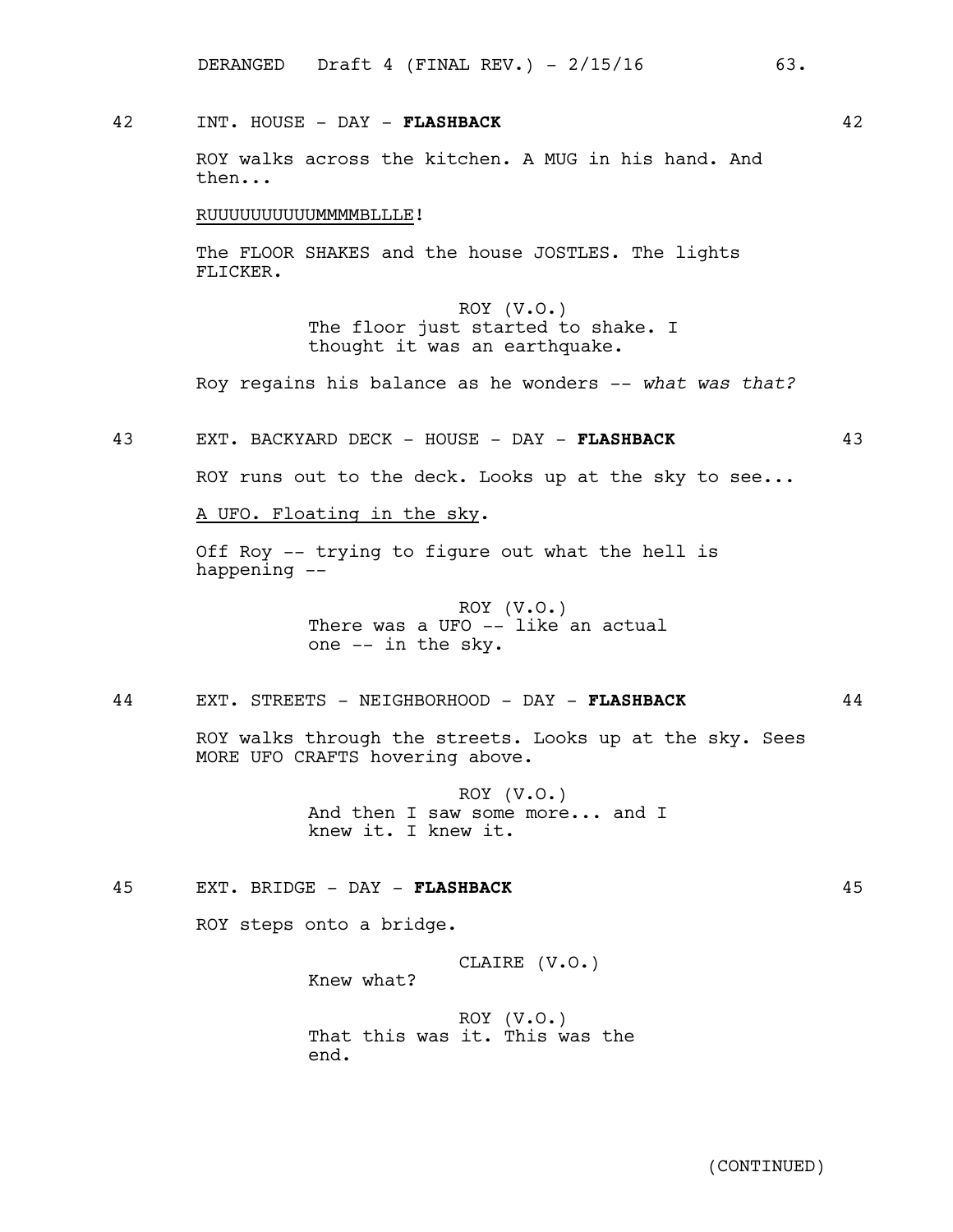42 INT. HOUSE - DAY - **FLASHBACK** 42

ROY walks across the kitchen. A MUG in his hand. And then...

<u>RUUUUUUUUUUMMMMBLLLE</u>!

The FLOOR SHAKES and the house JOSTLES. The lights FLICKER.

ROY (V.O.)
The floor just started to shake. I thought it was an earthquake.

Roy regains his balance as he wonders -- *what was that?*

43 EXT. BACKYARD DECK - HOUSE - DAY - **FLASHBACK** 43

ROY runs out to the deck. Looks up at the sky to see...

<u>A UFO. Floating in the sky</u>.

Off Roy -- trying to figure out what the hell is happening --

ROY (V.O.)
There was a UFO -- like an actual one -- in the sky.

44 EXT. STREETS - NEIGHBORHOOD - DAY - **FLASHBACK** 44

ROY walks through the streets. Looks up at the sky. Sees MORE UFO CRAFTS hovering above.

ROY (V.O.)
And then I saw some more... and I knew it. I knew it.

45 EXT. BRIDGE - DAY - **FLASHBACK** 45

ROY steps onto a bridge.

CLAIRE (V.O.)
Knew what?

ROY (V.O.)
That this was it. This was the end.

(CONTINUED)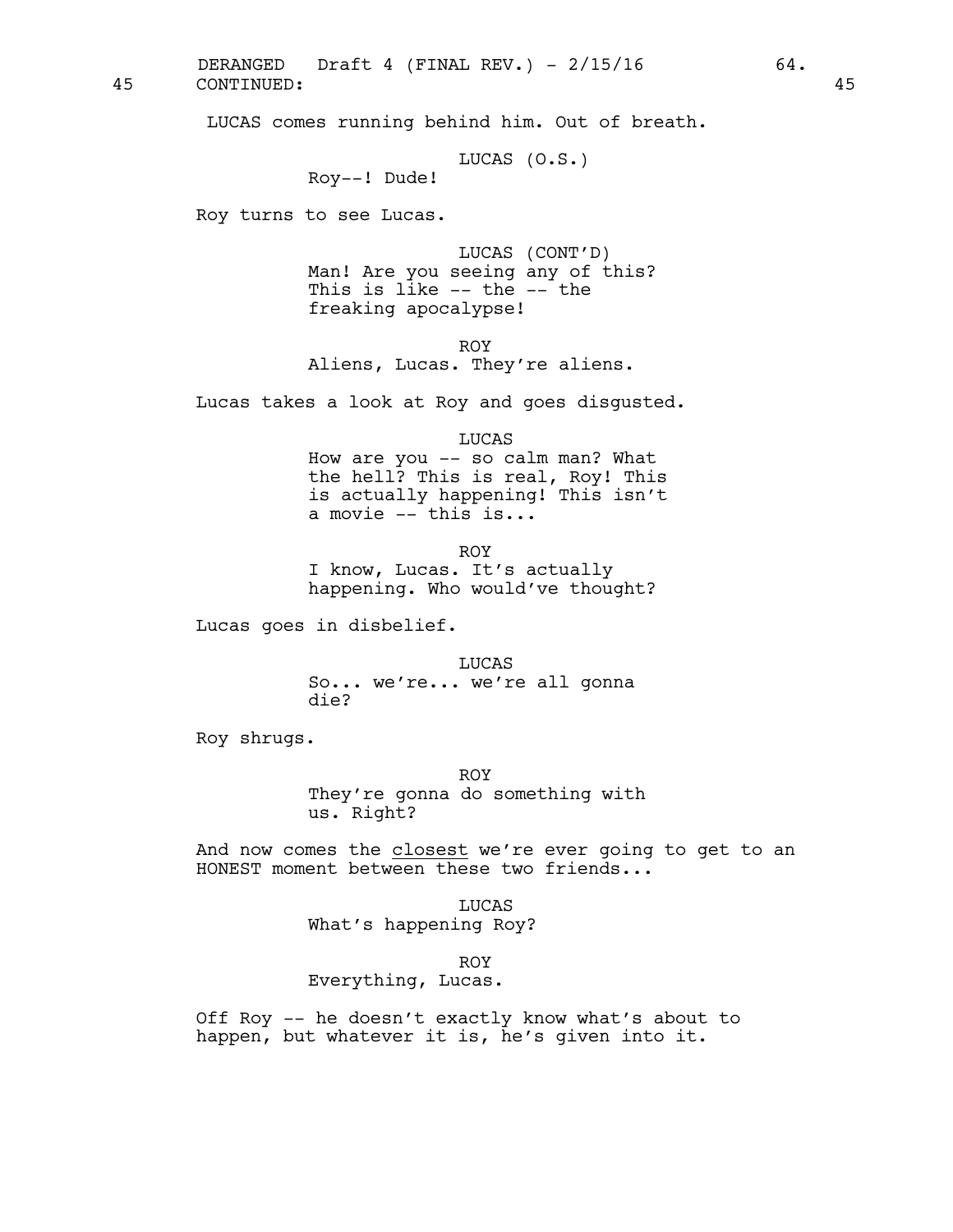LUCAS comes running behind him. Out of breath.

LUCAS (O.S.)
Roy--! Dude!

Roy turns to see Lucas.

LUCAS (CONT'D)
Man! Are you seeing any of this? This is like -- the -- the freaking apocalypse!

ROY
Aliens, Lucas. They're aliens.

Lucas takes a look at Roy and goes disgusted.

LUCAS
How are you -- so calm man? What the hell? This is real, Roy! This is actually happening! This isn't a movie -- this is...

ROY
I know, Lucas. It's actually happening. Who would've thought?

Lucas goes in disbelief.

LUCAS
So... we're... we're all gonna die?

Roy shrugs.

ROY
They're gonna do something with us. Right?

And now comes the <u>closest</u> we're ever going to get to an HONEST moment between these two friends...

LUCAS
What's happening Roy?

ROY
Everything, Lucas.

Off Roy -- he doesn't exactly know what's about to happen, but whatever it is, he's given into it.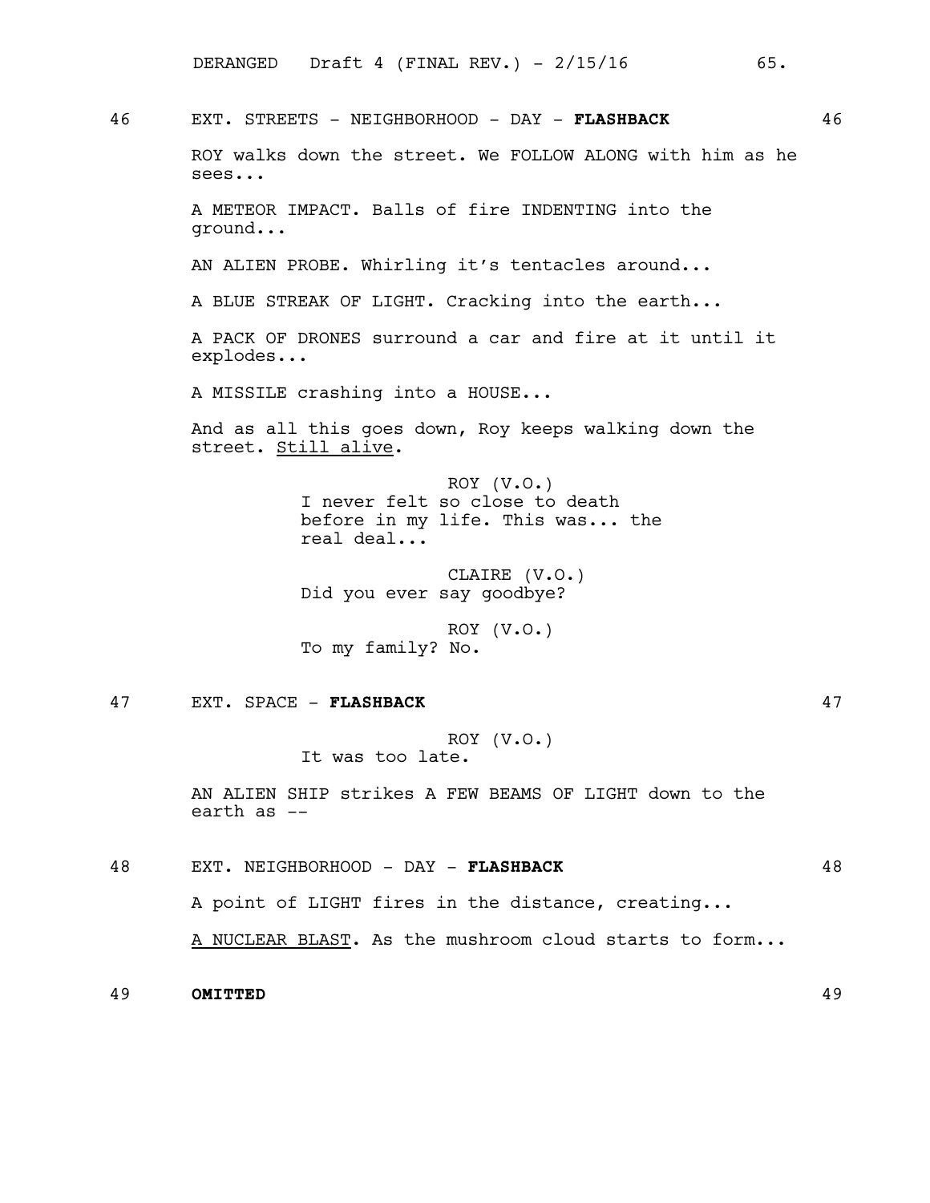46 EXT. STREETS - NEIGHBORHOOD - DAY - **FLASHBACK** 46

ROY walks down the street. We FOLLOW ALONG with him as he sees...

A METEOR IMPACT. Balls of fire INDENTING into the ground...

AN ALIEN PROBE. Whirling it's tentacles around...

A BLUE STREAK OF LIGHT. Cracking into the earth...

A PACK OF DRONES surround a car and fire at it until it explodes...

A MISSILE crashing into a HOUSE...

And as all this goes down, Roy keeps walking down the street. <u>Still alive</u>.

ROY (V.O.)
I never felt so close to death before in my life. This was... the real deal...

CLAIRE (V.O.)
Did you ever say goodbye?

ROY (V.O.)
To my family? No.

47 EXT. SPACE - **FLASHBACK** 47

ROY (V.O.)
It was too late.

AN ALIEN SHIP strikes A FEW BEAMS OF LIGHT down to the earth as --

48 EXT. NEIGHBORHOOD - DAY - **FLASHBACK** 48

A point of LIGHT fires in the distance, creating...

<u>A NUCLEAR BLAST</u>. As the mushroom cloud starts to form...

49 **OMITTED** 49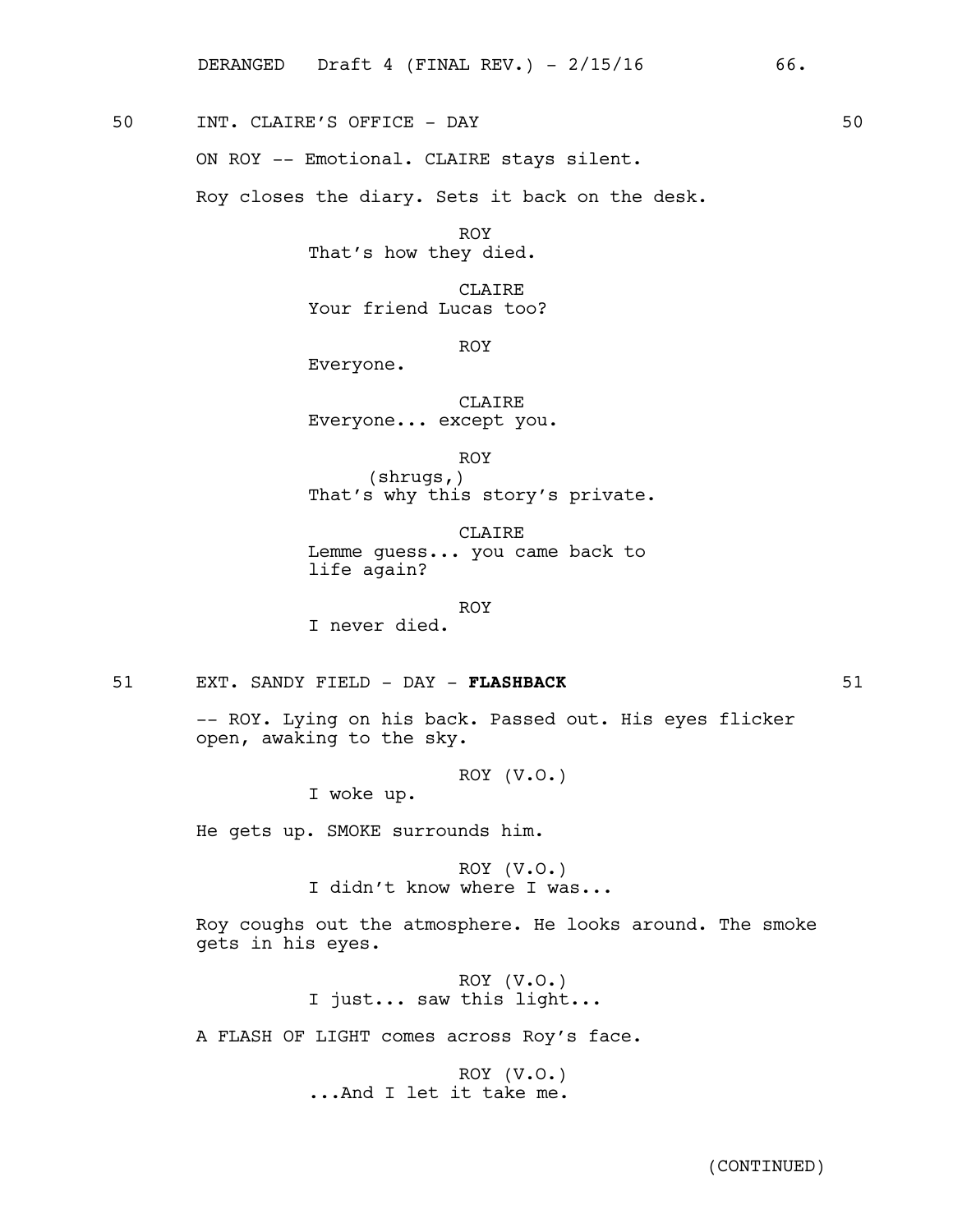50 INT. CLAIRE'S OFFICE - DAY 50

ON ROY -- Emotional. CLAIRE stays silent.

Roy closes the diary. Sets it back on the desk.

ROY
That's how they died.

CLAIRE
Your friend Lucas too?

ROY
Everyone.

CLAIRE
Everyone... except you.

ROY
(shrugs,)
That's why this story's private.

CLAIRE
Lemme guess... you came back to life again?

ROY
I never died.

51 EXT. SANDY FIELD - DAY - **FLASHBACK** 51

-- ROY. Lying on his back. Passed out. His eyes flicker open, awaking to the sky.

ROY (V.O.)
I woke up.

He gets up. SMOKE surrounds him.

ROY (V.O.)
I didn't know where I was...

Roy coughs out the atmosphere. He looks around. The smoke gets in his eyes.

ROY (V.O.)
I just... saw this light...

A FLASH OF LIGHT comes across Roy's face.

ROY (V.O.)
...And I let it take me.

(CONTINUED)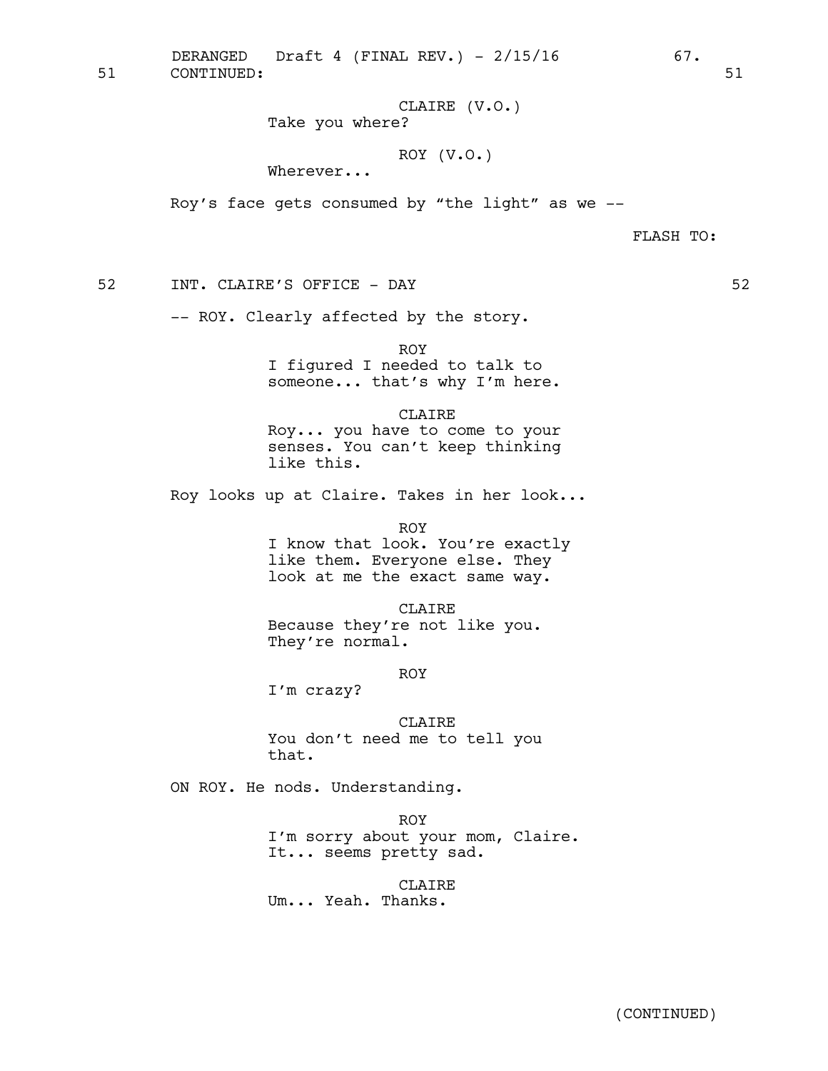51 CONTINUED: 51

CLAIRE (V.O.)
Take you where?

ROY (V.O.)
Wherever...

Roy's face gets consumed by "the light" as we --

FLASH TO:

52 INT. CLAIRE'S OFFICE - DAY 52

-- ROY. Clearly affected by the story.

ROY
I figured I needed to talk to someone... that's why I'm here.

CLAIRE
Roy... you have to come to your senses. You can't keep thinking like this.

Roy looks up at Claire. Takes in her look...

ROY
I know that look. You're exactly like them. Everyone else. They look at me the exact same way.

CLAIRE
Because they're not like you. They're normal.

ROY
I'm crazy?

CLAIRE
You don't need me to tell you that.

ON ROY. He nods. Understanding.

ROY
I'm sorry about your mom, Claire. It... seems pretty sad.

CLAIRE
Um... Yeah. Thanks.

(CONTINUED)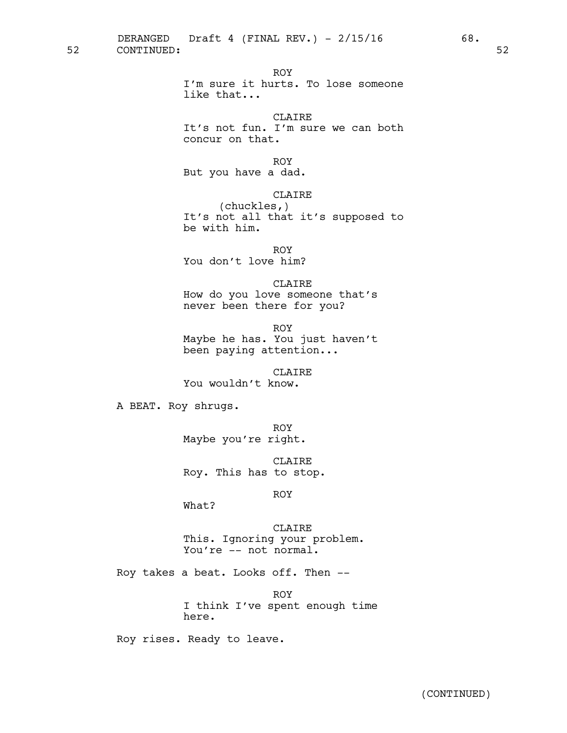52 CONTINUED: 52

ROY
I'm sure it hurts. To lose someone like that...

CLAIRE
It's not fun. I'm sure we can both concur on that.

ROY
But you have a dad.

CLAIRE
(chuckles,)
It's not all that it's supposed to be with him.

ROY
You don't love him?

CLAIRE
How do you love someone that's never been there for you?

ROY
Maybe he has. You just haven't been paying attention...

CLAIRE
You wouldn't know.

A BEAT. Roy shrugs.

ROY
Maybe you're right.

CLAIRE
Roy. This has to stop.

ROY
What?

CLAIRE
This. Ignoring your problem. You're -- not normal.

Roy takes a beat. Looks off. Then --

ROY
I think I've spent enough time here.

Roy rises. Ready to leave.

(CONTINUED)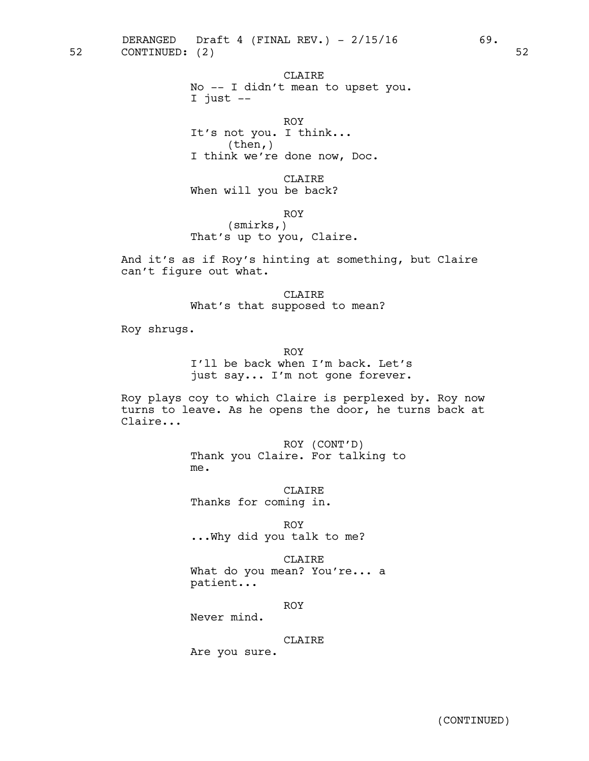52 CONTINUED: (2) 52

CLAIRE
No -- I didn't mean to upset you.
I just --

ROY
It's not you. I think...
(then,)
I think we're done now, Doc.

CLAIRE
When will you be back?

ROY
(smirks,)
That's up to you, Claire.

And it's as if Roy's hinting at something, but Claire can't figure out what.

CLAIRE
What's that supposed to mean?

Roy shrugs.

ROY
I'll be back when I'm back. Let's just say... I'm not gone forever.

Roy plays coy to which Claire is perplexed by. Roy now turns to leave. As he opens the door, he turns back at Claire...

ROY (CONT'D)
Thank you Claire. For talking to me.

CLAIRE
Thanks for coming in.

ROY
...Why did you talk to me?

CLAIRE
What do you mean? You're... a patient...

ROY
Never mind.

CLAIRE
Are you sure.

(CONTINUED)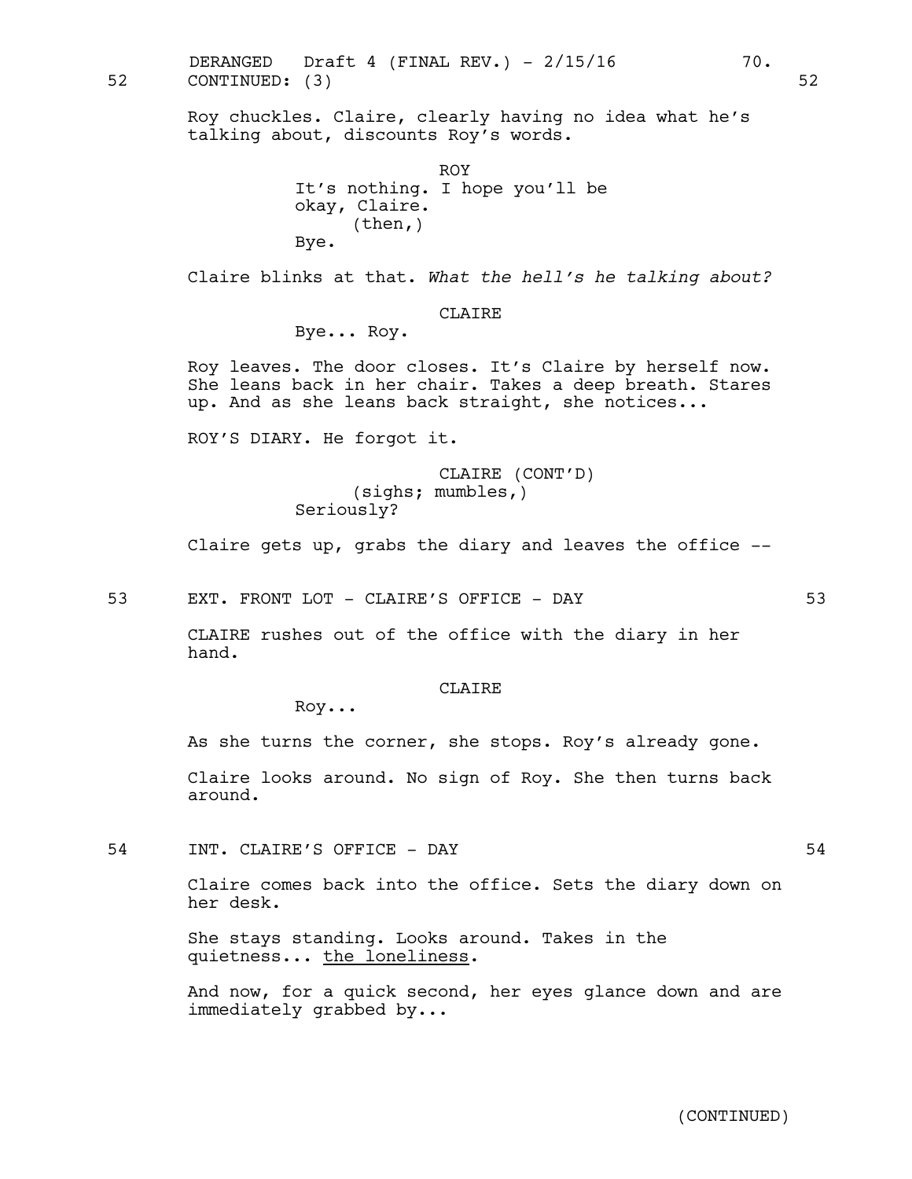52 CONTINUED: (3) 52

Roy chuckles. Claire, clearly having no idea what he's talking about, discounts Roy's words.

ROY
It's nothing. I hope you'll be okay, Claire.
(then,)
Bye.

Claire blinks at that. *What the hell's he talking about?*

CLAIRE
Bye... Roy.

Roy leaves. The door closes. It's Claire by herself now. She leans back in her chair. Takes a deep breath. Stares up. And as she leans back straight, she notices...

ROY'S DIARY. He forgot it.

CLAIRE (CONT'D)
(sighs; mumbles,)
Seriously?

Claire gets up, grabs the diary and leaves the office --

53 EXT. FRONT LOT - CLAIRE'S OFFICE - DAY 53

CLAIRE rushes out of the office with the diary in her hand.

CLAIRE
Roy...

As she turns the corner, she stops. Roy's already gone.

Claire looks around. No sign of Roy. She then turns back around.

54 INT. CLAIRE'S OFFICE - DAY 54

Claire comes back into the office. Sets the diary down on her desk.

She stays standing. Looks around. Takes in the quietness... <u>the loneliness</u>.

And now, for a quick second, her eyes glance down and are immediately grabbed by...

(CONTINUED)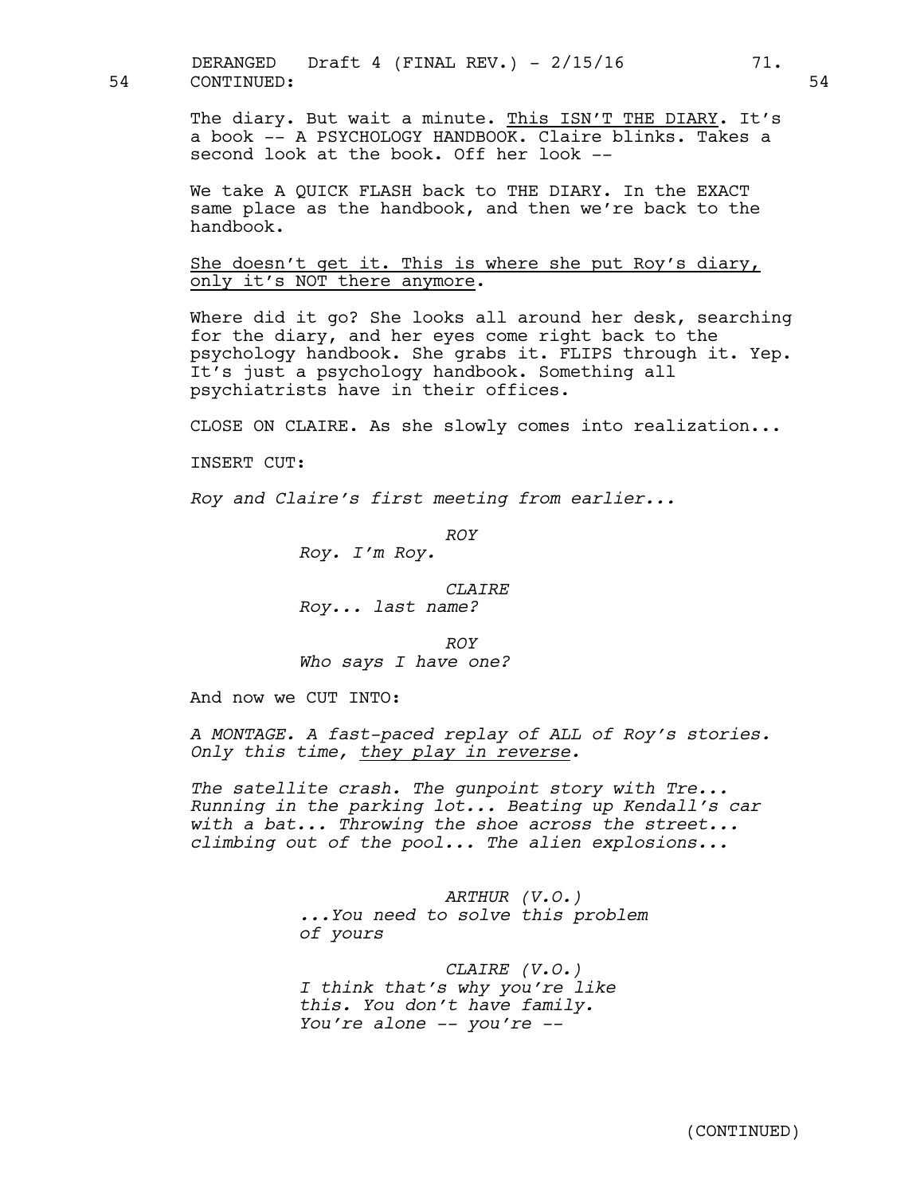54 CONTINUED: 54

The diary. But wait a minute. <u>This ISN'T THE DIARY</u>. It's a book -- A PSYCHOLOGY HANDBOOK. Claire blinks. Takes a second look at the book. Off her look --

We take A QUICK FLASH back to THE DIARY. In the EXACT same place as the handbook, and then we're back to the handbook.

<u>She doesn't get it. This is where she put Roy's diary, only it's NOT there anymore</u>.

Where did it go? She looks all around her desk, searching for the diary, and her eyes come right back to the psychology handbook. She grabs it. FLIPS through it. Yep. It's just a psychology handbook. Something all psychiatrists have in their offices.

CLOSE ON CLAIRE. As she slowly comes into realization...

INSERT CUT:

*Roy and Claire's first meeting from earlier...*

*ROY*
*Roy. I'm Roy.*

*CLAIRE*
*Roy... last name?*

*ROY*
*Who says I have one?*

And now we CUT INTO:

*A MONTAGE. A fast-paced replay of ALL of Roy's stories. Only this time, <u>they play in reverse</u>.*

*The satellite crash. The gunpoint story with Tre... Running in the parking lot... Beating up Kendall's car with a bat... Throwing the shoe across the street... climbing out of the pool... The alien explosions...*

*ARTHUR (V.O.)*
*...You need to solve this problem of yours*

*CLAIRE (V.O.)*
*I think that's why you're like this. You don't have family. You're alone -- you're --*

(CONTINUED)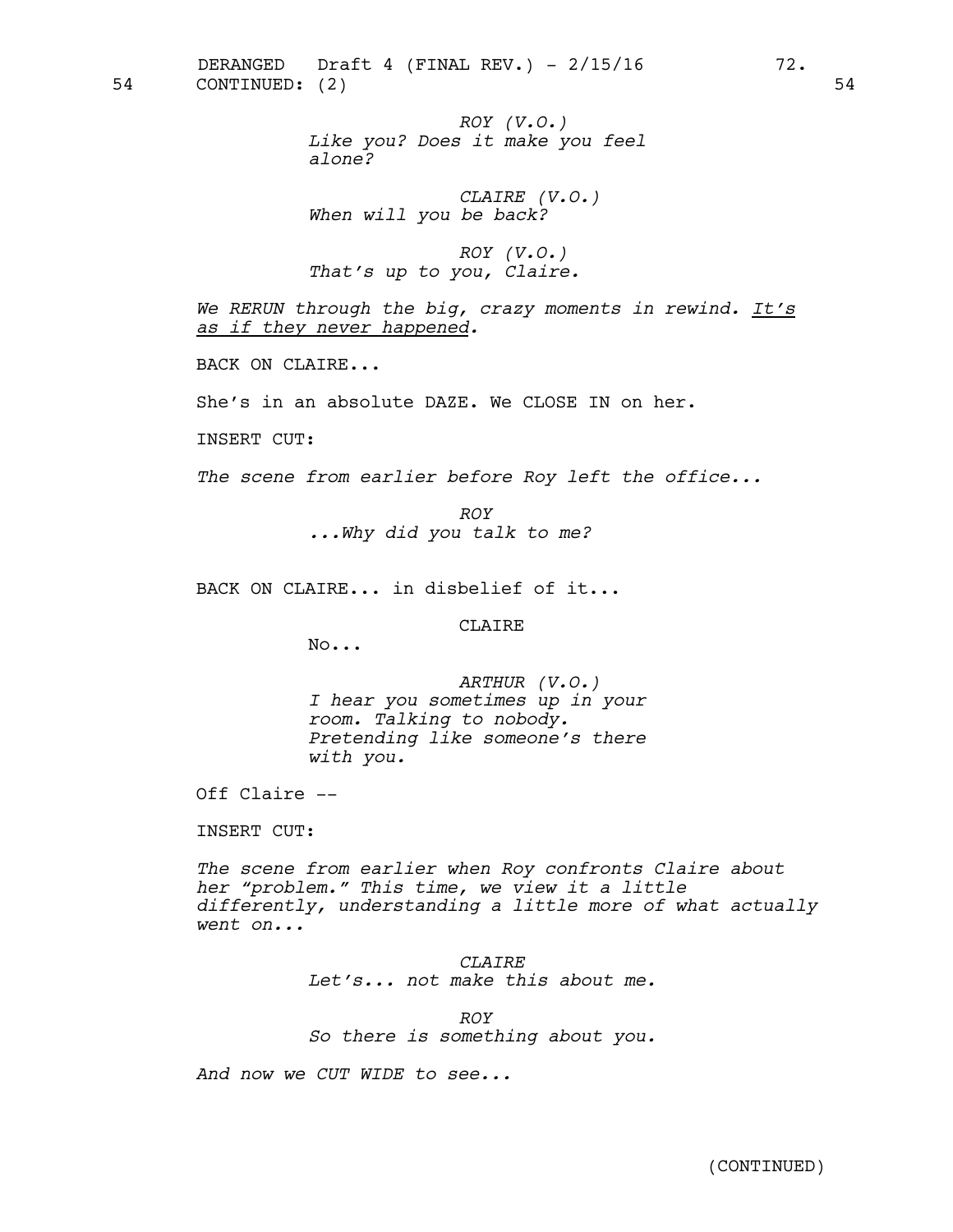54 CONTINUED: (2) 54

*ROY (V.O.)*
*Like you? Does it make you feel alone?*

*CLAIRE (V.O.)*
*When will you be back?*

*ROY (V.O.)*
*That's up to you, Claire.*

*We RERUN through the big, crazy moments in rewind. It's as if they never happened.*

BACK ON CLAIRE...

She's in an absolute DAZE. We CLOSE IN on her.

INSERT CUT:

*The scene from earlier before Roy left the office...*

*ROY*
*...Why did you talk to me?*

BACK ON CLAIRE... in disbelief of it...

CLAIRE
No...

*ARTHUR (V.O.)*
*I hear you sometimes up in your room. Talking to nobody. Pretending like someone's there with you.*

Off Claire --

INSERT CUT:

*The scene from earlier when Roy confronts Claire about her "problem." This time, we view it a little differently, understanding a little more of what actually went on...*

*CLAIRE*
*Let's... not make this about me.*

*ROY*
*So there is something about you.*

*And now we CUT WIDE to see...*

(CONTINUED)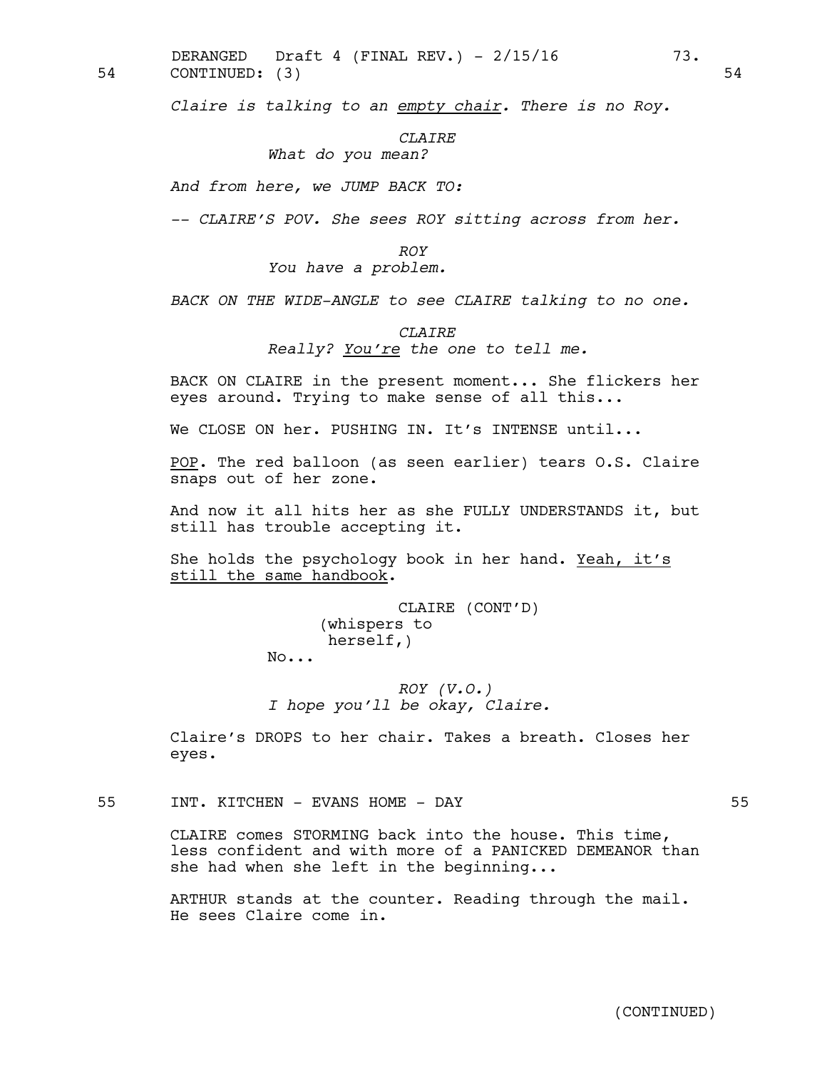54 CONTINUED: (3) 54

*Claire is talking to an empty chair. There is no Roy.*

*CLAIRE*
*What do you mean?*

*And from here, we JUMP BACK TO:*

*-- CLAIRE'S POV. She sees ROY sitting across from her.*

*ROY*
*You have a problem.*

*BACK ON THE WIDE-ANGLE to see CLAIRE talking to no one.*

*CLAIRE*
*Really? You're the one to tell me.*

BACK ON CLAIRE in the present moment... She flickers her eyes around. Trying to make sense of all this...

We CLOSE ON her. PUSHING IN. It's INTENSE until...

POP. The red balloon (as seen earlier) tears O.S. Claire snaps out of her zone.

And now it all hits her as she FULLY UNDERSTANDS it, but still has trouble accepting it.

She holds the psychology book in her hand. Yeah, it's still the same handbook.

CLAIRE (CONT'D)
(whispers to herself,)
No...

*ROY (V.O.)*
*I hope you'll be okay, Claire.*

Claire's DROPS to her chair. Takes a breath. Closes her eyes.

55 INT. KITCHEN - EVANS HOME - DAY 55

CLAIRE comes STORMING back into the house. This time, less confident and with more of a PANICKED DEMEANOR than she had when she left in the beginning...

ARTHUR stands at the counter. Reading through the mail. He sees Claire come in.

(CONTINUED)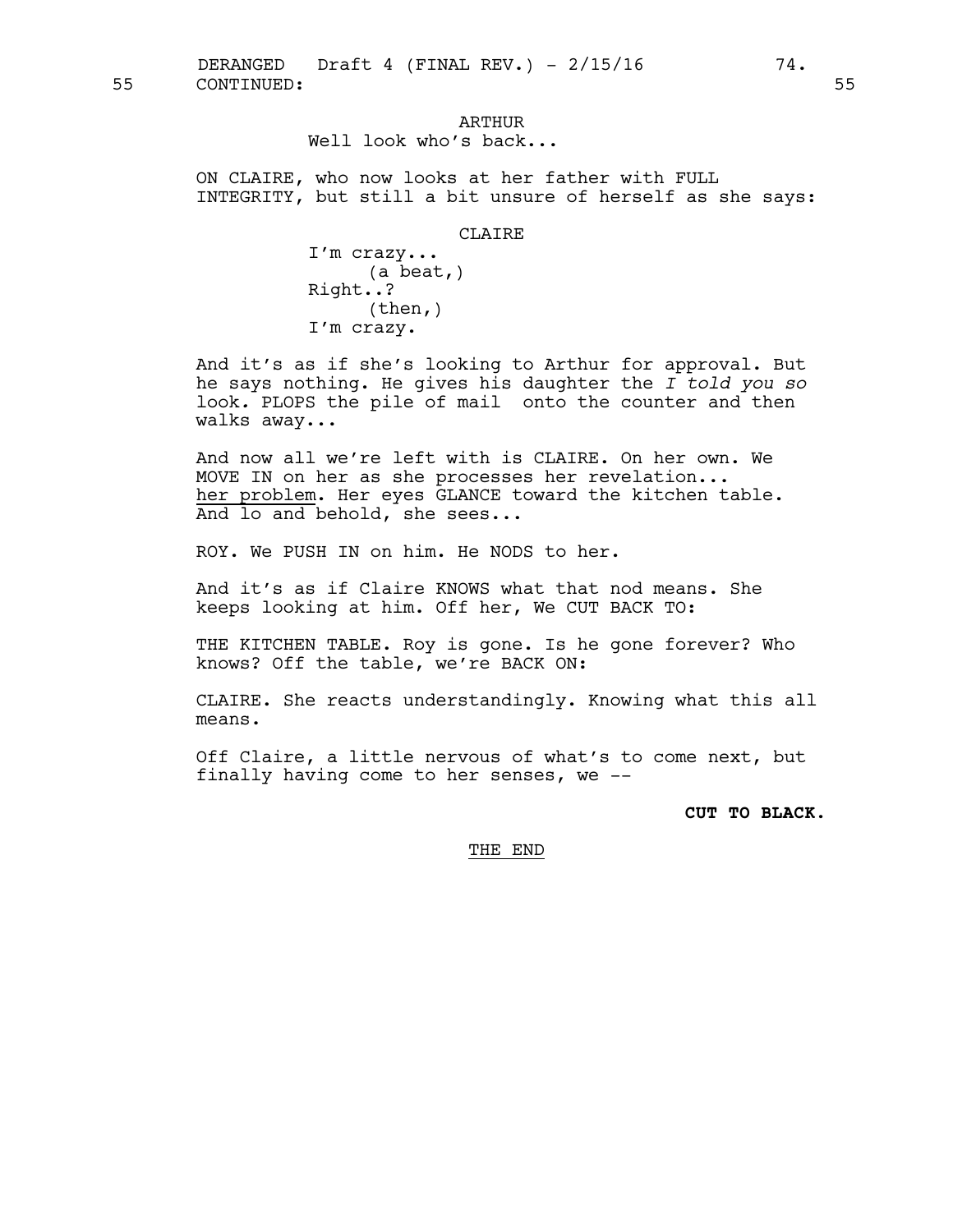55 CONTINUED: 55

ARTHUR
Well look who's back...

ON CLAIRE, who now looks at her father with FULL INTEGRITY, but still a bit unsure of herself as she says:

CLAIRE
I'm crazy...
(a beat,)
Right..?
(then,)
I'm crazy.

And it's as if she's looking to Arthur for approval. But he says nothing. He gives his daughter the *I told you so* look. PLOPS the pile of mail onto the counter and then walks away...

And now all we're left with is CLAIRE. On her own. We MOVE IN on her as she processes her revelation... <u>her problem</u>. Her eyes GLANCE toward the kitchen table. And lo and behold, she sees...

ROY. We PUSH IN on him. He NODS to her.

And it's as if Claire KNOWS what that nod means. She keeps looking at him. Off her, We CUT BACK TO:

THE KITCHEN TABLE. Roy is gone. Is he gone forever? Who knows? Off the table, we're BACK ON:

CLAIRE. She reacts understandingly. Knowing what this all means.

Off Claire, a little nervous of what's to come next, but finally having come to her senses, we --

**CUT TO BLACK.**

<u>THE END</u>